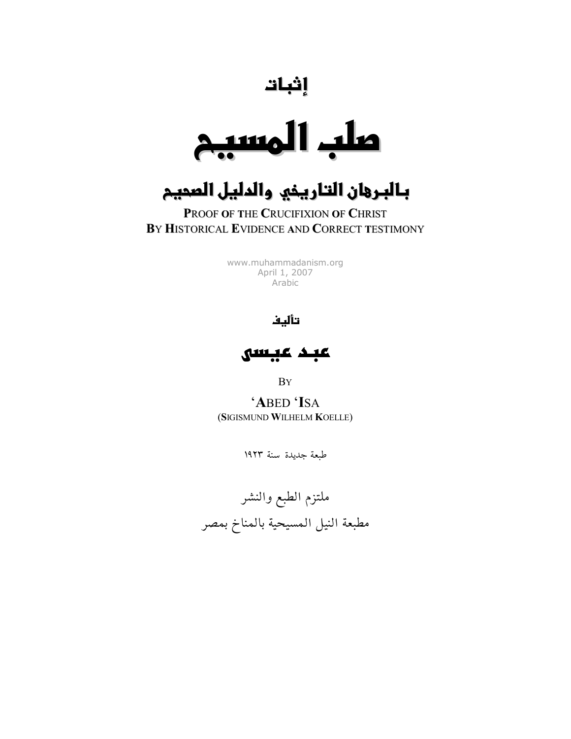# إثبات

# صلب المسيح

## بالبرهان التاريخي والدليل الصحيح

**P**ROOF **O**F THE **C**RUCIFIXION **O**F **C**HRIST
**B**Y **H**ISTORICAL **E**VIDENCE AND **C**ORRECT **T**ESTIMONY

www.muhammadanism.org
April 1, 2007
Arabic

**تأليف**

## عبد عيسى

BY

'**A**BED '**I**SA
(**S**IGISMUND **W**ILHELM **K**OELLE)

طبعة جديدة سنة ١٩٢٣

ملتزم الطبع والنشر
مطبعة النيل المسيحية بالمناخ بمصر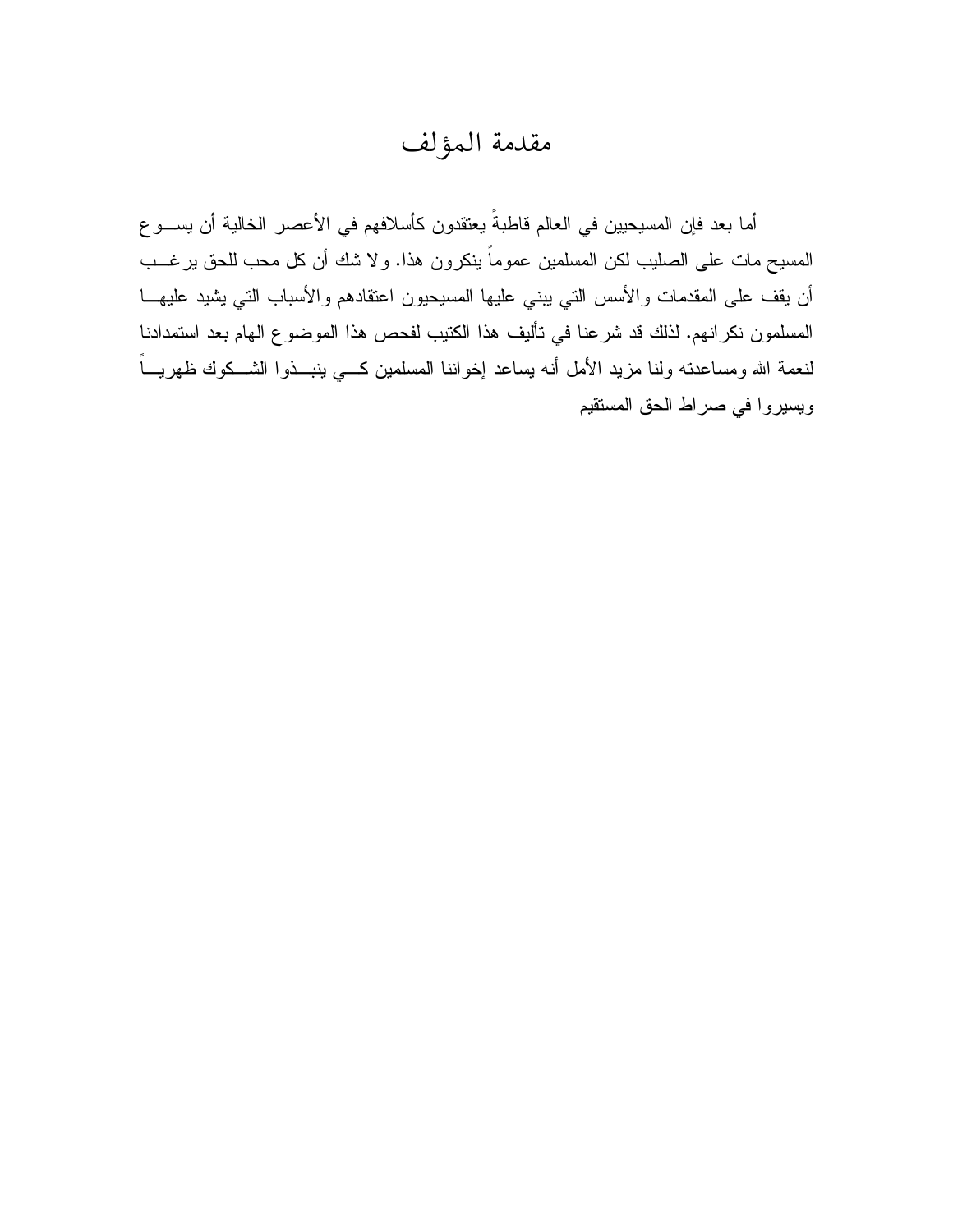# مقدمة المؤلف

أما بعد فإن المسيحيين في العالم قاطبةً يعتقدون كأسلافهم في الأعصر الخالية أن يسوع المسيح مات على الصليب لكن المسلمين عموماً ينكرون هذا. ولا شك أن كل محب للحق يرغب أن يقف على المقدمات والأسس التي يبني عليها المسيحيون اعتقادهم والأسباب التي يشيد عليها المسلمون نكرانهم. لذلك قد شرعنا في تأليف هذا الكتيب لفحص هذا الموضوع الهام بعد استمدادنا لنعمة الله ومساعدته ولنا مزيد الأمل أنه يساعد إخواننا المسلمين كي ينبذوا الشكوك ظهرياً ويسيروا في صراط الحق المستقيم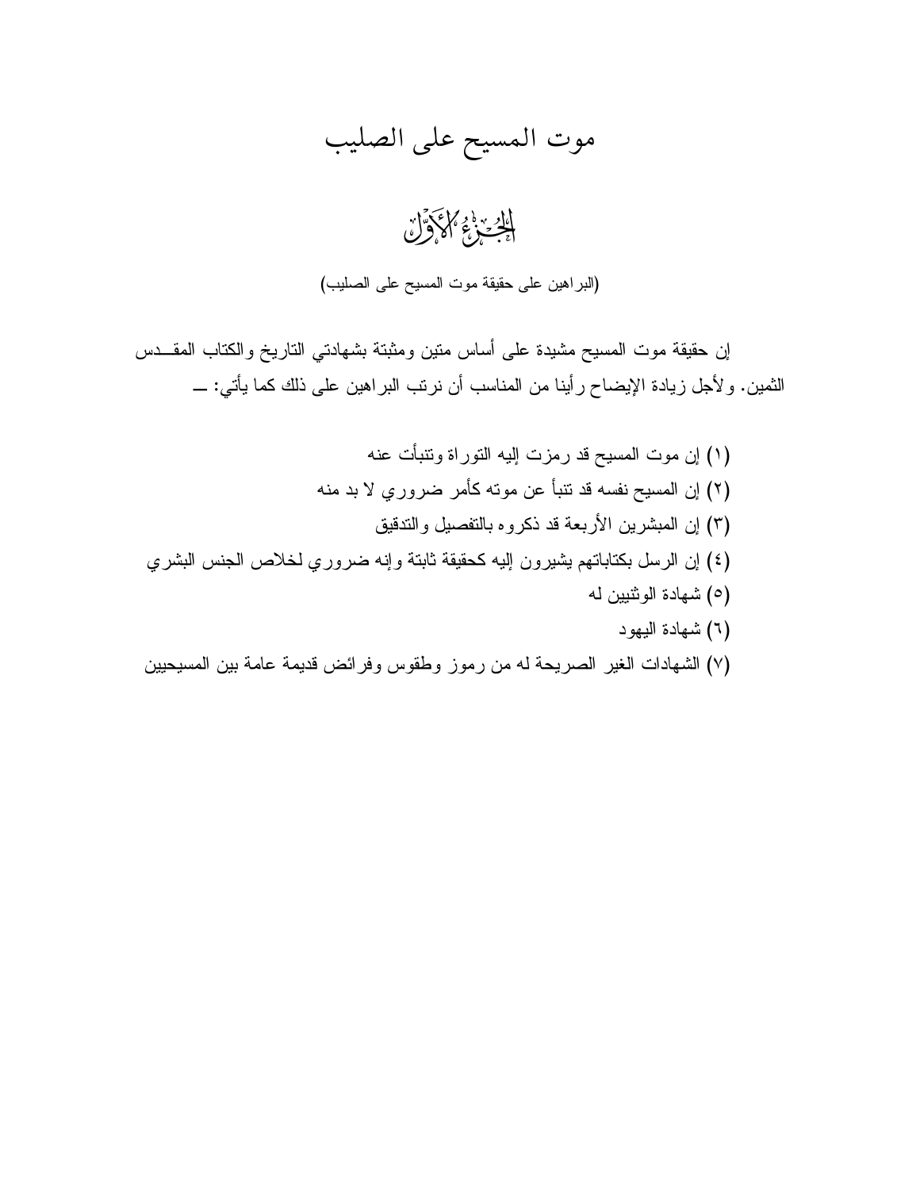# موت المسيح على الصليب

## الجزء الأول

(البراهين على حقيقة موت المسيح على الصليب)

إن حقيقة موت المسيح مشيدة على أساس متين ومثبتة بشهادتي التاريخ والكتاب المقدس الثمين. ولأجل زيادة الإيضاح رأينا من المناسب أن نرتب البراهين على ذلك كما يأتي: —

(١) إن موت المسيح قد رمزت إليه التوراة وتنبأت عنه

(٢) إن المسيح نفسه قد تنبأ عن موته كأمر ضروري لا بد منه

(٣) إن المبشرين الأربعة قد ذكروه بالتفصيل والتدقيق

(٤) إن الرسل بكتاباتهم يشيرون إليه كحقيقة ثابتة وإنه ضروري لخلاص الجنس البشري

(٥) شهادة الوثنيين له

(٦) شهادة اليهود

(٧) الشهادات الغير الصريحة له من رموز وطقوس وفرائض قديمة عامة بين المسيحيين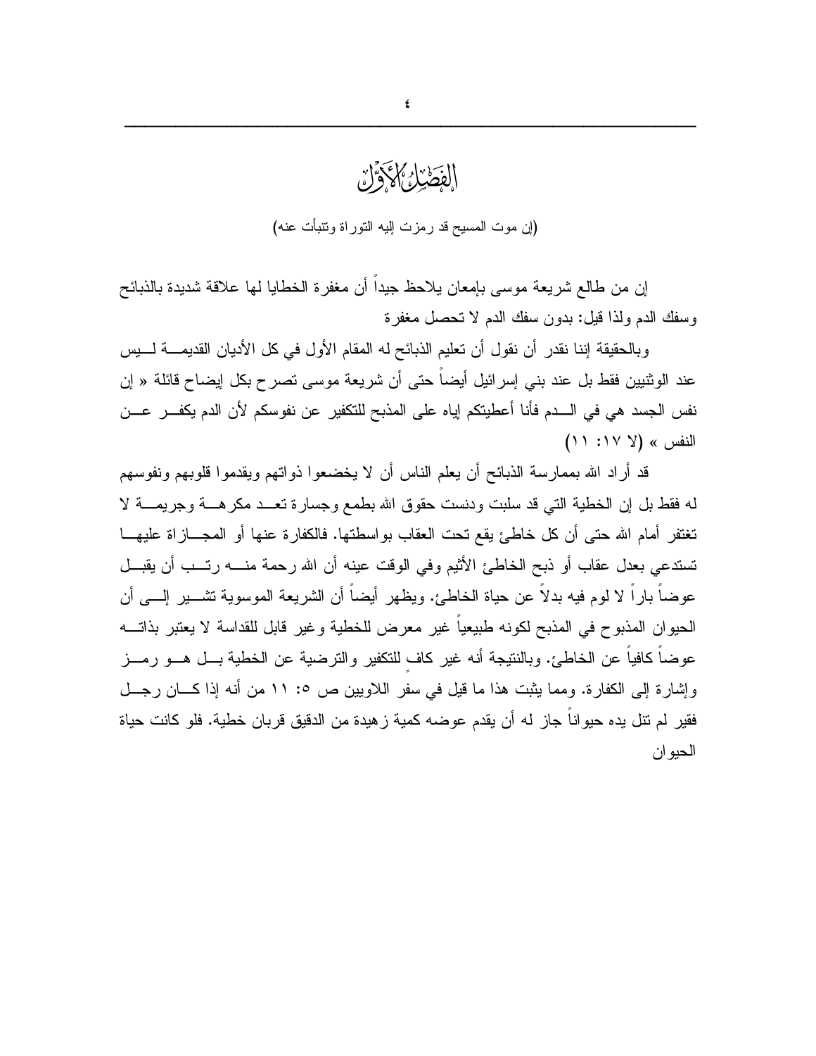# الفصل الأول

(إن موت المسيح قد رمزت إليه التوراة وتنبأت عنه)

إن من طالع شريعة موسى بإمعان يلاحظ جيداً أن مغفرة الخطايا لها علاقة شديدة بالذبائح وسفك الدم ولذا قيل: بدون سفك الدم لا تحصل مغفرة

وبالحقيقة إننا نقدر أن نقول أن تعليم الذبائح له المقام الأول في كل الأديان القديمة ليس عند الوثنيين فقط بل عند بني إسرائيل أيضاً حتى أن شريعة موسى تصرح بكل إيضاح قائلة « إن نفس الجسد هي في الدم فأنا أعطيتكم إياه على المذبح للتكفير عن نفوسكم لأن الدم يكفر عن النفس » (لا ١٧: ١١)

قد أراد الله بممارسة الذبائح أن يعلم الناس أن لا يخضعوا ذواتهم ويقدموا قلوبهم ونفوسهم له فقط بل إن الخطية التي قد سلبت ودنست حقوق الله بطمع وجسارة تعد مكرهة وجريمة لا تغتفر أمام الله حتى أن كل خاطئ يقع تحت العقاب بواسطتها. فالكفارة عنها أو المجازاة عليها تستدعي بعدل عقاب أو ذبح الخاطئ الأثيم وفي الوقت عينه أن الله رحمة منه رتب أن يقبل عوضاً باراً لا لوم فيه بدلاً عن حياة الخاطئ. ويظهر أيضاً أن الشريعة الموسوية تشير إلى أن الحيوان المذبوح في المذبح لكونه طبيعياً غير معرض للخطية وغير قابل للقداسة لا يعتبر بذاته عوضاً كافياً عن الخاطئ. وبالنتيجة أنه غير كافٍ للتكفير والترضية عن الخطية بل هو رمز وإشارة إلى الكفارة. ومما يثبت هذا ما قيل في سفر اللاويين ص ٥: ١١ من أنه إذا كان رجل فقير لم تنل يده حيواناً جاز له أن يقدم عوضه كمية زهيدة من الدقيق قربان خطية. فلو كانت حياة الحيوان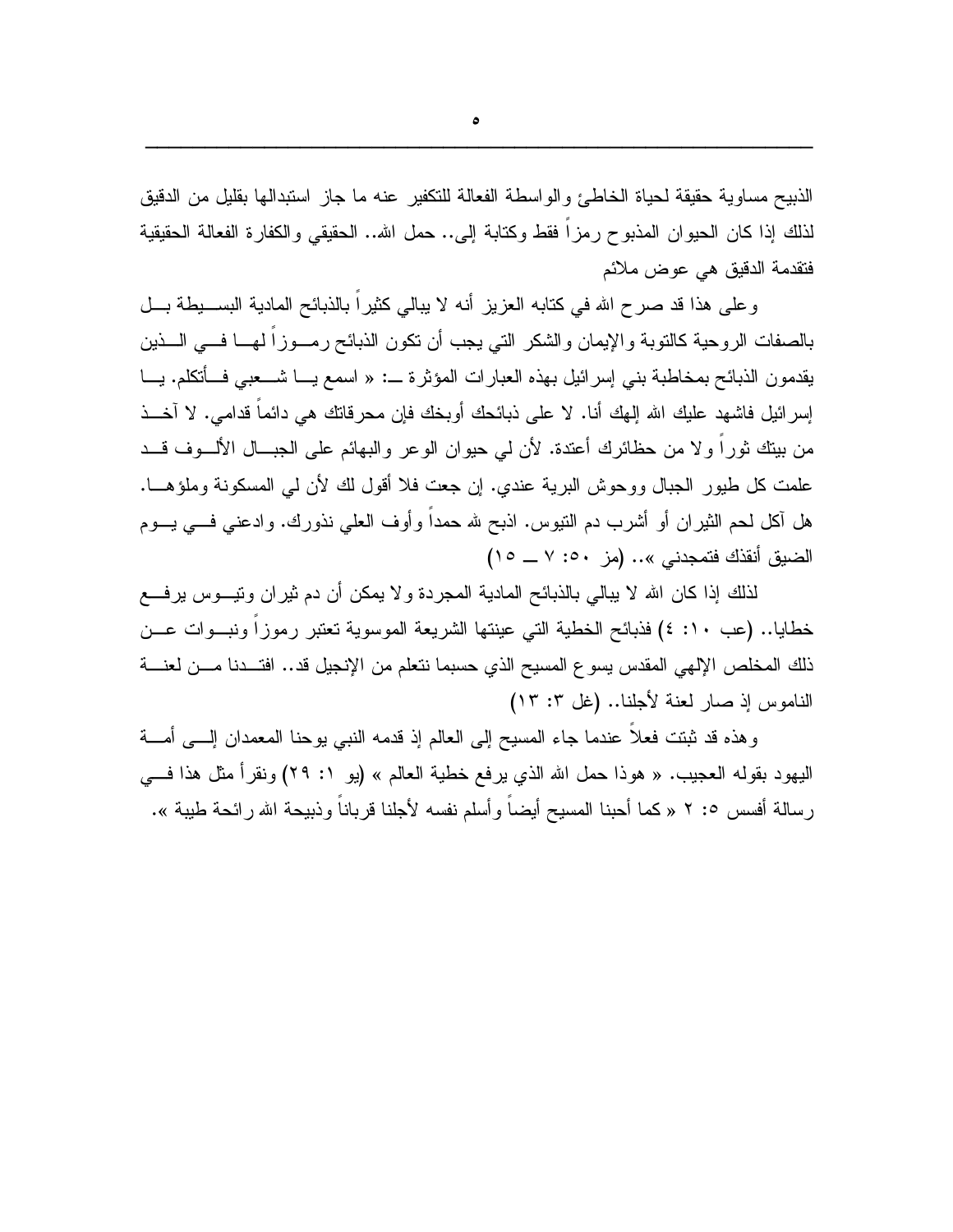الذبيح مساوية حقيقة لحياة الخاطئ والواسطة الفعالة للتكفير عنه ما جاز استبدالها بقليل من الدقيق لذلك إذا كان الحيوان المذبوح رمزاً فقط وكتابة إلى.. حمل الله.. الحقيقي والكفارة الفعالة الحقيقية فتقدمة الدقيق هي عوض ملائم

وعلى هذا قد صرح الله في كتابه العزيز أنه لا يبالي كثيراً بالذبائح المادية البسيطة بل بالصفات الروحية كالتوبة والإيمان والشكر التي يجب أن تكون الذبائح رموزاً لها في الذين يقدمون الذبائح بمخاطبة بني إسرائيل بهذه العبارات المؤثرة ــ: « اسمع يا شعبي فأتكلم. يا إسرائيل فاشهد عليك الله إلهك أنا. لا على ذبائحك أوبخك فإن محرقاتك هي دائماً قدامي. لا آخذ من بيتك ثوراً ولا من حظائرك أعتدة. لأن لي حيوان الوعر والبهائم على الجبال الألوف قد علمت كل طيور الجبال ووحوش البرية عندي. إن جعت فلا أقول لك لأن لي المسكونة وملؤها. هل آكل لحم الثيران أو أشرب دم التيوس. اذبح لله حمداً وأوف العلي نذورك. وادعني في يوم الضيق أنقذك فتمجدني ».. (مز ٥٠: ٧ ــ ١٥)

لذلك إذا كان الله لا يبالي بالذبائح المادية المجردة ولا يمكن أن دم ثيران وتيوس يرفع خطايا.. (عب ١٠: ٤) فذبائح الخطية التي عينتها الشريعة الموسوية تعتبر رموزاً ونبوات عن ذلك المخلص الإلهي المقدس يسوع المسيح الذي حسبما نتعلم من الإنجيل قد.. افتدنا من لعنة الناموس إذ صار لعنة لأجلنا.. (غل ٣: ١٣)

وهذه قد ثبتت فعلاً عندما جاء المسيح إلى العالم إذ قدمه النبي يوحنا المعمدان إلى أمة اليهود بقوله العجيب. « هوذا حمل الله الذي يرفع خطية العالم » (يو ١: ٢٩) ونقرأ مثل هذا في رسالة أفسس ٥: ٢ « كما أحبنا المسيح أيضاً وأسلم نفسه لأجلنا قرباناً وذبيحة لله رائحة طيبة ».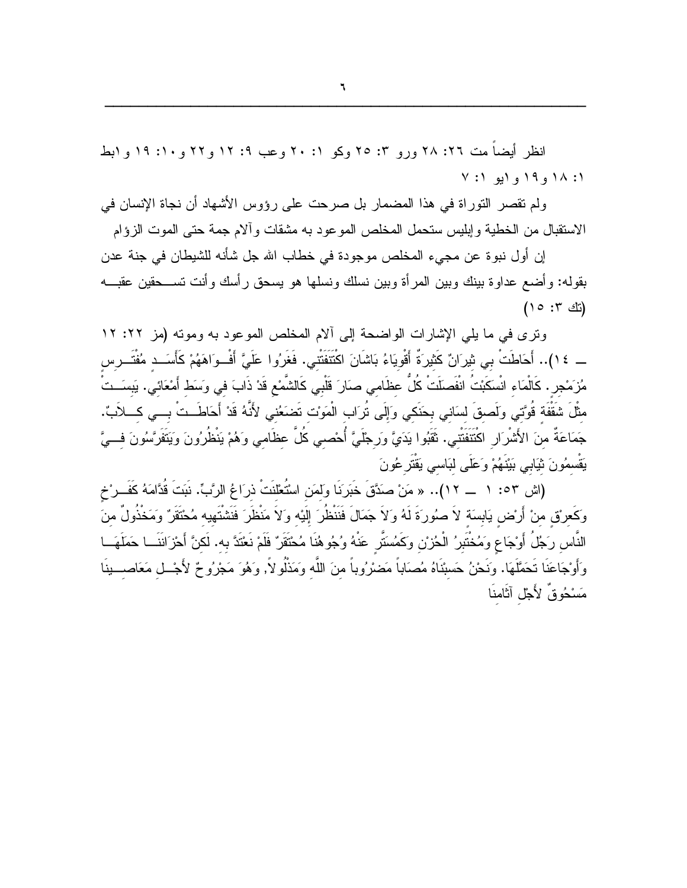انظر أيضاً مت ٢٦: ٢٨ ورو ٣: ٢٥ وكو ١: ٢٠ وعب ٩: ١٢ و٢٢ و١٠: ١٩ و١بط ١: ١٨ و١٩ و١يو ١: ٧

ولم تقصر التوراة في هذا المضمار بل صرحت على رؤوس الأشهاد أن نجاة الإنسان في الاستقبال من الخطية وإبليس ستحمل المخلص الموعود به مشقات وآلام جمة حتى الموت الزؤام

إن أول نبوة عن مجيء المخلص موجودة في خطاب الله جل شأنه للشيطان في جنة عدن بقوله: وأضع عداوة بينك وبين المرأة وبين نسلك ونسلها هو يسحق رأسك وأنت تسحقين عقبه (تك ٣: ١٥)

ونرى في ما يلي الإشارات الواضحة إلى آلام المخلص الموعود به وموته (مز ٢٢: ١٢ ــ ١٤).. أَحَاطَتْ بِي ثِيرَانٌ كَثِيرَةٌ أَقْوِيَاءُ بَاشَانَ اكْتَنَفَتْنِي. فَغَرُوا عَلَيَّ أَفْوَاهَهُمْ كَأَسَدٍ مُفْتَرِسٍ مُزَمْجِرٍ. كَالْمَاءِ انْسَكَبْتُ انْفَصَلَتْ كُلُّ عِظَامِي صَارَ قَلْبِي كَالشَّمْعِ قَدْ ذَابَ فِي وَسَطِ أَمْعَائِي. يَبِسَتْ مِثْلَ شَقْفَةٍ قُوَّتِي وَلَصِقَ لِسَانِي بِحَنَكِي وَإِلَى تُرَابِ الْمَوْتِ تَضَعُنِي لأَنَّهُ قَدْ أَحَاطَتْ بِي كِلاَبٌ. جَمَاعَةٌ مِنَ الأَشْرَارِ اكْتَنَفَتْنِي. ثَقَبُوا يَدَيَّ وَرِجْلَيَّ أُحْصِي كُلَّ عِظَامِي وَهُمْ يَنْظُرُونَ وَيَتَفَرَّسُونَ فِيَّ يَقْسِمُونَ ثِيَابِي بَيْنَهُمْ وَعَلَى لِبَاسِي يَقْتَرِعُونَ

(اش ٥٣: ١ ــ ١٢).. « مَنْ صَدَّقَ خَبَرَنَا وَلِمَنِ اسْتُعْلِنَتْ ذِرَاعُ الرَّبِّ. نَبَتَ قُدَّامَهُ كَفَرْخٍ وَكَعِرْقٍ مِنْ أَرْضٍ يَابِسَةٍ لاَ صُورَةَ لَهُ وَلاَ جَمَالَ فَنَنْظُرَ إِلَيْهِ وَلاَ مَنْظَرَ فَنَشْتَهِيه مُحْتَقَرٌ وَمَخْذُولٌ مِنَ النَّاسِ رَجُلُ أَوْجَاعٍ وَمُخْتَبِرُ الْحُزْنِ وَكَمُسَتَّرٍ عَنْهُ وُجُوهُنَا مُحْتَقَرٌ فَلَمْ نَعْتَدَّ بِه. لَكِنَّ أَحْزَانَنَا حَمَلَهَا وَأَوْجَاعَنَا تَحَمَّلَهَا. وَنَحْنُ حَسِبْنَاهُ مُصَاباً مَضْرُوباً مِنَ اللَّهِ وَمَذْلُولاً. وَهُوَ مَجْرُوحٌ لأَجْلِ مَعَاصِينَا مَسْحُوقٌ لأَجْلِ آثَامِنَا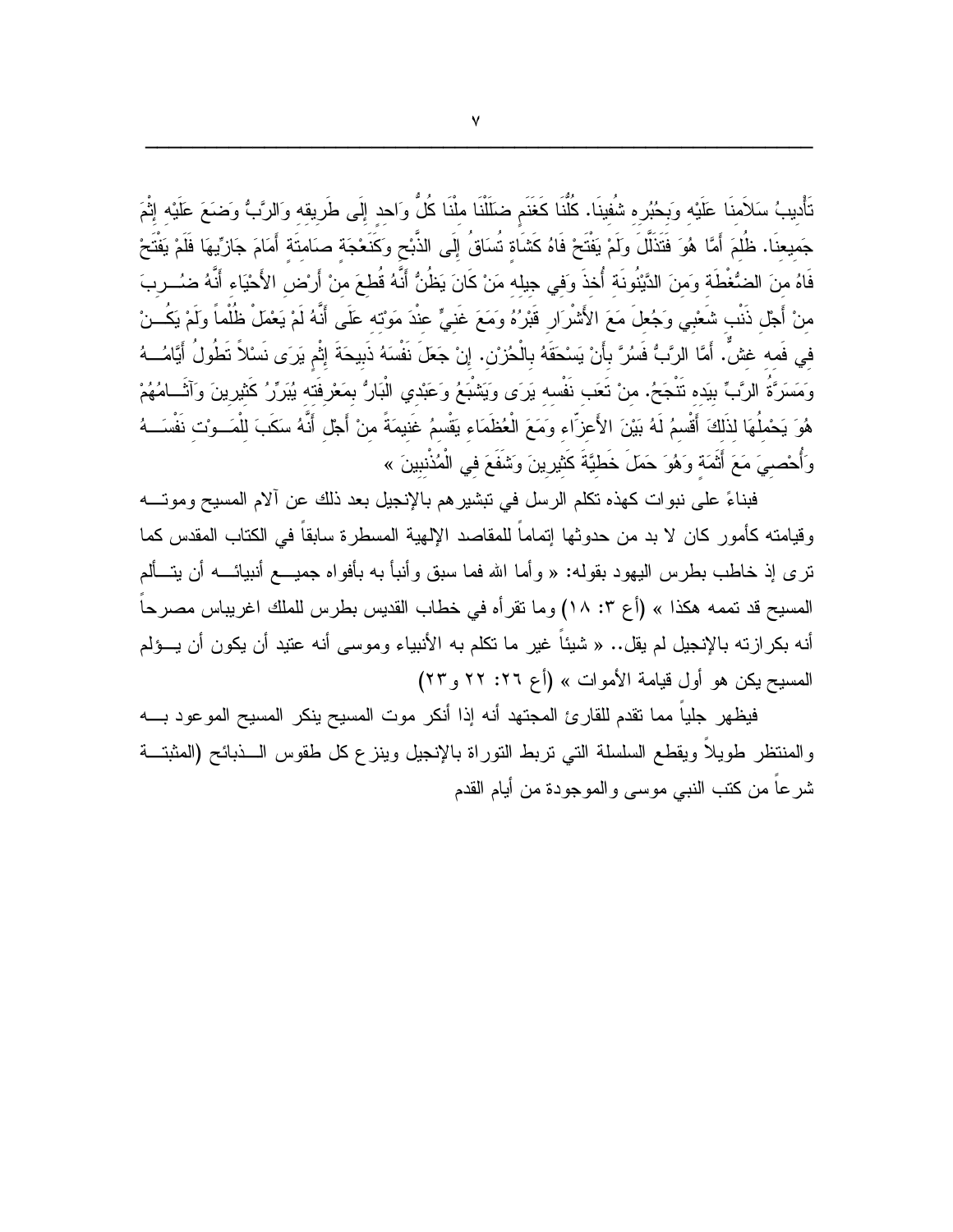تَأْدِيبُ سَلاَمِنَا عَلَيْهِ وَبِحُبُرِهِ شُفِينَا. كُلُّنَا كَغَنَمٍ ضَلَلْنَا مِلْنَا كُلُّ وَاحِدٍ إِلَى طَرِيقِهِ وَالرَّبُّ وَضَعَ عَلَيْهِ إِثْمَ جَمِيعِنَا. ظُلِمَ أَمَّا هُوَ فَتَذَلَّلَ وَلَمْ يَفْتَحْ فَاهُ كَشَاةٍ تُسَاقُ إِلَى الذَّبْحِ وَكَنَعْجَةٍ صَامِتَةٍ أَمَامَ جَازِّيهَا فَلَمْ يَفْتَحْ فَاهُ مِنَ الضُّغْطَةِ وَمِنَ الدَّيْنُونَةِ أُخِذَ وَفِي جِيلِهِ مَنْ كَانَ يَظُنُّ أَنَّهُ قُطِعَ مِنْ أَرْضِ الأَحْيَاءِ أَنَّهُ ضُرِبَ مِنْ أَجْلِ ذَنْبِ شَعْبِي وَجُعِلَ مَعَ الأَشْرَارِ قَبْرُهُ وَمَعَ غَنِيٍّ عِنْدَ مَوْتِهِ عَلَى أَنَّهُ لَمْ يَعْمَلْ ظُلْماً وَلَمْ يَكُنْ فِي فَمِهِ غِشٌّ. أَمَّا الرَّبُّ فَسُرَّ بِأَنْ يَسْحَقَهُ بِالْحُزْنِ. إِنْ جَعَلَ نَفْسَهُ ذَبِيحَةَ إِثْمٍ يَرَى نَسْلاً تَطُولُ أَيَّامُهُ وَمَسَرَّةُ الرَّبِّ بِيَدِهِ تَنْجَحُ. مِنْ تَعَبِ نَفْسِهِ يَرَى وَيَشْبَعُ وَعَبْدِي الْبَارُّ بِمَعْرِفَتِهِ يُبَرِّرُ كَثِيرِينَ وَآثَامُهُمْ هُوَ يَحْمِلُهَا لِذَلِكَ أَقْسِمُ لَهُ بَيْنَ الأَعِزَّاءِ وَمَعَ الْعُظَمَاءِ يَقْسِمُ غَنِيمَةً مِنْ أَجْلِ أَنَّهُ سَكَبَ لِلْمَوْتِ نَفْسَهُ وَأُحْصِيَ مَعَ أَثَمَةٍ وَهُوَ حَمَلَ خَطِيَّةَ كَثِيرِينَ وَشَفَعَ فِي الْمُذْنِبِينَ »

فبناءً على نبوات كهذه تكلم الرسل في تبشيرهم بالإنجيل بعد ذلك عن آلام المسيح وموته وقيامته كأمور كان لا بد من حدوثها إتماماً للمقاصد الإلهية المسطرة سابقاً في الكتاب المقدس كما ترى إذ خاطب بطرس اليهود بقوله: « وأما الله فما سبق وأنبأ به بأفواه جميع أنبيائه أن يتألم المسيح قد تممه هكذا » (أع ٣: ١٨) وما تقرأه في خطاب القديس بطرس للملك اغريباس مصرحاً أنه بكرازته بالإنجيل لم يقل.. « شيئاً غير ما تكلم به الأنبياء وموسى أنه عتيد أن يكون أن يؤلم المسيح يكن هو أول قيامة الأموات » (أع ٢٦: ٢٢ و٢٣)

فيظهر جلياً مما تقدم للقارئ المجتهد أنه إذا أنكر موت المسيح ينكر المسيح الموعود به والمنتظر طويلاً ويقطع السلسلة التي تربط التوراة بالإنجيل وينزع كل طقوس الذبائح (المثبتة شرعاً من كتب النبي موسى والموجودة من أيام القدم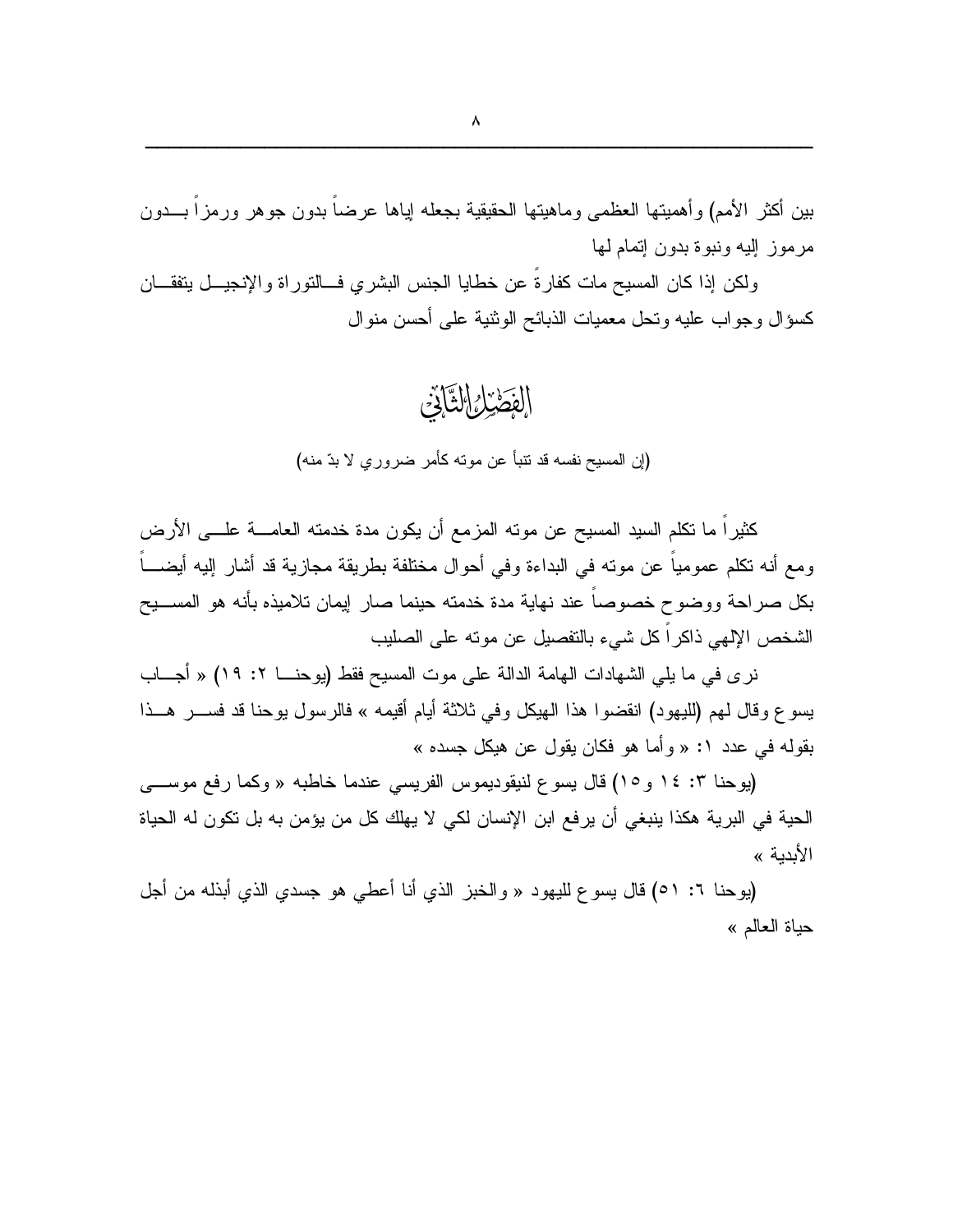بين أكثر الأمم) وأهميتها العظمى وماهيتها الحقيقية بجعله إياها عرضاً بدون جوهر ورمزاً بدون مرموز إليه ونبوة بدون إتمام لها

ولكن إذا كان المسيح مات كفارةً عن خطايا الجنس البشري فالتوراة والإنجيل يتفقان كسؤال وجواب عليه وتحل معميات الذبائح الوثنية على أحسن منوال

## الفصل الثاني

(إن المسيح نفسه قد تنبأ عن موته كأمر ضروري لا بدّ منه)

كثيراً ما تكلم السيد المسيح عن موته المزمع أن يكون مدة خدمته العامة على الأرض ومع أنه تكلم عمومياً عن موته في البداءة وفي أحوال مختلفة بطريقة مجازية قد أشار إليه أيضاً بكل صراحة ووضوح خصوصاً عند نهاية مدة خدمته حينما صار إيمان تلاميذه بأنه هو المسيح الشخص الإلهي ذاكراً كل شيء بالتفصيل عن موته على الصليب

نرى في ما يلي الشهادات الهامة الدالة على موت المسيح فقط (يوحنا ٢: ١٩) « أجاب يسوع وقال لهم (لليهود) انقضوا هذا الهيكل وفي ثلاثة أيام أقيمه » فالرسول يوحنا قد فسر هذا بقوله في عدد ١: « وأما هو فكان يقول عن هيكل جسده »

(يوحنا ٣: ١٤ و١٥) قال يسوع لنيقوديموس الفريسي عندما خاطبه « وكما رفع موسى الحية في البرية هكذا ينبغي أن يرفع ابن الإنسان لكي لا يهلك كل من يؤمن به بل تكون له الحياة الأبدية »

(يوحنا ٦: ٥١) قال يسوع لليهود « والخبز الذي أنا أعطي هو جسدي الذي أبذله من أجل حياة العالم »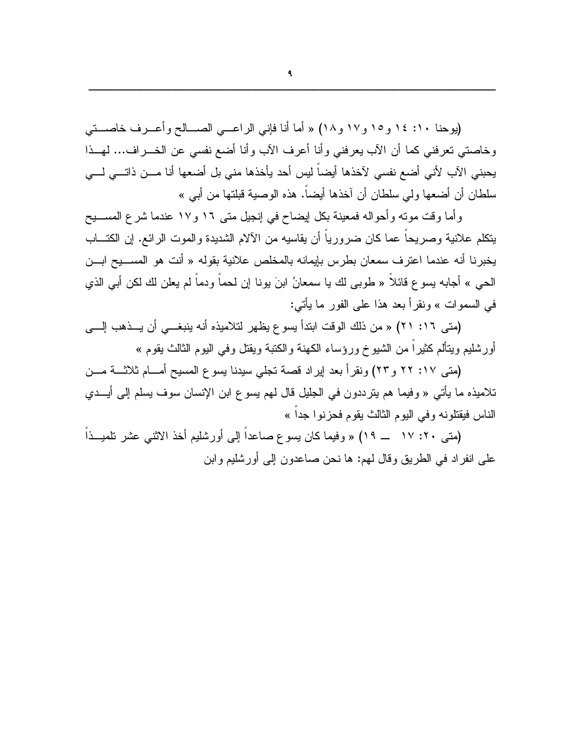(يوحنا ١٠: ١٤ و١٥ و١٧ و١٨) « أما أنا فإني الراعي الصالح وأعرف خاصتي وخاصتي تعرفني كما أن الآب يعرفني وأنا أعرف الآب وأنا أضع نفسي عن الخراف... لهذا يحبني الآب لأني أضع نفسي لآخذها أيضاً ليس أحد يأخذها مني بل أضعها أنا من ذاتي لي سلطان أن أضعها ولي سلطان أن آخذها أيضاً. هذه الوصية قبلتها من أبي »

وأما وقت موته وأحواله فمعينة بكل إيضاح في إنجيل متى ١٦ و١٧ عندما شرع المسيح يتكلم علانية وصريحاً عما كان ضرورياً أن يقاسيه من الآلام الشديدة والموت الرائع. إن الكتاب يخبرنا أنه عندما اعترف سمعان بطرس بإيمانه بالمخلص علانية بقوله « أنت هو المسيح ابن الحي » أجابه يسوع قائلاً « طوبى لك يا سمعانُ ابنَ يونا إن لحماً ودماً لم يعلن لك لكن أبي الذي في السموات » ونقرأ بعد هذا على الفور ما يأتي:

(متى ١٦: ٢١) « من ذلك الوقت ابتدأ يسوع يظهر لتلاميذه أنه ينبغي أن يذهب إلى أورشليم ويتألم كثيراً من الشيوخ ورؤساء الكهنة والكتبة ويقتل وفي اليوم الثالث يقوم »

(متى ١٧: ٢٢ و٢٣) ونقرأ بعد إيراد قصة تجلي سيدنا يسوع المسيح أمام ثلاثة من تلاميذه ما يأتي « وفيما هم يترددون في الجليل قال لهم يسوع ابن الإنسان سوف يسلم إلى أيدي الناس فيقتلونه وفي اليوم الثالث يقوم فحزنوا جداً »

(متى ٢٠: ١٧ ــ ١٩) « وفيما كان يسوع صاعداً إلى أورشليم أخذ الاثني عشر تلميذاً على انفراد في الطريق وقال لهم: ها نحن صاعدون إلى أورشليم وابن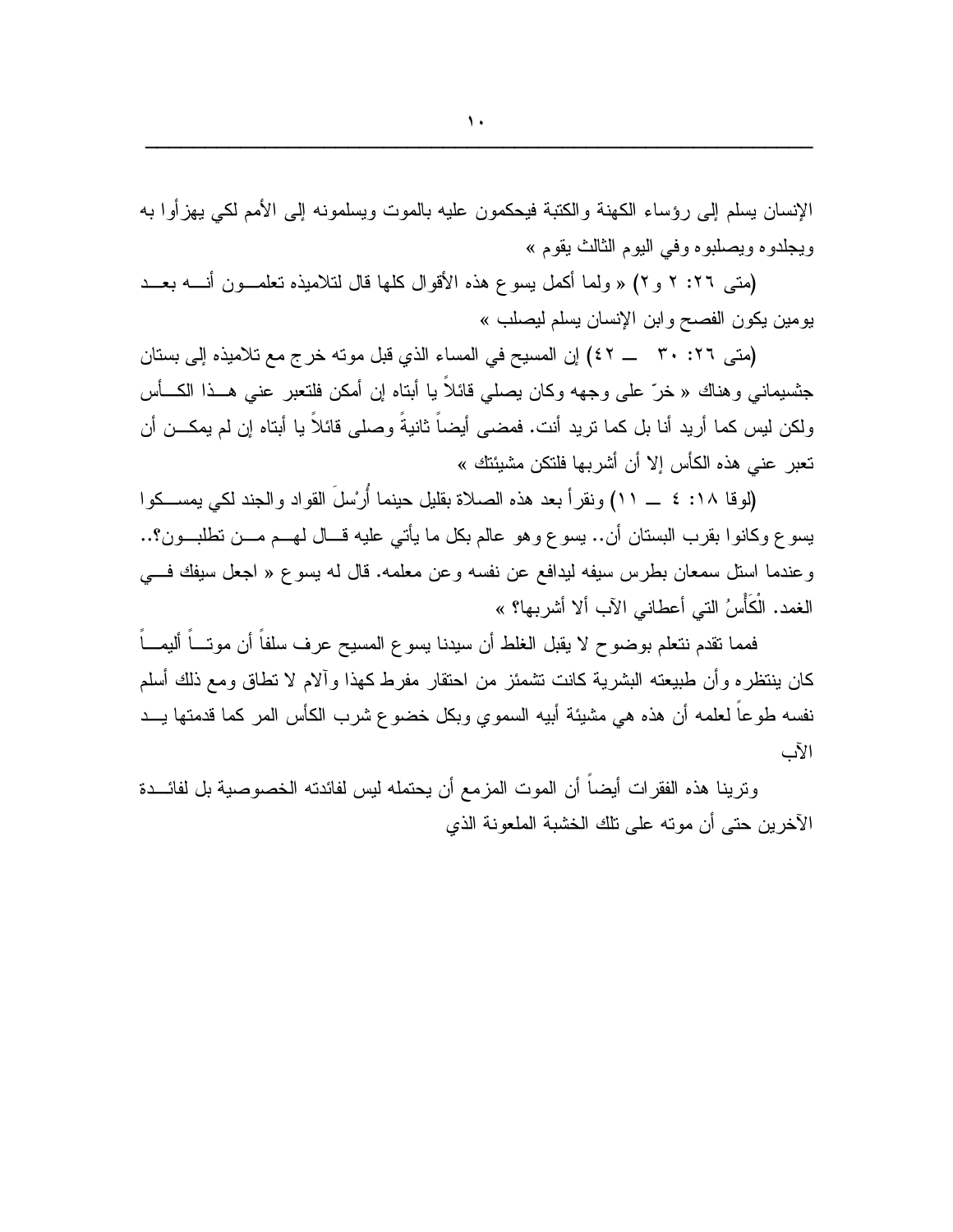الإنسان يسلم إلى رؤساء الكهنة والكتبة فيحكمون عليه بالموت ويسلمونه إلى الأمم لكي يهزأوا به ويجلدوه ويصلبوه وفي اليوم الثالث يقوم »

(متى ٢٦: ٢ و٢) « ولما أكمل يسوع هذه الأقوال كلها قال لتلاميذه تعلمون أنه بعد يومين يكون الفصح وابن الإنسان يسلم ليصلب »

(متى ٢٦: ٣٠ ــ ٤٢) إن المسيح في المساء الذي قبل موته خرج مع تلاميذه إلى بستان جثسيماني وهناك « خرّ على وجهه وكان يصلي قائلاً يا أبتاه إن أمكن فلتعبر عني هذا الكأس ولكن ليس كما أريد أنا بل كما تريد أنت. فمضى أيضاً ثانيةً وصلى قائلاً يا أبتاه إن لم يمكن أن تعبر عني هذه الكأس إلا أن أشربها فلتكن مشيئتك »

(لوقا ١٨: ٤ ــ ١١) ونقرأ بعد هذه الصلاة بقليل حينما أُرْسِلَ القواد والجند لكي يمسكوا يسوع وكانوا بقرب البستان أن.. يسوع وهو عالم بكل ما يأتي عليه قال لهم من تطلبون؟.. وعندما استل سمعان بطرس سيفه ليدافع عن نفسه وعن معلمه. قال له يسوع « اجعل سيفك في الغمد. الْكَأْسُ التي أعطاني الآب ألا أشربها؟ »

فمما تقدم نتعلم بوضوح لا يقبل الغلط أن سيدنا يسوع المسيح عرف سلفاً أن موتاً أليماً كان ينتظره وأن طبيعته البشرية كانت تشمئز من احتقار مفرط كهذا وآلام لا تطاق ومع ذلك أسلم نفسه طوعاً لعلمه أن هذه هي مشيئة أبيه السموي وبكل خضوع شرب الكأس المر كما قدمتها يد الآب

وترينا هذه الفقرات أيضاً أن الموت المزمع أن يحتمله ليس لفائدته الخصوصية بل لفائدة الآخرين حتى أن موته على تلك الخشبة الملعونة الذي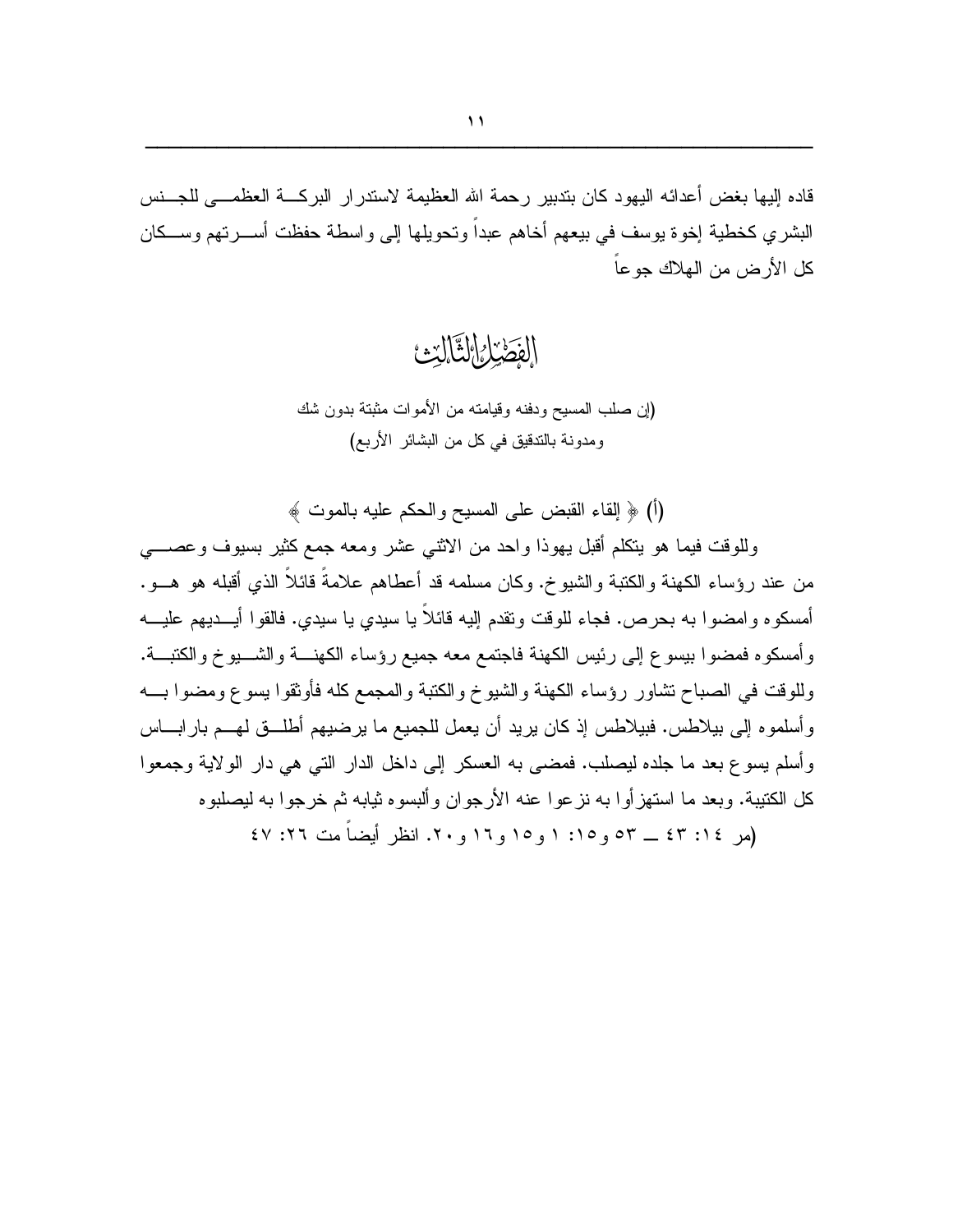قاده إليها بغض أعدائه اليهود كان بتدبير رحمة الله العظيمة لاستدرار البركة العظمى للجنس البشري كخطية إخوة يوسف في بيعهم أخاهم عبداً وتحويلها إلى واسطة حفظت أسرتهم وسكان كل الأرض من الهلاك جوعاً

## الفصل الثالث

(إن صلب المسيح ودفنه وقيامته من الأموات مثبتة بدون شك
ومدونة بالتدقيق في كل من البشائر الأربع)

### (أ) ﴿ إلقاء القبض على المسيح والحكم عليه بالموت ﴾

وللوقت فيما هو يتكلم أقبل يهوذا واحد من الاثني عشر ومعه جمع كثير بسيوف وعصي من عند رؤساء الكهنة والكتبة والشيوخ. وكان مسلمه قد أعطاهم علامةً قائلاً الذي أقبله هو هو. أمسكوه وامضوا به بحرص. فجاء للوقت وتقدم إليه قائلاً يا سيدي يا سيدي. فالقوا أيديهم عليه وأمسكوه فمضوا بيسوع إلى رئيس الكهنة فاجتمع معه جميع رؤساء الكهنة والشيوخ والكتبة. وللوقت في الصباح تشاور رؤساء الكهنة والشيوخ والكتبة والمجمع كله فأوثقوا يسوع ومضوا به وأسلموه إلى بيلاطس. فبيلاطس إذ كان يريد أن يعمل للجميع ما يرضيهم أطلق لهم باراباس وأسلم يسوع بعد ما جلده ليصلب. فمضى به العسكر إلى داخل الدار التي هي دار الولاية وجمعوا كل الكتيبة. وبعد ما استهزأوا به نزعوا عنه الأرجوان وألبسوه ثيابه ثم خرجوا به ليصلبوه

(مر ١٤: ٤٣ ــ ٥٣ و١٥: ١ و١٥ و١٦ و٢٠. انظر أيضاً مت ٢٦: ٤٧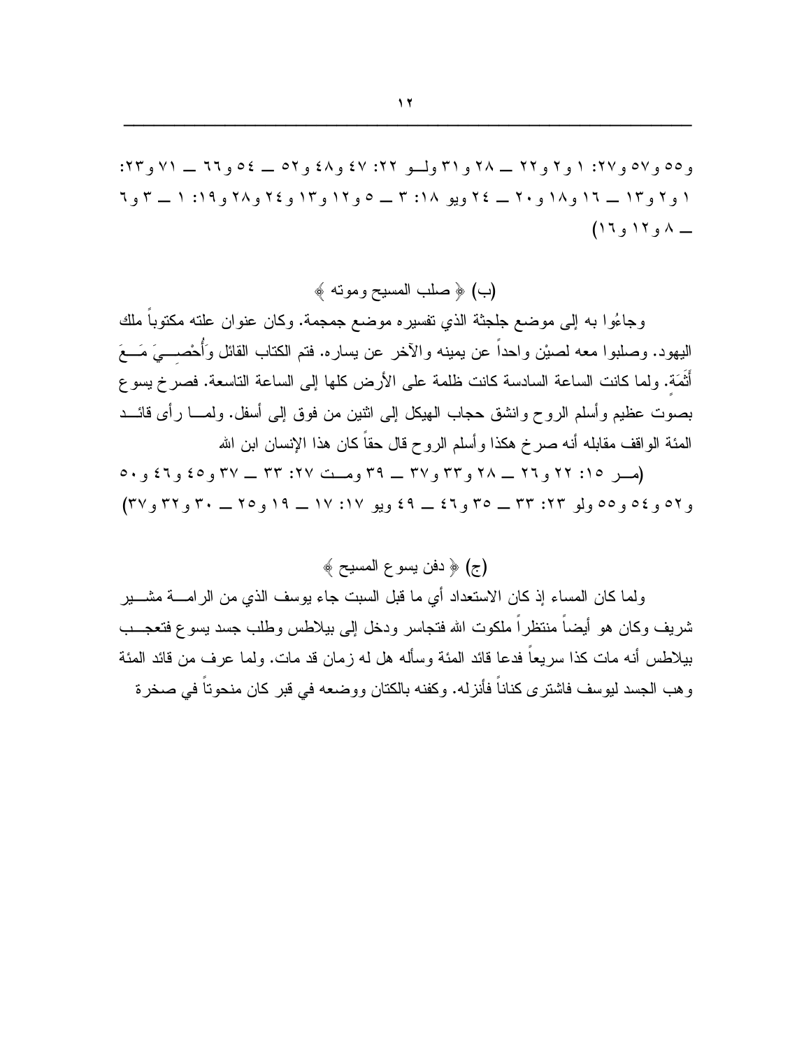و٥٥ و٥٧ و٢٧: ١ و٢ و٢٢ ــ ٢٨ و٣١ ولــو ٢٢: ٤٧ و٤٨ و٥٢ ــ ٥٤ و٦٦ ــ ٧١ و٢٣: ١ و٢ و١٣ ــ ١٦ و١٨ و٢٠ ــ ٢٤ ويو ١٨: ٣ ــ ٥ و١٢ و١٣ و٢٤ و٢٨ و١٩: ١ ــ ٣ و٦ ــ ٨ و١٢ و١٦)

(ب) ﴿ صلب المسيح وموته ﴾

وجاءُوا به إلى موضع جلجثة الذي تفسيره موضع جمجمة. وكان عنوان علته مكتوباً ملك اليهود. وصلبوا معه لصيْن واحداً عن يمينه والآخر عن يساره. فتم الكتاب القائل وَأُحْصِـيَ مَـعَ أَثَمَةٍ. ولما كانت الساعة السادسة كانت ظلمة على الأرض كلها إلى الساعة التاسعة. فصرخ يسوع بصوت عظيم وأسلم الروح وانشق حجاب الهيكل إلى اثنين من فوق إلى أسفل. ولمـا رأى قائـد المئة الواقف مقابله أنه صرخ هكذا وأسلم الروح قال حقاً كان هذا الإنسان ابن الله

(مـر ١٥: ٢٢ و٢٦ ــ ٢٨ و٣٣ و٣٧ ــ ٣٩ ومـت ٢٧: ٣٣ ــ ٣٧ و٤٥ و٤٦ و٥٠ و٥٢ و٥٤ و٥٥ ولو ٢٣: ٣٣ ــ ٣٥ و٤٦ ــ ٤٩ ويو ١٧: ١٧ ــ ١٩ و٢٥ ــ ٣٠ و٣٢ و٣٧)

(ج) ﴿ دفن يسوع المسيح ﴾

ولما كان المساء إذ كان الاستعداد أي ما قبل السبت جاء يوسف الذي من الرامـة مشـير شريف وكان هو أيضاً منتظراً ملكوت الله فتجاسر ودخل إلى بيلاطس وطلب جسد يسوع فتعجـب بيلاطس أنه مات كذا سريعاً فدعا قائد المئة وسأله هل له زمان قد مات. ولما عرف من قائد المئة وهب الجسد ليوسف فاشترى كتاناً فأنزله. وكفنه بالكتان ووضعه في قبر كان منحوتاً في صخرة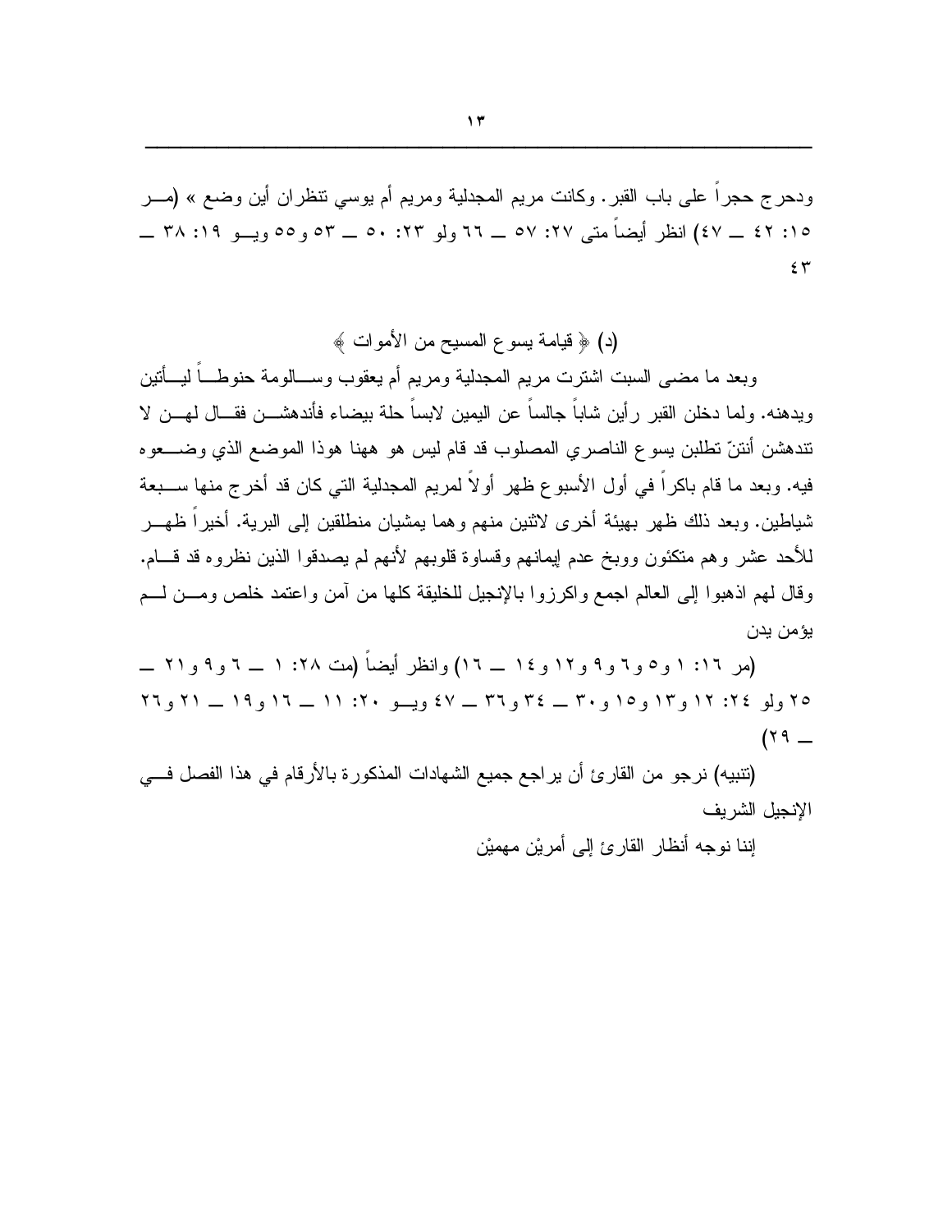ودحرج حجراً على باب القبر. وكانت مريم المجدلية ومريم أم يوسي تنظران أين وضع » (مر ١٥: ٤٢ ــ ٤٧) انظر أيضاً متى ٢٧: ٥٧ ــ ٦٦ ولو ٢٣: ٥٠ ــ ٥٣ و٥٥ ويو ١٩: ٣٨ ــ ٤٣

(د) ﴿ قيامة يسوع المسيح من الأموات ﴾

وبعد ما مضى السبت اشترت مريم المجدلية ومريم أم يعقوب وسالومة حنوطاً ليأتين ويدهنه. ولما دخلن القبر رأين شاباً جالساً عن اليمين لابساً حلة بيضاء فأندهشن فقال لهن لا تندهشن أنتنّ تطلبن يسوع الناصري المصلوب قد قام ليس هو ههنا هوذا الموضع الذي وضعوه فيه. وبعد ما قام باكراً في أول الأسبوع ظهر أولاً لمريم المجدلية التي كان قد أخرج منها سبعة شياطين. وبعد ذلك ظهر بهيئة أخرى لاثنين منهم وهما يمشيان منطلقين إلى البرية. أخيراً ظهر للأحد عشر وهم متكئون ووبخ عدم إيمانهم وقساوة قلوبهم لأنهم لم يصدقوا الذين نظروه قد قام. وقال لهم اذهبوا إلى العالم اجمع واكرزوا بالإنجيل للخليقة كلها من آمن واعتمد خلص ومن لم يؤمن يدن

(مر ١٦: ١ و٥ و٦ و٩ و١٢ و١٤ ــ ١٦) وانظر أيضاً (مت ٢٨: ١ ــ ٦ و٩ و٢١ ــ ٢٥ ولو ٢٤: ١٢ و١٣ و١٥ و٣٠ ــ ٣٤ و٣٦ ــ ٤٧ ويو ٢٠: ١١ ــ ١٦ و١٩ ــ ٢١ و٢٦ ــ ٢٩)

(تنبيه) نرجو من القارئ أن يراجع جميع الشهادات المذكورة بالأرقام في هذا الفصل في الإنجيل الشريف

إننا نوجه أنظار القارئ إلى أمريْن مهميْن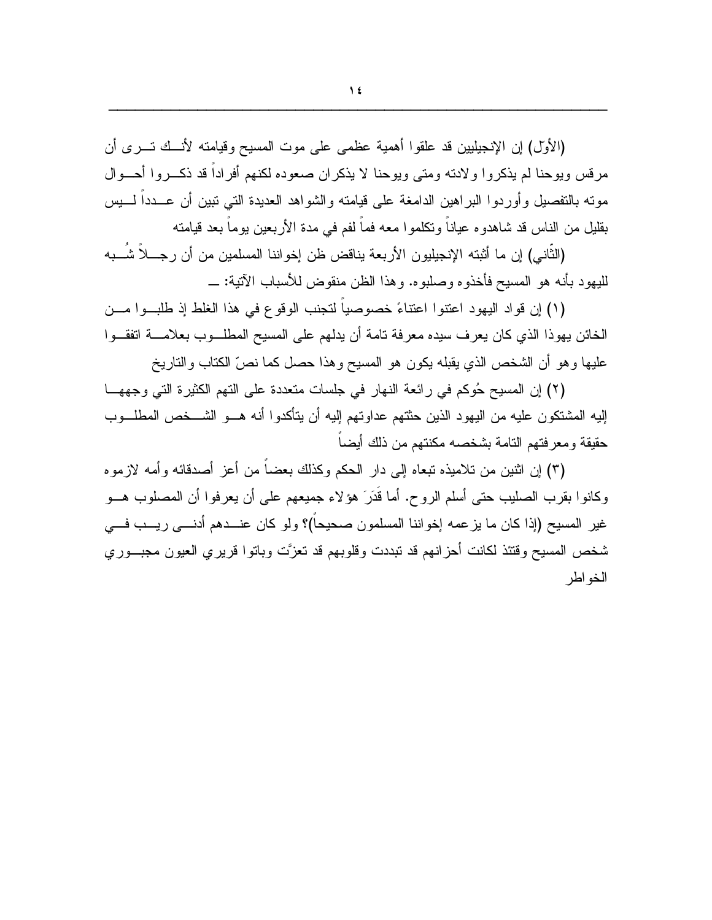(الأوّل) إن الإنجيليين قد علقوا أهمية عظمى على موت المسيح وقيامته لأنك ترى أن مرقس ويوحنا لم يذكروا ولادته ومتى ويوحنا لا يذكران صعوده لكنهم أفراداً قد ذكروا أحوال موته بالتفصيل وأوردوا البراهين الدامغة على قيامته والشواهد العديدة التي تبين أن عدداً ليس بقليل من الناس قد شاهدوه عياناً وتكلموا معه فماً لفم في مدة الأربعين يوماً بعد قيامته

(الثّاني) إن ما أثبته الإنجيليون الأربعة يناقض ظن إخواننا المسلمين من أن رجلاً شُبه لليهود بأنه هو المسيح فأخذوه وصلبوه. وهذا الظن منقوض للأسباب الآتية: ــ

(١) إن قواد اليهود اعتنوا اعتناءً خصوصياً لتجنب الوقوع في هذا الغلط إذ طلبوا من الخائن يهوذا الذي كان يعرف سيده معرفة تامة أن يدلهم على المسيح المطلوب بعلامة اتفقوا عليها وهو أن الشخص الذي يقبله يكون هو المسيح وهذا حصل كما نصّ الكتاب والتاريخ

(٢) إن المسيح حُوكم في رائعة النهار في جلسات متعددة على التهم الكثيرة التي وجهها إليه المشتكون عليه من اليهود الذين حثتهم عداوتهم إليه أن يتأكدوا أنه هو الشخص المطلوب حقيقة ومعرفتهم التامة بشخصه مكنتهم من ذلك أيضاً

(٣) إن اثنين من تلاميذه تبعاه إلى دار الحكم وكذلك بعضاً من أعز أصدقائه وأمه لازموه وكانوا بقرب الصليب حتى أسلم الروح. أما قَدَرَ هؤلاء جميعهم على أن يعرفوا أن المصلوب هو غير المسيح (إذا كان ما يزعمه إخواننا المسلمون صحيحاً)؟ ولو كان عندهم أدنى ريب في شخص المسيح وقتئذ لكانت أحزانهم قد تبددت وقلوبهم قد تعزَّت وباتوا قريري العيون مجبوري الخواطر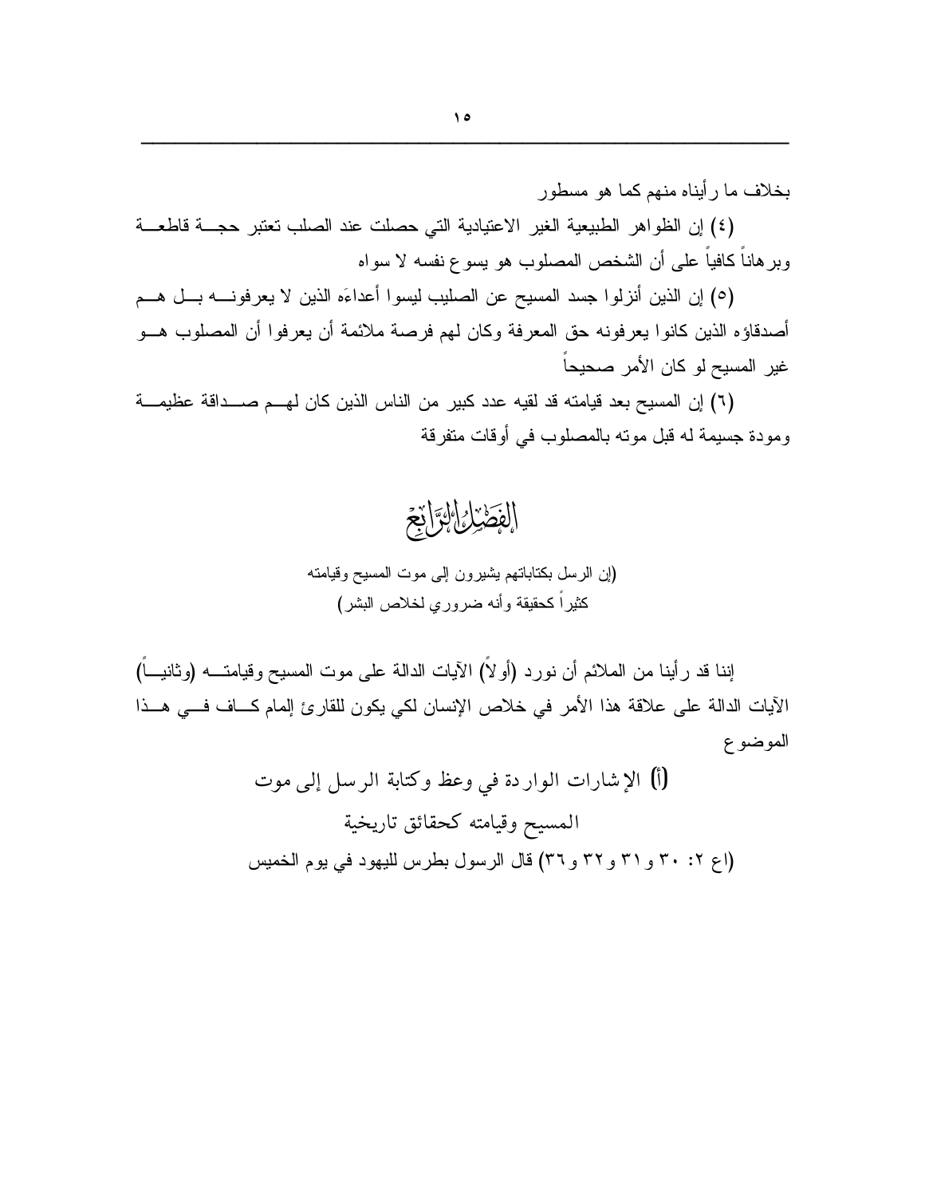بخلاف ما رأيناه منهم كما هو مسطور

(٤) إن الظواهر الطبيعية الغير الاعتيادية التي حصلت عند الصلب تعتبر حجة قاطعة وبرهاناً كافياً على أن الشخص المصلوب هو يسوع نفسه لا سواه

(٥) إن الذين أنزلوا جسد المسيح عن الصليب ليسوا أعداءَه الذين لا يعرفونه بل هم أصدقاؤه الذين كانوا يعرفونه حق المعرفة وكان لهم فرصة ملائمة أن يعرفوا أن المصلوب هو غير المسيح لو كان الأمر صحيحاً

(٦) إن المسيح بعد قيامته قد لقيه عدد كبير من الناس الذين كان لهم صداقة عظيمة ومودة جسيمة له قبل موته بالمصلوب في أوقات متفرقة

## الفصل الرابع

(إن الرسل بكتاباتهم يشيرون إلى موت المسيح وقيامته كثيراً كحقيقة وأنه ضروري لخلاص البشر)

إننا قد رأينا من الملائم أن نورد (أولاً) الآيات الدالة على موت المسيح وقيامته (وثانياً) الآيات الدالة على علاقة هذا الأمر في خلاص الإنسان لكي يكون للقارئ إلمام كاف في هذا الموضوع

### (أ) الإشارات الواردة في وعظ وكتابة الرسل إلى موت المسيح وقيامته كحقائق تاريخية

(اع ٢: ٣٠ و٣١ و٣٢ و٣٦) قال الرسول بطرس لليهود في يوم الخميس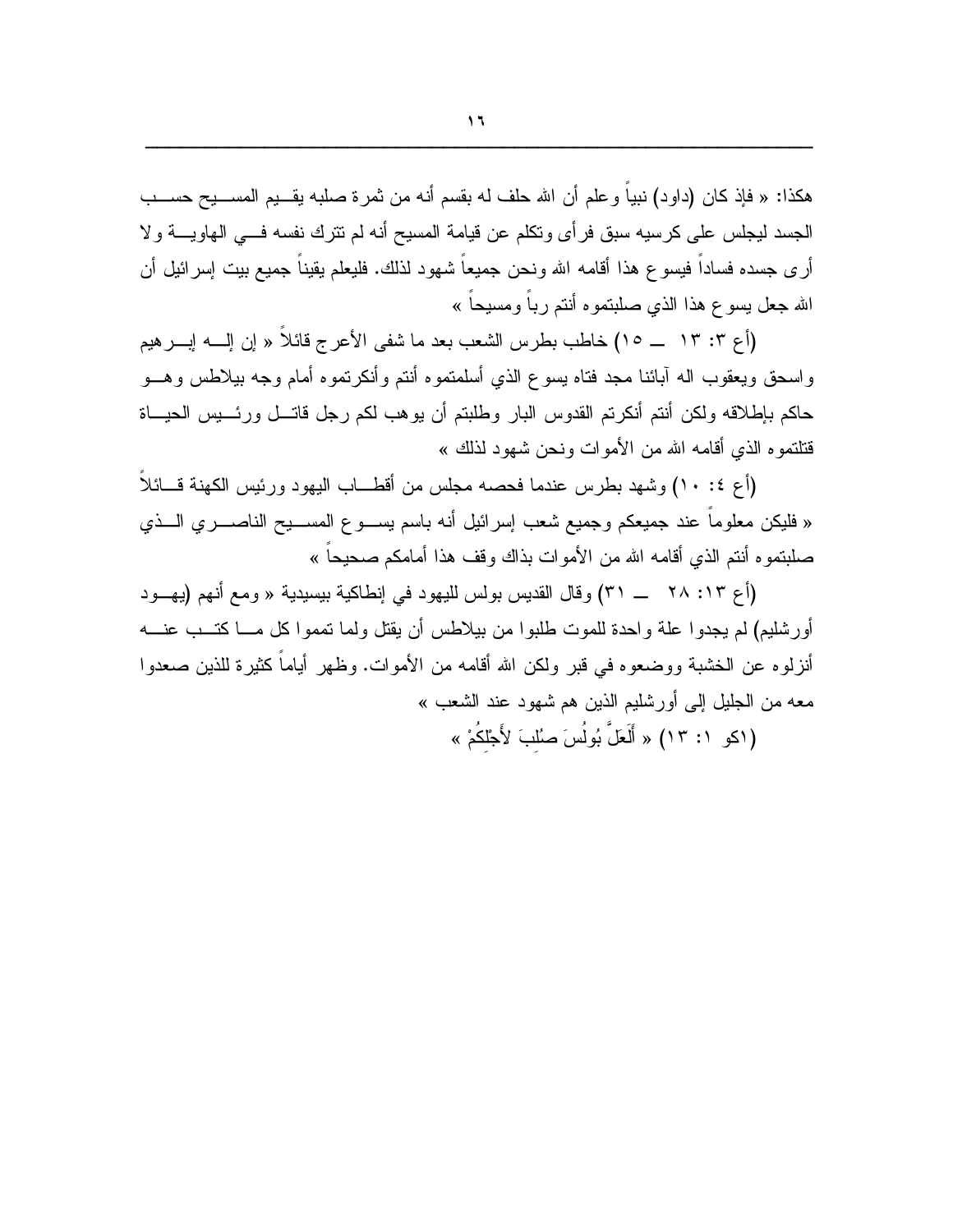هكذا: « فإذ كان (داود) نبياً وعلم أن الله حلف له بقسم أنه من ثمرة صلبه يقيم المسيح حسب الجسد ليجلس على كرسيه سبق فرأى وتكلم عن قيامة المسيح أنه لم تترك نفسه في الهاوية ولا أرى جسده فساداً فيسوع هذا أقامه الله ونحن جميعاً شهود لذلك. فليعلم يقيناً جميع بيت إسرائيل أن الله جعل يسوع هذا الذي صلبتموه أنتم رباً ومسيحاً »

(أع ٣: ١٣ ــ ١٥) خاطب بطرس الشعب بعد ما شفى الأعرج قائلاً « إن إله إبرهيم واسحق ويعقوب اله آبائنا مجد فتاه يسوع الذي أسلمتموه أنتم وأنكرتموه أمام وجه بيلاطس وهو حاكم بإطلاقه ولكن أنتم أنكرتم القدوس البار وطلبتم أن يوهب لكم رجل قاتل ورئيس الحياة قتلتموه الذي أقامه الله من الأموات ونحن شهود لذلك »

(أع ٤: ١٠) وشهد بطرس عندما فحصه مجلس من أقطاب اليهود ورئيس الكهنة قائلاً « فليكن معلوماً عند جميعكم وجميع شعب إسرائيل أنه باسم يسوع المسيح الناصري الذي صلبتموه أنتم الذي أقامه الله من الأموات بذاك وقف هذا أمامكم صحيحاً »

(أع ١٣: ٢٨ ــ ٣١) وقال القديس بولس لليهود في إنطاكية بيسيدية « ومع أنهم (يهود أورشليم) لم يجدوا علة واحدة للموت طلبوا من بيلاطس أن يقتل ولما تمموا كل ما كتب عنه أنزلوه عن الخشبة ووضعوه في قبر ولكن الله أقامه من الأموات. وظهر أياماً كثيرة للذين صعدوا معه من الجليل إلى أورشليم الذين هم شهود عند الشعب »

(١كو ١: ١٣) « أَلَعَلَّ بُولُسَ صُلِبَ لأَجْلِكُمْ »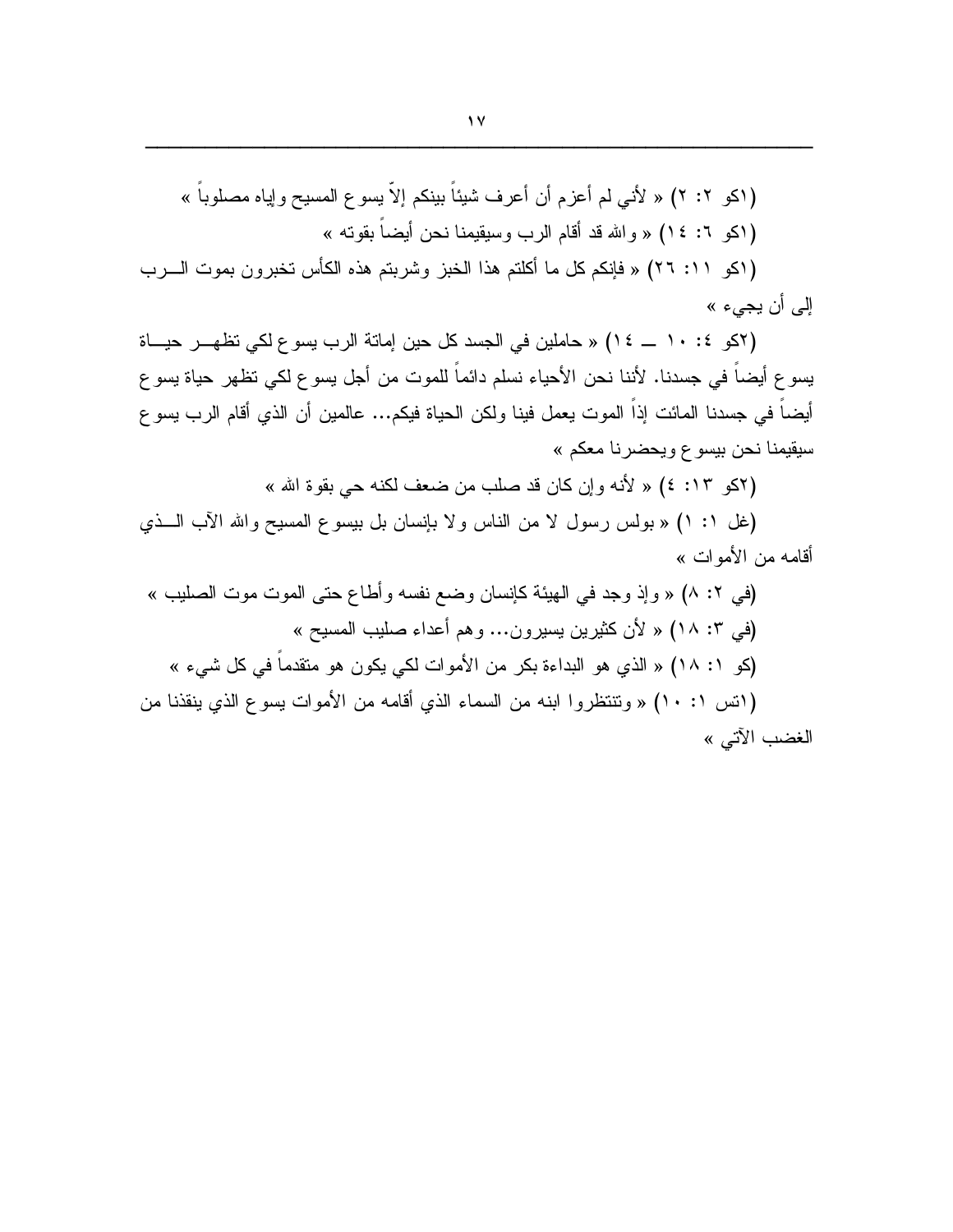(اكو ٢: ٢) « لأني لم أعزم أن أعرف شيئاً بينكم إلاّ يسوع المسيح وإياه مصلوباً »

(اكو ٦: ١٤) « والله قد أقام الرب وسيقيمنا نحن أيضاً بقوته »

(اكو ١١: ٢٦) « فإنكم كل ما أكلتم هذا الخبز وشربتم هذه الكأس تخبرون بموت الـرب إلى أن يجيء »

(٢كو ٤: ١٠ ــ ١٤) « حاملين في الجسد كل حين إماتة الرب يسوع لكي تظهـر حيـاة يسوع أيضاً في جسدنا. لأننا نحن الأحياء نسلم دائماً للموت من أجل يسوع لكي تظهر حياة يسوع أيضاً في جسدنا المائت إذاً الموت يعمل فينا ولكن الحياة فيكم... عالمين أن الذي أقام الرب يسوع سيقيمنا نحن بيسوع ويحضرنا معكم »

(٢كو ١٣: ٤) « لأنه وإن كان قد صلب من ضعف لكنه حي بقوة الله »

(غل ١: ١) « بولس رسول لا من الناس ولا بإنسان بل بيسوع المسيح والله الآب الـذي أقامه من الأموات »

(في ٢: ٨) « وإذ وجد في الهيئة كإنسان وضع نفسه وأطاع حتى الموت موت الصليب »

(في ٣: ١٨) « لأن كثيرين يسيرون... وهم أعداء صليب المسيح »

(كو ١: ١٨) « الذي هو البداءة بكر من الأموات لكي يكون هو متقدماً في كل شيء »

(اتس ١: ١٠) « وتنتظروا ابنه من السماء الذي أقامه من الأموات يسوع الذي ينقذنا من الغضب الآتي »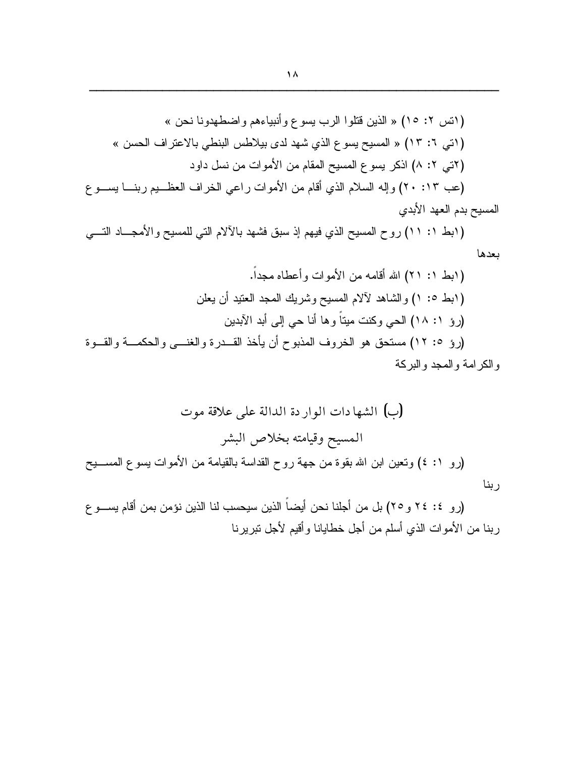(١تس ٢: ١٥) « الذين قتلوا الرب يسوع وأنبياءهم واضطهدونا نحن »

(١تي ٦: ١٣) « المسيح يسوع الذي شهد لدى بيلاطس البنطي بالاعتراف الحسن »

(٢تي ٢: ٨) اذكر يسوع المسيح المقام من الأموات من نسل داود

(عب ١٣: ٢٠) وإله السلام الذي أقام من الأموات راعي الخراف العظيم ربنا يسوع المسيح بدم العهد الأبدي

(١بط ١: ١١) روح المسيح الذي فيهم إذ سبق فشهد بالآلام التي للمسيح والأمجاد التي بعدها

(١بط ١: ٢١) الله أقامه من الأموات وأعطاه مجداً.

(١بط ٥: ١) والشاهد لآلام المسيح وشريك المجد العتيد أن يعلن

(رؤ ١: ١٨) الحي وكنت ميتاً وها أنا حي إلى أبد الآبدين

(رؤ ٥: ١٢) مستحق هو الخروف المذبوح أن يأخذ القدرة والغنى والحكمة والقوة والكرامة والمجد والبركة

## (ب) الشهادات الواردة الدالة على علاقة موت المسيح وقيامته بخلاص البشر

(رو ١: ٤) وتعين ابن الله بقوة من جهة روح القداسة بالقيامة من الأموات يسوع المسيح ربنا

(رو ٤: ٢٤ و٢٥) بل من أجلنا نحن أيضاً الذين سيحسب لنا الذين نؤمن بمن أقام يسوع ربنا من الأموات الذي أسلم من أجل خطايانا وأقيم لأجل تبريرنا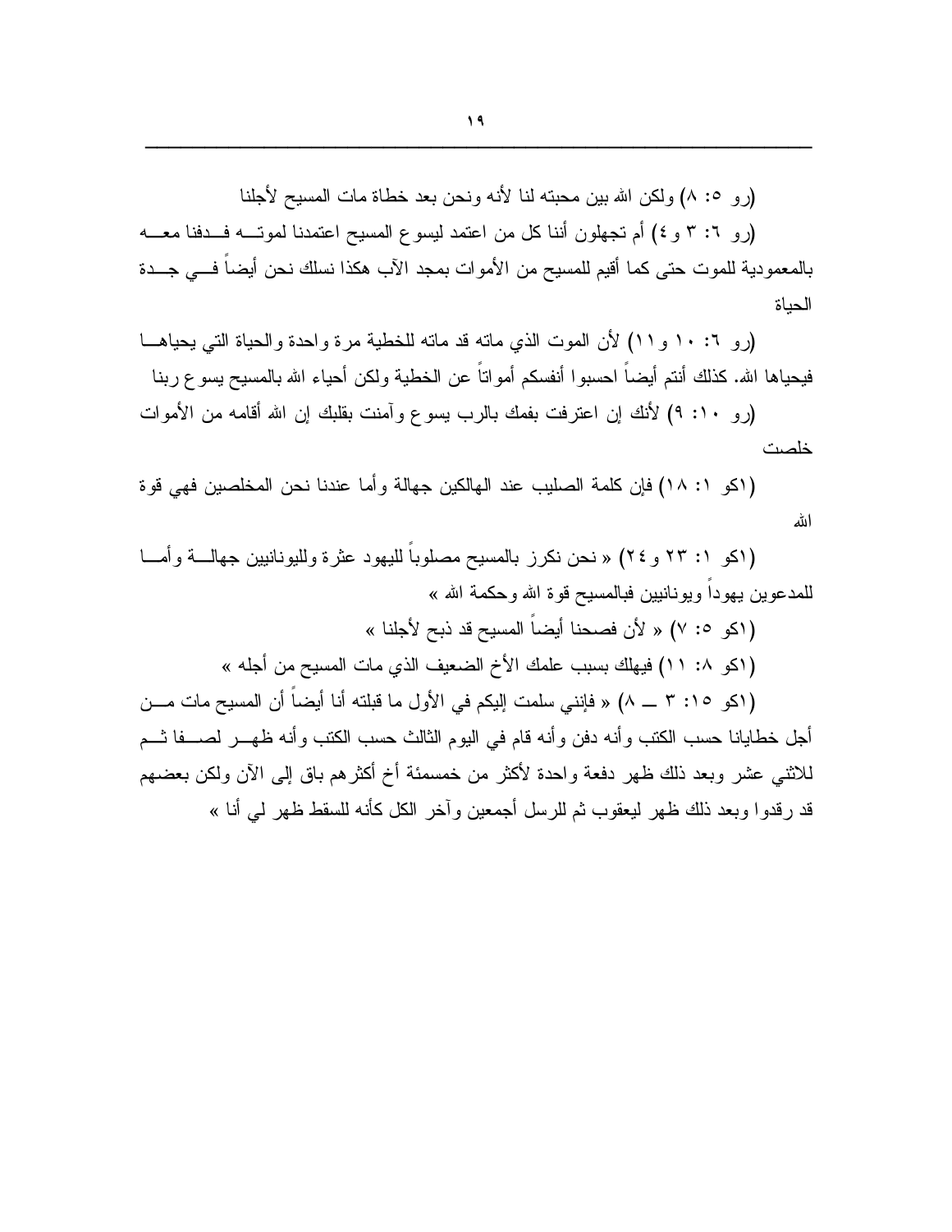(رو ٥: ٨) ولكن الله بين محبته لنا لأنه ونحن بعد خطاة مات المسيح لأجلنا

(رو ٦: ٣ و٤) أم تجهلون أننا كل من اعتمد ليسوع المسيح اعتمدنا لموته فدفنا معه بالمعمودية للموت حتى كما أقيم للمسيح من الأموات بمجد الآب هكذا نسلك نحن أيضاً في جدة الحياة

(رو ٦: ١٠ و١١) لأن الموت الذي ماته قد ماته للخطية مرة واحدة والحياة التي يحياها فيحياها الله. كذلك أنتم أيضاً احسبوا أنفسكم أمواتاً عن الخطية ولكن أحياء الله بالمسيح يسوع ربنا

(رو ١٠: ٩) لأنك إن اعترفت بفمك بالرب يسوع وآمنت بقلبك إن الله أقامه من الأموات خلصت

(اكو ١: ١٨) فإن كلمة الصليب عند الهالكين جهالة وأما عندنا نحن المخلصين فهي قوة الله

(اكو ١: ٢٣ و٢٤) « نحن نكرز بالمسيح مصلوباً لليهود عثرة ولليونانيين جهالة وأما للمدعوين يهوداً ويونانيين فبالمسيح قوة الله وحكمة الله »

(اكو ٥: ٧) « لأن فصحنا أيضاً المسيح قد ذبح لأجلنا »

(اكو ٨: ١١) فيهلك بسبب علمك الأخ الضعيف الذي مات المسيح من أجله »

(اكو ١٥: ٣ ــ ٨) « فإنني سلمت إليكم في الأول ما قبلته أنا أيضاً أن المسيح مات من أجل خطايانا حسب الكتب وأنه دفن وأنه قام في اليوم الثالث حسب الكتب وأنه ظهر لصفا ثم للاثني عشر وبعد ذلك ظهر دفعة واحدة لأكثر من خمسمئة أخ أكثرهم باق إلى الآن ولكن بعضهم قد رقدوا وبعد ذلك ظهر ليعقوب ثم للرسل أجمعين وآخر الكل كأنه للسقط ظهر لي أنا »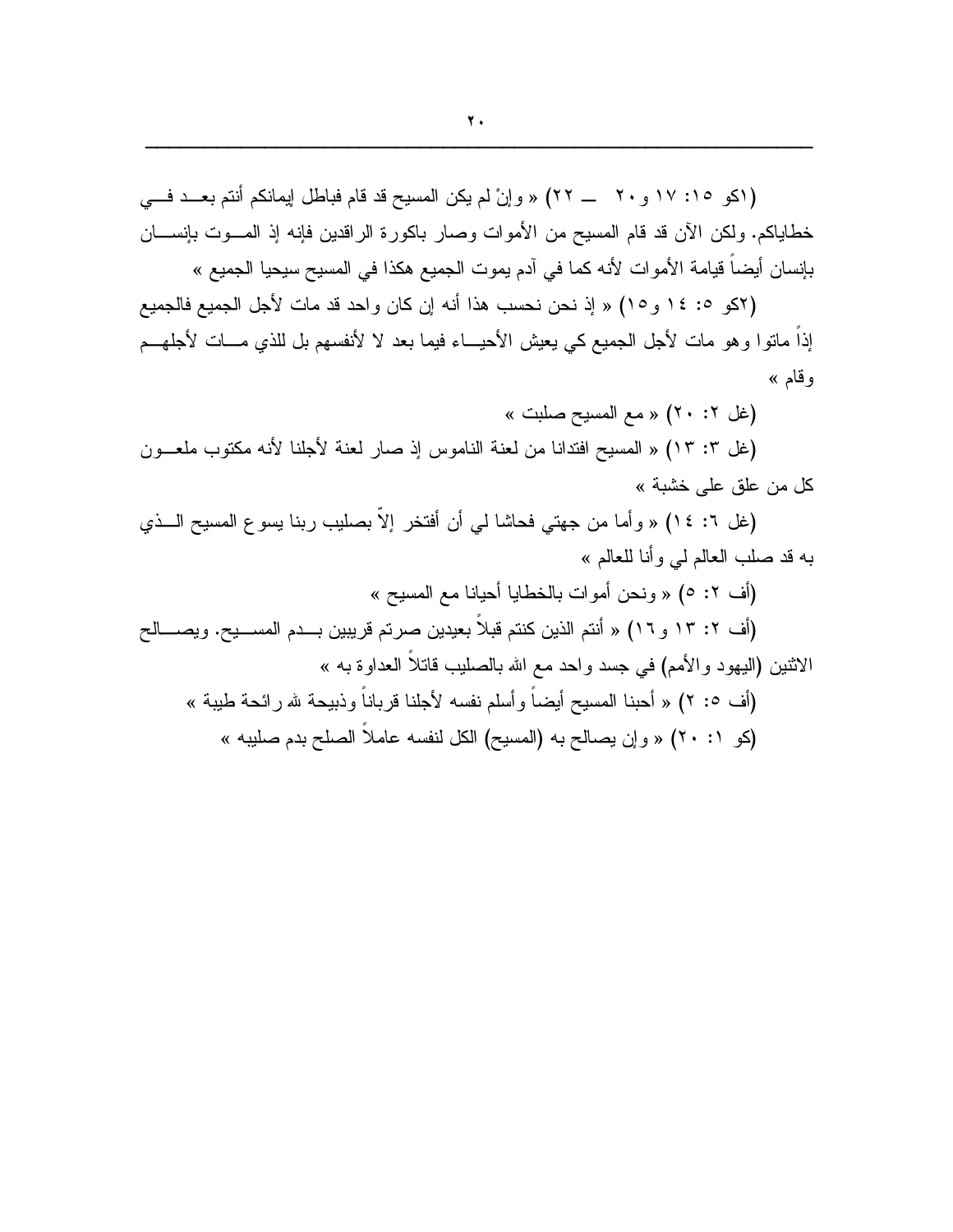(اكو ١٥: ١٧ و٢٠ ــ ٢٢) « وإنْ لم يكن المسيح قد قام فباطل إيمانكم أنتم بعد في خطاياكم. ولكن الآن قد قام المسيح من الأموات وصار باكورة الراقدين فإنه إذ الموت بإنسان بإنسان أيضاً قيامة الأموات لأنه كما في آدم يموت الجميع هكذا في المسيح سيحيا الجميع »

(٢كو ٥: ١٤ و١٥) « إذ نحن نحسب هذا أنه إن كان واحد قد مات لأجل الجميع فالجميع إذاً ماتوا وهو مات لأجل الجميع كي يعيش الأحياء فيما بعد لا لأنفسهم بل للذي مات لأجلهم وقام »

(غل ٢: ٢٠) « مع المسيح صلبت »

(غل ٣: ١٣) « المسيح افتدانا من لعنة الناموس إذ صار لعنة لأجلنا لأنه مكتوب ملعون كل من علق على خشبة »

(غل ٦: ١٤) « وأما من جهتي فحاشا لي أن أفتخر إلاّ بصليب ربنا يسوع المسيح الذي به قد صلب العالم لي وأنا للعالم »

(أف ٢: ٥) « ونحن أموات بالخطايا أحيانا مع المسيح »

(أف ٢: ١٣ و١٦) « أنتم الذين كنتم قبلاً بعيدين صرتم قريبين بدم المسيح. ويصالح الاثنين (اليهود والأمم) في جسد واحد مع الله بالصليب قاتلاً العداوة به »

(أف ٥: ٢) « أحبنا المسيح أيضاً وأسلم نفسه لأجلنا قرباناً وذبيحة لله رائحة طيبة »

(كو ١: ٢٠) « وإن يصالح به (المسيح) الكل لنفسه عاملاً الصلح بدم صليبه »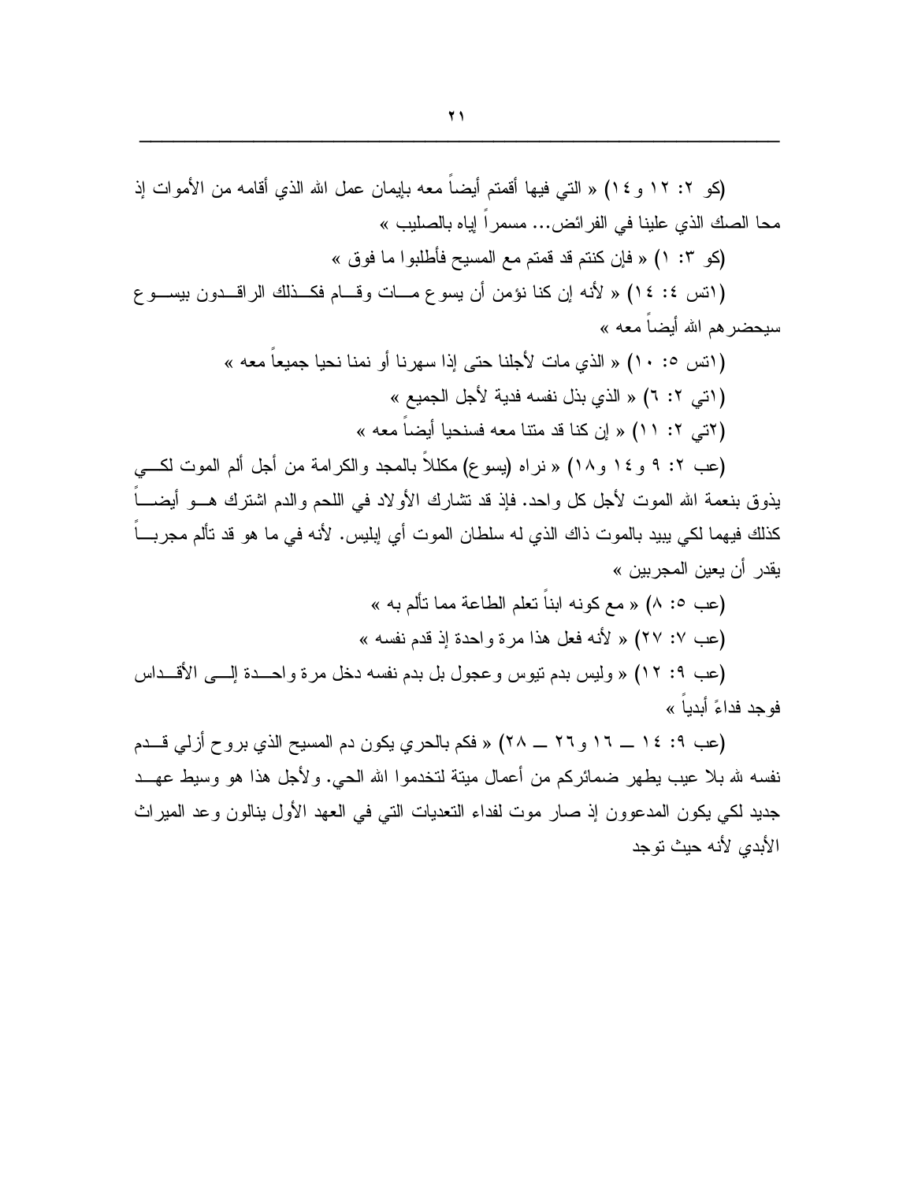(كو ٢: ١٢ و ١٤) « التي فيها أقمتم أيضاً معه بإيمان عمل الله الذي أقامه من الأموات إذ محا الصك الذي علينا في الفرائض... مسمراً إياه بالصليب »

(كو ٣: ١) « فإن كنتم قد قمتم مع المسيح فأطلبوا ما فوق »

(١تس ٤: ١٤) « لأنه إن كنا نؤمن أن يسوع مات وقام فكذلك الراقدون بيسوع سيحضرهم الله أيضاً معه »

(١تس ٥: ١٠) « الذي مات لأجلنا حتى إذا سهرنا أو نمنا نحيا جميعاً معه »

(١تي ٢: ٦) « الذي بذل نفسه فدية لأجل الجميع »

(٢تي ٢: ١١) « إن كنا قد متنا معه فسنحيا أيضاً معه »

(عب ٢: ٩ و ١٤ و١٨) « نراه (يسوع) مكللاً بالمجد والكرامة من أجل ألم الموت لكي يذوق بنعمة الله الموت لأجل كل واحد. فإذ قد تشارك الأولاد في اللحم والدم اشترك هو أيضاً كذلك فيهما لكي يبيد بالموت ذاك الذي له سلطان الموت أي إبليس. لأنه في ما هو قد تألم مجرباً يقدر أن يعين المجربين »

(عب ٥: ٨) « مع كونه ابناً تعلم الطاعة مما تألم به »

(عب ٧: ٢٧) « لأنه فعل هذا مرة واحدة إذ قدم نفسه »

(عب ٩: ١٢) « وليس بدم تيوس وعجول بل بدم نفسه دخل مرة واحدة إلى الأقداس فوجد فداءً أبدياً »

(عب ٩: ١٤ ــ ١٦ و٢٦ ــ ٢٨) « فكم بالحري يكون دم المسيح الذي بروح أزلي قدم نفسه لله بلا عيب يطهر ضمائركم من أعمال ميتة لتخدموا الله الحي. ولأجل هذا هو وسيط عهد جديد لكي يكون المدعوون إذ صار موت لفداء التعديات التي في العهد الأول ينالون وعد الميراث الأبدي لأنه حيث توجد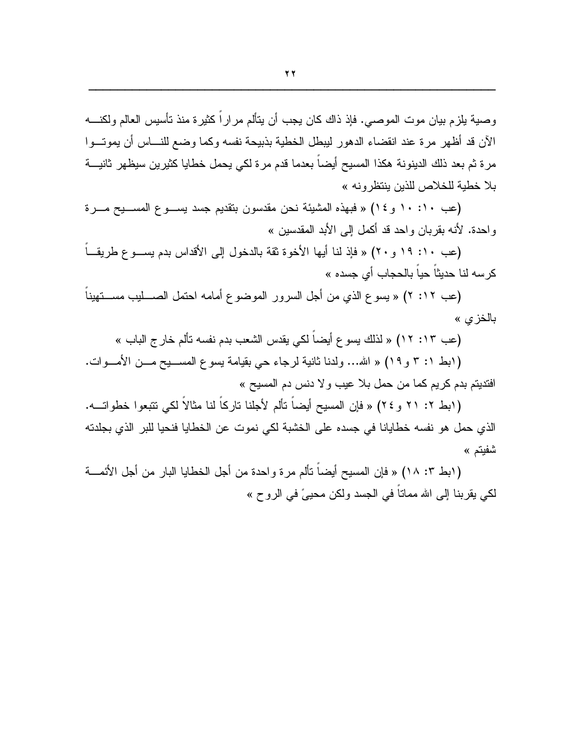وصية يلزم بيان موت الموصي. فإذ ذاك كان يجب أن يتألم مراراً كثيرة منذ تأسيس العالم ولكنه الآن قد أظهر مرة عند انقضاء الدهور ليبطل الخطية بذبيحة نفسه وكما وضع للناس أن يموتوا مرة ثم بعد ذلك الدينونة هكذا المسيح أيضاً بعدما قدم مرة لكي يحمل خطايا كثيرين سيظهر ثانية بلا خطية للخلاص للذين ينتظرونه »

(عب ١٠: ١٠ و١٤) « فبهذه المشيئة نحن مقدسون بتقديم جسد يسوع المسيح مرة واحدة. لأنه بقربان واحد قد أكمل إلى الأبد المقدسين »

(عب ١٠: ١٩ و٢٠) « فإذ لنا أيها الأخوة ثقة بالدخول إلى الأقداس بدم يسوع طريقاً كرسه لنا حديثاً حياً بالحجاب أي جسده »

(عب ١٢: ٢) « يسوع الذي من أجل السرور الموضوع أمامه احتمل الصليب مستهيناً بالخزي »

(عب ١٣: ١٢) « لذلك يسوع أيضاً لكي يقدس الشعب بدم نفسه تألم خارج الباب »

(ابط ١: ٣ و١٩) « الله... ولدنا ثانية لرجاء حي بقيامة يسوع المسيح من الأموات. افتديتم بدم كريم كما من حمل بلا عيب ولا دنس دم المسيح »

(ابط ٢: ٢١ و٢٤) « فإن المسيح أيضاً تألم لأجلنا تاركاً لنا مثالاً لكي تتبعوا خطواته. الذي حمل هو نفسه خطايانا في جسده على الخشبة لكي نموت عن الخطايا فنحيا للبر الذي بجلدته شفيتم »

(ابط ٣: ١٨) « فإن المسيح أيضاً تألم مرة واحدة من أجل الخطايا البار من أجل الأثمة لكي يقربنا إلى الله مماتاً في الجسد ولكن محييً في الروح »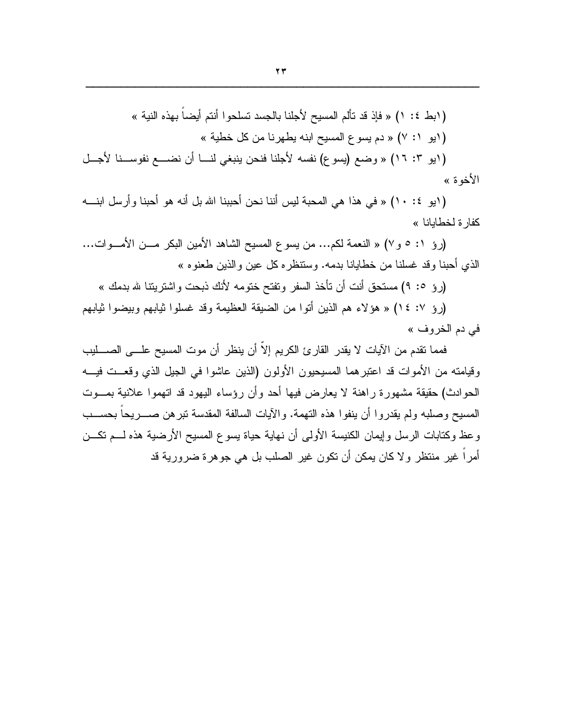(١بط ٤: ١) « فإذ قد تألم المسيح لأجلنا بالجسد تسلحوا أنتم أيضاً بهذه النية »

(١يو ١: ٧) « دم يسوع المسيح ابنه يطهرنا من كل خطية »

(١يو ٣: ١٦) « وضع (يسوع) نفسه لأجلنا فنحن ينبغي لنا أن نضع نفوسنا لأجل الأخوة »

(١يو ٤: ١٠) « في هذا هي المحبة ليس أننا نحن أحببنا الله بل أنه هو أحبنا وأرسل ابنه كفارة لخطايانا »

(رؤ ١: ٥ و٧) « النعمة لكم... من يسوع المسيح الشاهد الأمين البكر من الأموات... الذي أحبنا وقد غسلنا من خطايانا بدمه. وستنظره كل عين والذين طعنوه »

(رؤ ٥: ٩) مستحق أنت أن تأخذ السفر وتفتح ختومه لأنك ذبحت واشتريتنا لله بدمك »

(رؤ ٧: ١٤) « هؤلاء هم الذين أتوا من الضيقة العظيمة وقد غسلوا ثيابهم وبيضوا ثيابهم في دم الخروف »

فمما تقدم من الآيات لا يقدر القارئ الكريم إلاّ أن ينظر أن موت المسيح على الصليب وقيامته من الأموات قد اعتبرهما المسيحيون الأولون (الذين عاشوا في الجيل الذي وقعت فيه الحوادث) حقيقة مشهورة راهنة لا يعارض فيها أحد وأن رؤساء اليهود قد اتهموا علانية بموت المسيح وصلبه ولم يقدروا أن ينفوا هذه التهمة. والآيات السالفة المقدسة تبرهن صريحاً بحسب وعظ وكتابات الرسل وإيمان الكنيسة الأولى أن نهاية حياة يسوع المسيح الأرضية هذه لم تكن أمراً غير منتظر ولا كان يمكن أن تكون غير الصلب بل هي جوهرة ضرورية قد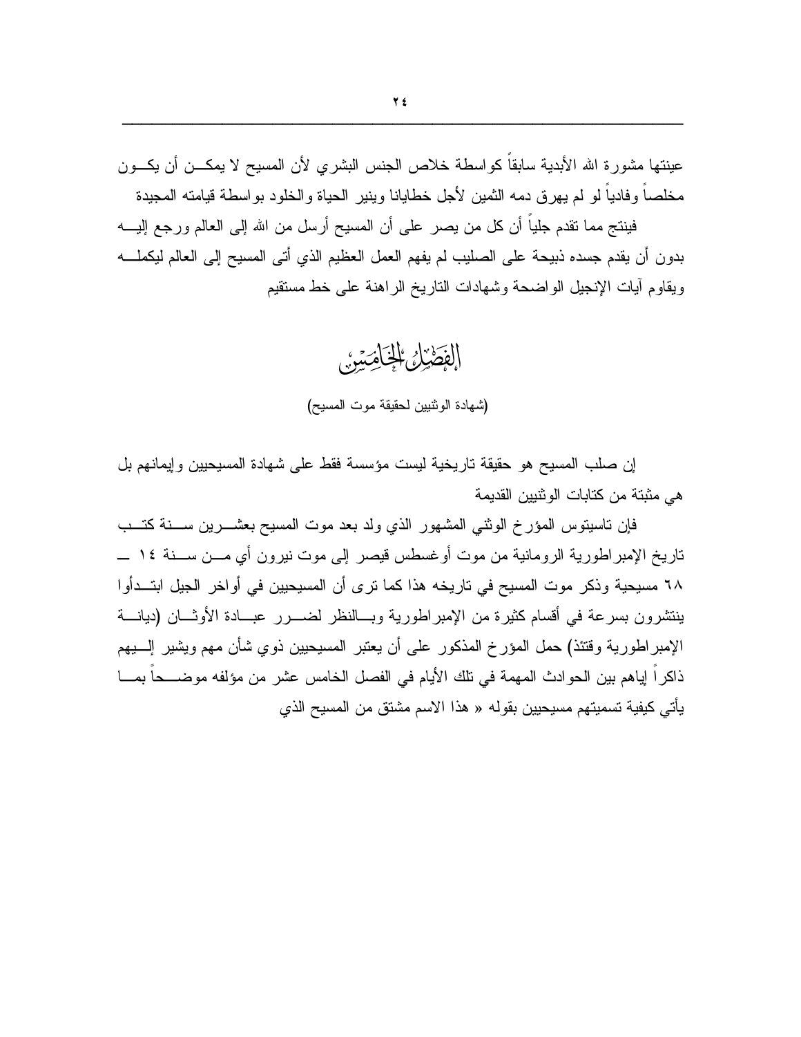عينتها مشورة الله الأبدية سابقاً كواسطة خلاص الجنس البشري لأن المسيح لا يمكن أن يكون مخلصاً وفادياً لو لم يهرق دمه الثمين لأجل خطايانا وينير الحياة والخلود بواسطة قيامته المجيدة

فينتج مما تقدم جلياً أن كل من يصر على أن المسيح أرسل من الله إلى العالم ورجع إليه بدون أن يقدم جسده ذبيحة على الصليب لم يفهم العمل العظيم الذي أتى المسيح إلى العالم ليكمله ويقاوم آيات الإنجيل الواضحة وشهادات التاريخ الراهنة على خط مستقيم

## الفصل الخامس

(شهادة الوثنيين لحقيقة موت المسيح)

إن صلب المسيح هو حقيقة تاريخية ليست مؤسسة فقط على شهادة المسيحيين وإيمانهم بل هي مثبتة من كتابات الوثنيين القديمة

فإن تاسيتوس المؤرخ الوثني المشهور الذي ولد بعد موت المسيح بعشرين سنة كتب تاريخ الإمبراطورية الرومانية من موت أوغسطس قيصر إلى موت نيرون أي من سنة ١٤ — ٦٨ مسيحية وذكر موت المسيح في تاريخه هذا كما ترى أن المسيحيين في أواخر الجيل ابتدأوا ينتشرون بسرعة في أقسام كثيرة من الإمبراطورية وبالنظر لضرر عبادة الأوثان (ديانة الإمبراطورية وقتئذ) حمل المؤرخ المذكور على أن يعتبر المسيحيين ذوي شأن مهم ويشير إليهم ذاكراً إياهم بين الحوادث المهمة في تلك الأيام في الفصل الخامس عشر من مؤلفه موضحاً بما يأتي كيفية تسميتهم مسيحيين بقوله « هذا الاسم مشتق من المسيح الذي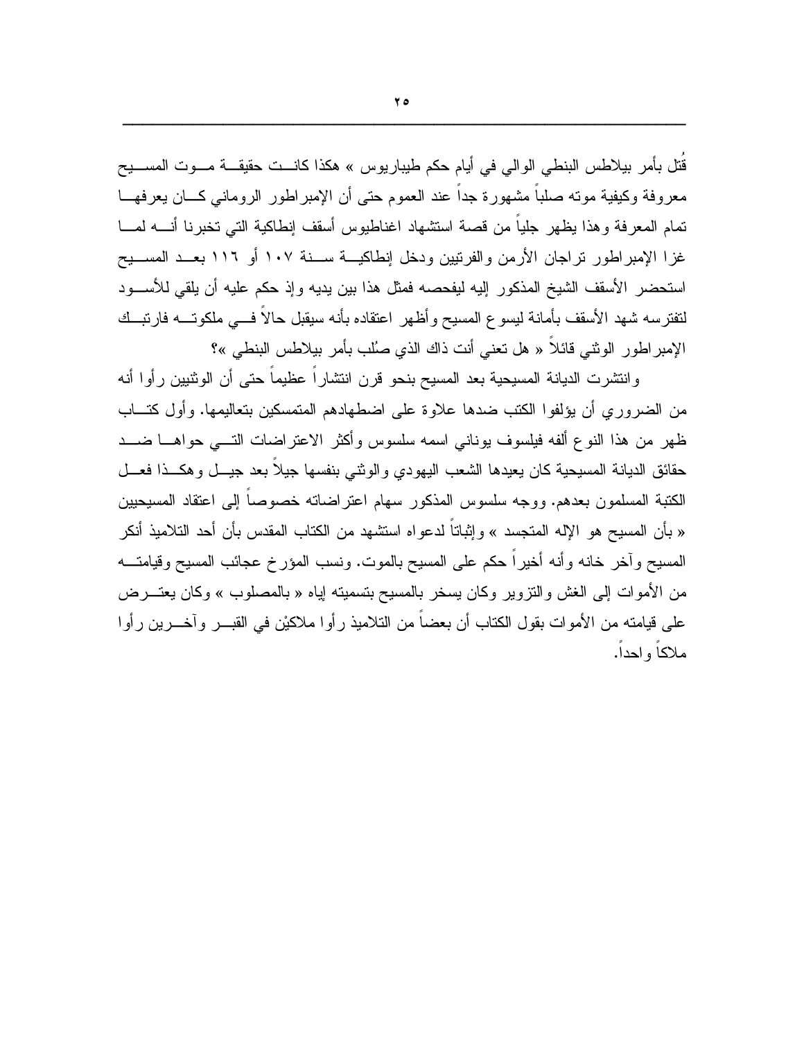قُتل بأمر بيلاطس البنطي الوالي في أيام حكم طيباريوس » هكذا كانت حقيقة موت المسيح معروفة وكيفية موته صلباً مشهورة جداً عند العموم حتى أن الإمبراطور الروماني كان يعرفها تمام المعرفة وهذا يظهر جلياً من قصة استشهاد اغناطيوس أسقف إنطاكية التي تخبرنا أنه لما غزا الإمبراطور تراجان الأرمن والفرتيين ودخل إنطاكية سنة ١٠٧ أو ١١٦ بعد المسيح استحضر الأسقف الشيخ المذكور إليه ليفحصه فمثل هذا بين يديه وإذ حكم عليه أن يلقي للأسود لتفترسه شهد الأسقف بأمانة ليسوع المسيح وأظهر اعتقاده بأنه سيقبل حالاً في ملكوته فارتبك الإمبراطور الوثني قائلاً « هل تعني أنت ذاك الذي صُلب بأمر بيلاطس البنطي »؟

وانتشرت الديانة المسيحية بعد المسيح بنحو قرن انتشاراً عظيماً حتى أن الوثنيين رأوا أنه من الضروري أن يؤلفوا الكتب ضدها علاوة على اضطهادهم المتمسكين بتعاليمها. وأول كتاب ظهر من هذا النوع ألفه فيلسوف يوناني اسمه سلسوس وأكثر الاعتراضات التي حواها ضد حقائق الديانة المسيحية كان يعيدها الشعب اليهودي والوثني بنفسها جيلاً بعد جيل وهكذا فعل الكتبة المسلمون بعدهم. ووجه سلسوس المذكور سهام اعتراضاته خصوصاً إلى اعتقاد المسيحيين « بأن المسيح هو الإله المتجسد » وإثباتاً لدعواه استشهد من الكتاب المقدس بأن أحد التلاميذ أنكر المسيح وآخر خانه وأنه أخيراً حكم على المسيح بالموت. ونسب المؤرخ عجائب المسيح وقيامته من الأموات إلى الغش والتزوير وكان يسخر بالمسيح بتسميته إياه « بالمصلوب » وكان يعترض على قيامته من الأموات بقول الكتاب أن بعضاً من التلاميذ رأوا ملاكيْن في القبر وآخرين رأوا ملاكاً واحداً.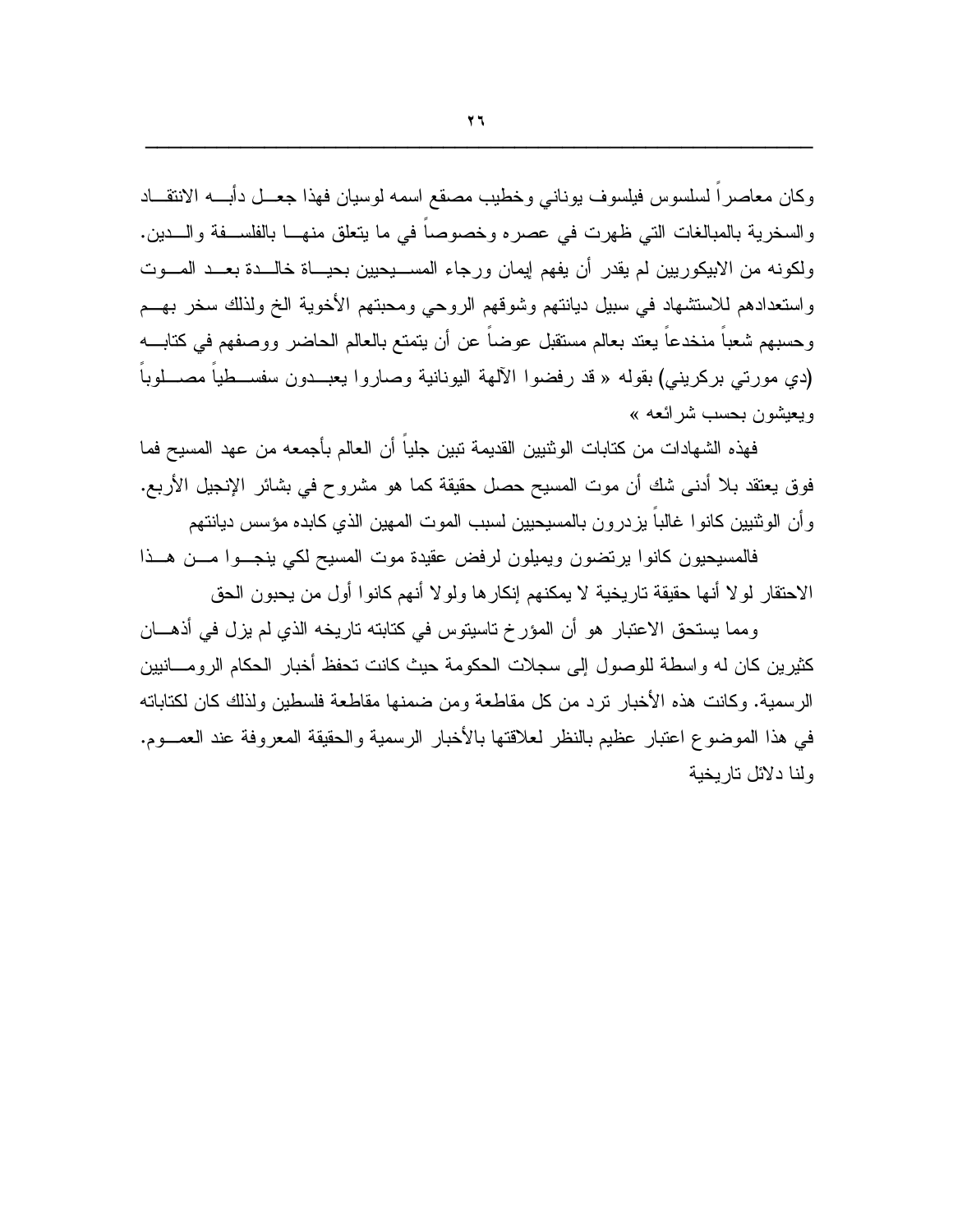وكان معاصراً لسلسوس فيلسوف يوناني وخطيب مصقع اسمه لوسيان فهذا جعل دأبه الانتقاد والسخرية بالمبالغات التي ظهرت في عصره وخصوصاً في ما يتعلق منها بالفلسفة والدين. ولكونه من الابيكوريين لم يقدر أن يفهم إيمان ورجاء المسيحيين بحياة خالدة بعد الموت واستعدادهم للاستشهاد في سبيل ديانتهم وشوقهم الروحي ومحبتهم الأخوية الخ ولذلك سخر بهم وحسبهم شعباً منخدعاً يعتد بعالم مستقبل عوضاً عن أن يتمتع بالعالم الحاضر ووصفهم في كتابه (دي مورتي بركريني) بقوله « قد رفضوا الآلهة اليونانية وصاروا يعبدون سفسطياً مصلوباً ويعيشون بحسب شرائعه »

فهذه الشهادات من كتابات الوثنيين القديمة تبين جلياً أن العالم بأجمعه من عهد المسيح فما فوق يعتقد بلا أدنى شك أن موت المسيح حصل حقيقة كما هو مشروح في بشائر الإنجيل الأربع. وأن الوثنيين كانوا غالباً يزدرون بالمسيحيين لسبب الموت المهين الذي كابده مؤسس ديانتهم

فالمسيحيون كانوا يرتضون ويميلون لرفض عقيدة موت المسيح لكي ينجوا من هذا الاحتقار لولا أنها حقيقة تاريخية لا يمكنهم إنكارها ولولا أنهم كانوا أول من يحبون الحق

ومما يستحق الاعتبار هو أن المؤرخ تاسيتوس في كتابته تاريخه الذي لم يزل في أذهان كثيرين كان له واسطة للوصول إلى سجلات الحكومة حيث كانت تحفظ أخبار الحكام الرومانيين الرسمية. وكانت هذه الأخبار ترد من كل مقاطعة ومن ضمنها مقاطعة فلسطين ولذلك كان لكتاباته في هذا الموضوع اعتبار عظيم بالنظر لعلاقتها بالأخبار الرسمية والحقيقة المعروفة عند العموم. ولنا دلائل تاريخية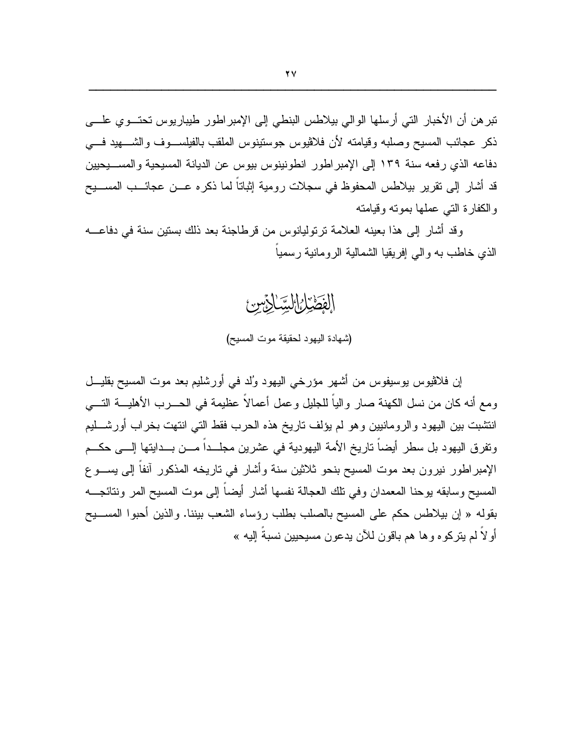تبرهن أن الأخبار التي أرسلها الوالي بيلاطس البنطي إلى الإمبراطور طيباريوس تحتوي على ذكر عجائب المسيح وصلبه وقيامته لأن فلاڤيوس جوستينوس الملقب بالفيلسوف والشهيد في دفاعه الذي رفعه سنة ١٣٩ إلى الإمبراطور انطونينوس بيوس عن الديانة المسيحية والمسيحيين قد أشار إلى تقرير بيلاطس المحفوظ في سجلات رومية إثباتاً لما ذكره عن عجائب المسيح والكفارة التي عملها بموته وقيامته

وقد أشار إلى هذا بعينه العلامة ترتوليانوس من قرطاجنة بعد ذلك بستين سنة في دفاعه الذي خاطب به والي إفريقيا الشمالية الرومانية رسمياً

# الفصل السادس

(شهادة اليهود لحقيقة موت المسيح)

إن فلاڤيوس يوسيفوس من أشهر مؤرخي اليهود وُلد في أورشليم بعد موت المسيح بقليل ومع أنه كان من نسل الكهنة صار والياً للجليل وعمل أعمالاً عظيمة في الحرب الأهلية التي انتشبت بين اليهود والرومانيين وهو لم يؤلف تاريخ هذه الحرب فقط التي انتهت بخراب أورشليم وتفرق اليهود بل سطر أيضاً تاريخ الأمة اليهودية في عشرين مجلداً من بدايتها إلى حكم الإمبراطور نيرون بعد موت المسيح بنحو ثلاثين سنة وأشار في تاريخه المذكور آنفاً إلى يسوع المسيح وسابقه يوحنا المعمدان وفي تلك العجالة نفسها أشار أيضاً إلى موت المسيح المر ونتائجه بقوله « إن بيلاطس حكم على المسيح بالصلب بطلب رؤساء الشعب بيننا. والذين أحبوا المسيح أولاً لم يتركوه وها هم باقون للآن يدعون مسيحيين نسبةً إليه »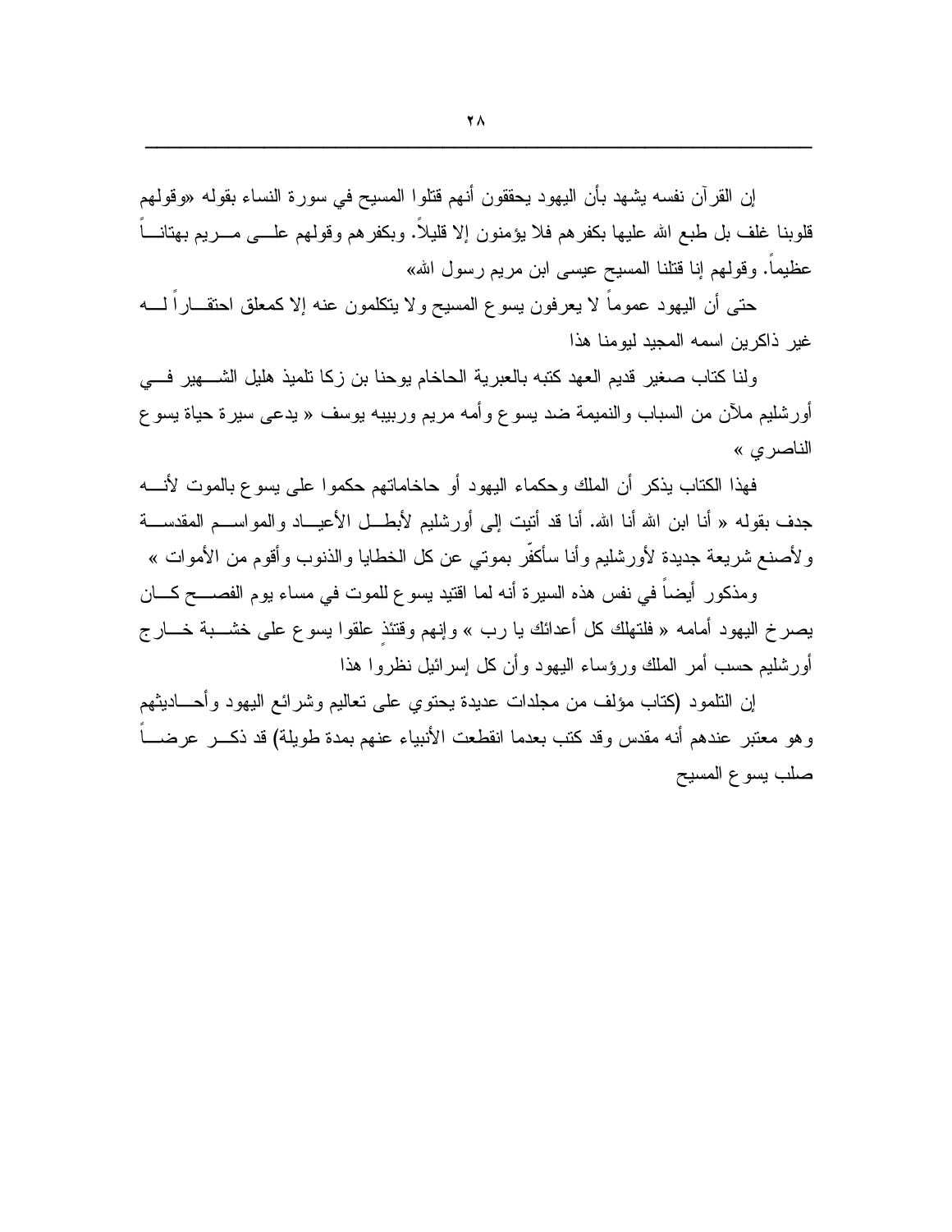إن القرآن نفسه يشهد بأن اليهود يحققون أنهم قتلوا المسيح في سورة النساء بقوله «وقولهم قلوبنا غلف بل طبع الله عليها بكفرهم فلا يؤمنون إلا قليلاً. وبكفرهم وقولهم على مريم بهتاناً عظيماً. وقولهم إنا قتلنا المسيح عيسى ابن مريم رسول الله»

حتى أن اليهود عموماً لا يعرفون يسوع المسيح ولا يتكلمون عنه إلا كمعلق احتقاراً له غير ذاكرين اسمه المجيد ليومنا هذا

ولنا كتاب صغير قديم العهد كتبه بالعبرية الحاخام يوحنا بن زكا تلميذ هليل الشهير في أورشليم ملآن من السباب والنميمة ضد يسوع وأمه مريم وربيبه يوسف « يدعى سيرة حياة يسوع الناصري »

فهذا الكتاب يذكر أن الملك وحكماء اليهود أو حاخاماتهم حكموا على يسوع بالموت لأنه جدف بقوله « أنا ابن الله أنا الله. أنا قد أتيت إلى أورشليم لأبطل الأعياد والمواسم المقدسة ولأصنع شريعة جديدة لأورشليم وأنا سأكفّر بموتي عن كل الخطايا والذنوب وأقوم من الأموات »

ومذكور أيضاً في نفس هذه السيرة أنه لما اقتيد يسوع للموت في مساء يوم الفصح كان يصرخ اليهود أمامه « فلتهلك كل أعدائك يا رب » وإنهم وقتئذٍ علقوا يسوع على خشبة خارج أورشليم حسب أمر الملك ورؤساء اليهود وأن كل إسرائيل نظروا هذا

إن التلمود (كتاب مؤلف من مجلدات عديدة يحتوي على تعاليم وشرائع اليهود وأحاديثهم وهو معتبر عندهم أنه مقدس وقد كتب بعدما انقطعت الأنبياء عنهم بمدة طويلة) قد ذكر عرضاً صلب يسوع المسيح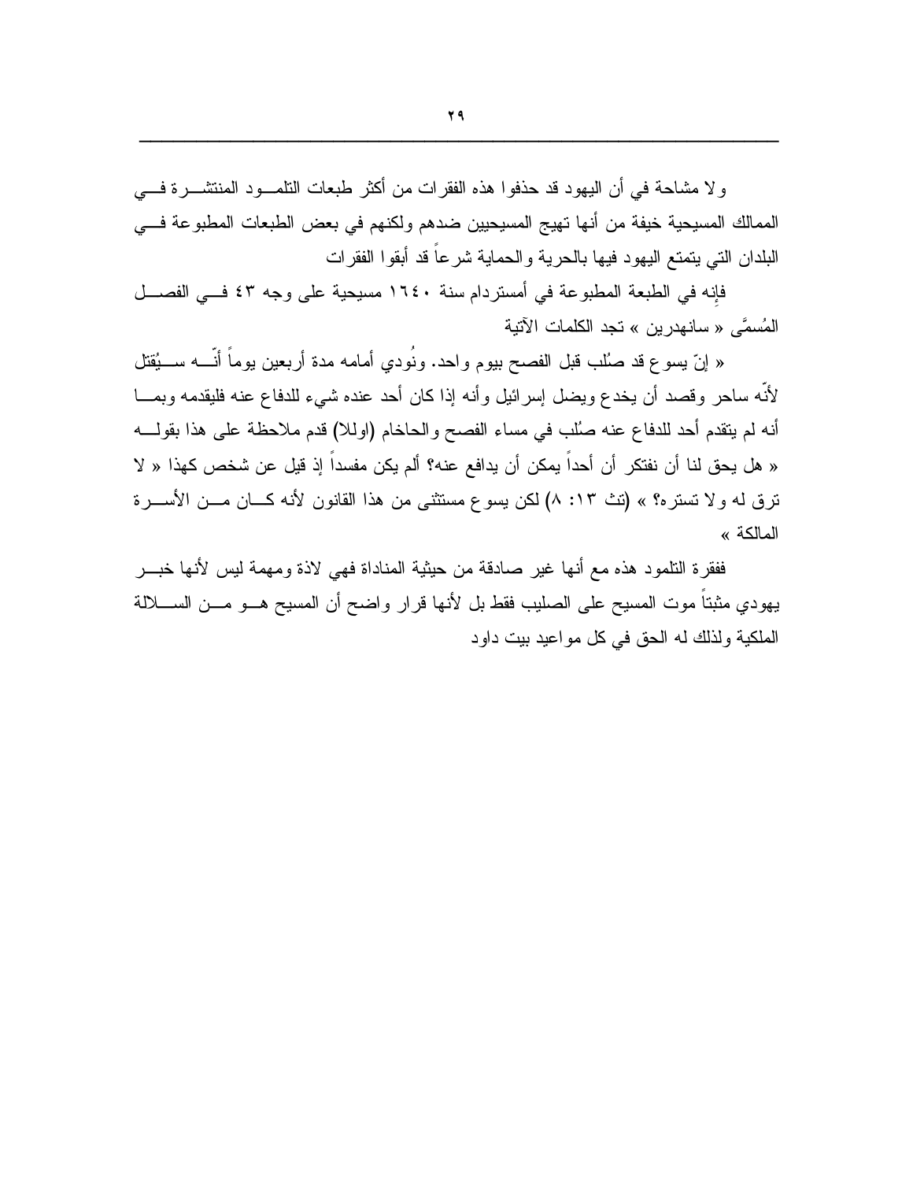ولا مشاحة في أن اليهود قد حذفوا هذه الفقرات من أكثر طبعات التلمود المنتشرة في الممالك المسيحية خيفة من أنها تهيج المسيحيين ضدهم ولكنهم في بعض الطبعات المطبوعة في البلدان التي يتمتع اليهود فيها بالحرية والحماية شرعاً قد أبقوا الفقرات

فإنه في الطبعة المطبوعة في أمستردام سنة ١٦٤٠ مسيحية على وجه ٤٣ في الفصل المُسمَّى « سانهدرين » تجد الكلمات الآتية

« إنّ يسوع قد صُلب قبل الفصح بيوم واحد. ونُودي أمامه مدة أربعين يوماً أنّه سيُقتل لأنّه ساحر وقصد أن يخدع ويضل إسرائيل وأنه إذا كان أحد عنده شيء للدفاع عنه فليقدمه وبما أنه لم يتقدم أحد للدفاع عنه صُلب في مساء الفصح والحاخام (اولا) قدم ملاحظة على هذا بقوله « هل يحق لنا أن نفتكر أن أحداً يمكن أن يدافع عنه؟ ألم يكن مفسداً إذ قيل عن شخص كهذا « لا ترق له ولا تستره؟ » (تث ١٣: ٨) لكن يسوع مستثنى من هذا القانون لأنه كان من الأسرة المالكة »

ففقرة التلمود هذه مع أنها غير صادقة من حيثية المناداة فهي لاذة ومهمة ليس لأنها خبر يهودي مثبتاً موت المسيح على الصليب فقط بل لأنها قرار واضح أن المسيح هو من السلالة الملكية ولذلك له الحق في كل مواعيد بيت داود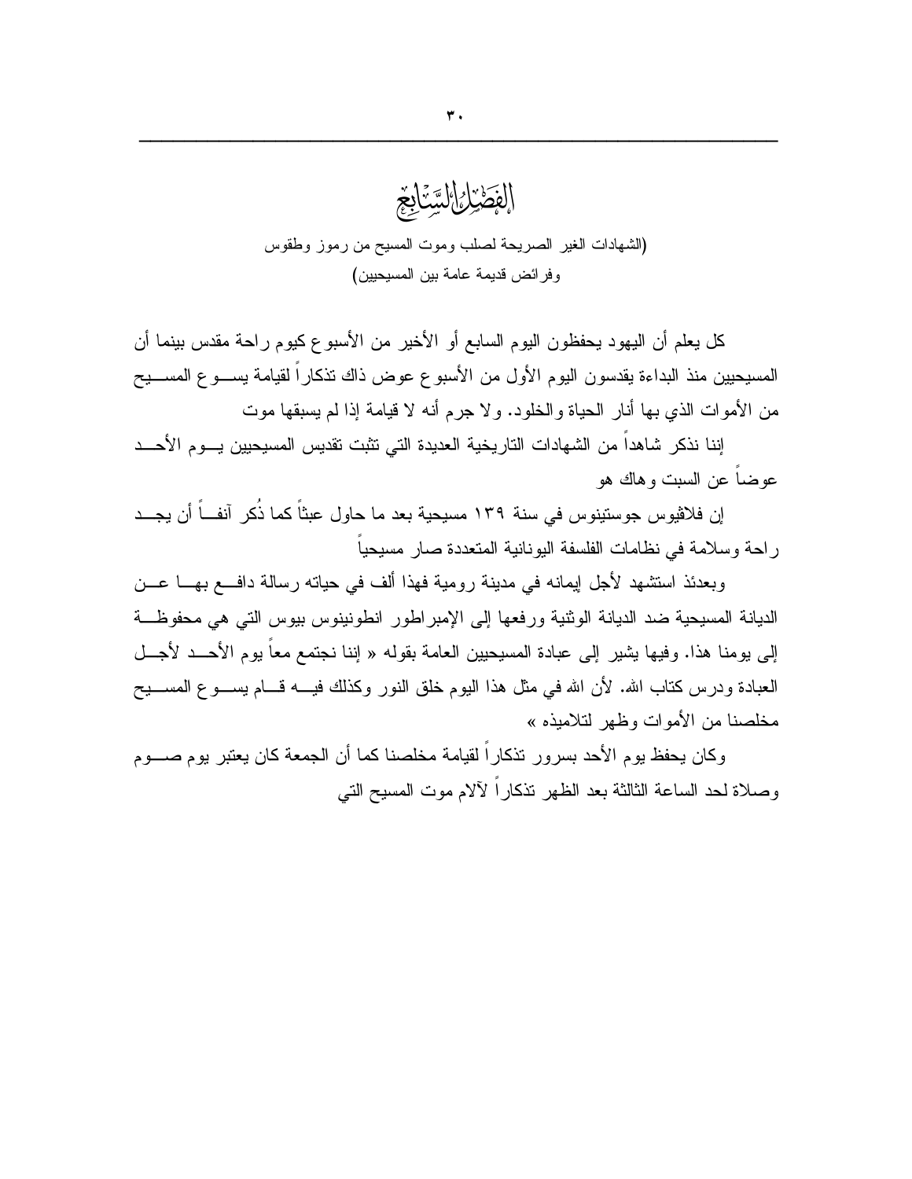# الفصل السابع

(الشهادات الغير الصريحة لصلب وموت المسيح من رموز وطقوس وفرائض قديمة عامة بين المسيحيين)

كل يعلم أن اليهود يحفظون اليوم السابع أو الأخير من الأسبوع كيوم راحة مقدس بينما أن المسيحيين منذ البداءة يقدسون اليوم الأول من الأسبوع عوض ذاك تذكاراً لقيامة يسوع المسيح من الأموات الذي بها أنار الحياة والخلود. ولا جرم أنه لا قيامة إذا لم يسبقها موت

إننا نذكر شاهداً من الشهادات التاريخية العديدة التي تثبت تقديس المسيحيين يوم الأحد عوضاً عن السبت وهاك هو

إن فلافيوس جوستينوس في سنة ١٣٩ مسيحية بعد ما حاول عبثاً كما ذُكر آنفاً أن يجد راحة وسلامة في نظامات الفلسفة اليونانية المتعددة صار مسيحياً

وبعدئذ استشهد لأجل إيمانه في مدينة رومية فهذا ألف في حياته رسالة دافع بها عن الديانة المسيحية ضد الديانة الوثنية ورفعها إلى الإمبراطور انطونينوس بيوس التي هي محفوظة إلى يومنا هذا. وفيها يشير إلى عبادة المسيحيين العامة بقوله « إننا نجتمع معاً يوم الأحد لأجل العبادة ودرس كتاب الله. لأن الله في مثل هذا اليوم خلق النور وكذلك فيه قام يسوع المسيح مخلصنا من الأموات وظهر لتلاميذه »

وكان يحفظ يوم الأحد بسرور تذكاراً لقيامة مخلصنا كما أن الجمعة كان يعتبر يوم صوم وصلاة لحد الساعة الثالثة بعد الظهر تذكاراً لآلام موت المسيح التي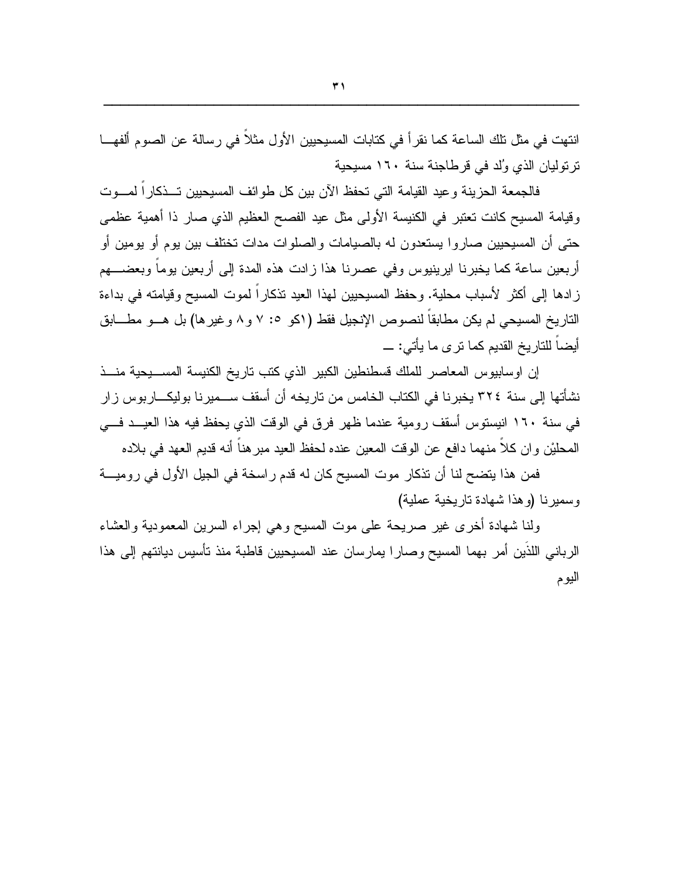انتهت في مثل تلك الساعة كما نقرأ في كتابات المسيحيين الأول مثلاً في رسالة عن الصوم ألفها ترتوليان الذي وُلد في قرطاجنة سنة ١٦٠ مسيحية

فالجمعة الحزينة وعيد القيامة التي تحفظ الآن بين كل طوائف المسيحيين تذكاراً لموت وقيامة المسيح كانت تعتبر في الكنيسة الأولى مثل عيد الفصح العظيم الذي صار ذا أهمية عظمى حتى أن المسيحيين صاروا يستعدون له بالصيامات والصلوات مدات تختلف بين يوم أو يومين أو أربعين ساعة كما يخبرنا ايرينيوس وفي عصرنا هذا زادت هذه المدة إلى أربعين يوماً وبعضهم زادها إلى أكثر لأسباب محلية. وحفظ المسيحيين لهذا العيد تذكاراً لموت المسيح وقيامته في بداءة التاريخ المسيحي لم يكن مطابقاً لنصوص الإنجيل فقط (١كو ٥: ٧ و٨ وغيرها) بل هو مطابق أيضاً للتاريخ القديم كما ترى ما يأتي: ـــ

إن اوسابيوس المعاصر للملك قسطنطين الكبير الذي كتب تاريخ الكنيسة المسيحية منذ نشأتها إلى سنة ٣٢٤ يخبرنا في الكتاب الخامس من تاريخه أن أسقف سميرنا بوليكاربوس زار في سنة ١٦٠ انيستوس أسقف رومية عندما ظهر فرق في الوقت الذي يحفظ فيه هذا العيد في المحليْن وان كلاً منهما دافع عن الوقت المعين عنده لحفظ العيد مبرهناً أنه قديم العهد في بلاده

فمن هذا يتضح لنا أن تذكار موت المسيح كان له قدم راسخة في الجيل الأول في رومية وسميرنا (وهذا شهادة تاريخية عملية)

ولنا شهادة أخرى غير صريحة على موت المسيح وهي إجراء السرين المعمودية والعشاء الرباني اللذَين أمر بهما المسيح وصارا يمارسان عند المسيحيين قاطبة منذ تأسيس ديانتهم إلى هذا اليوم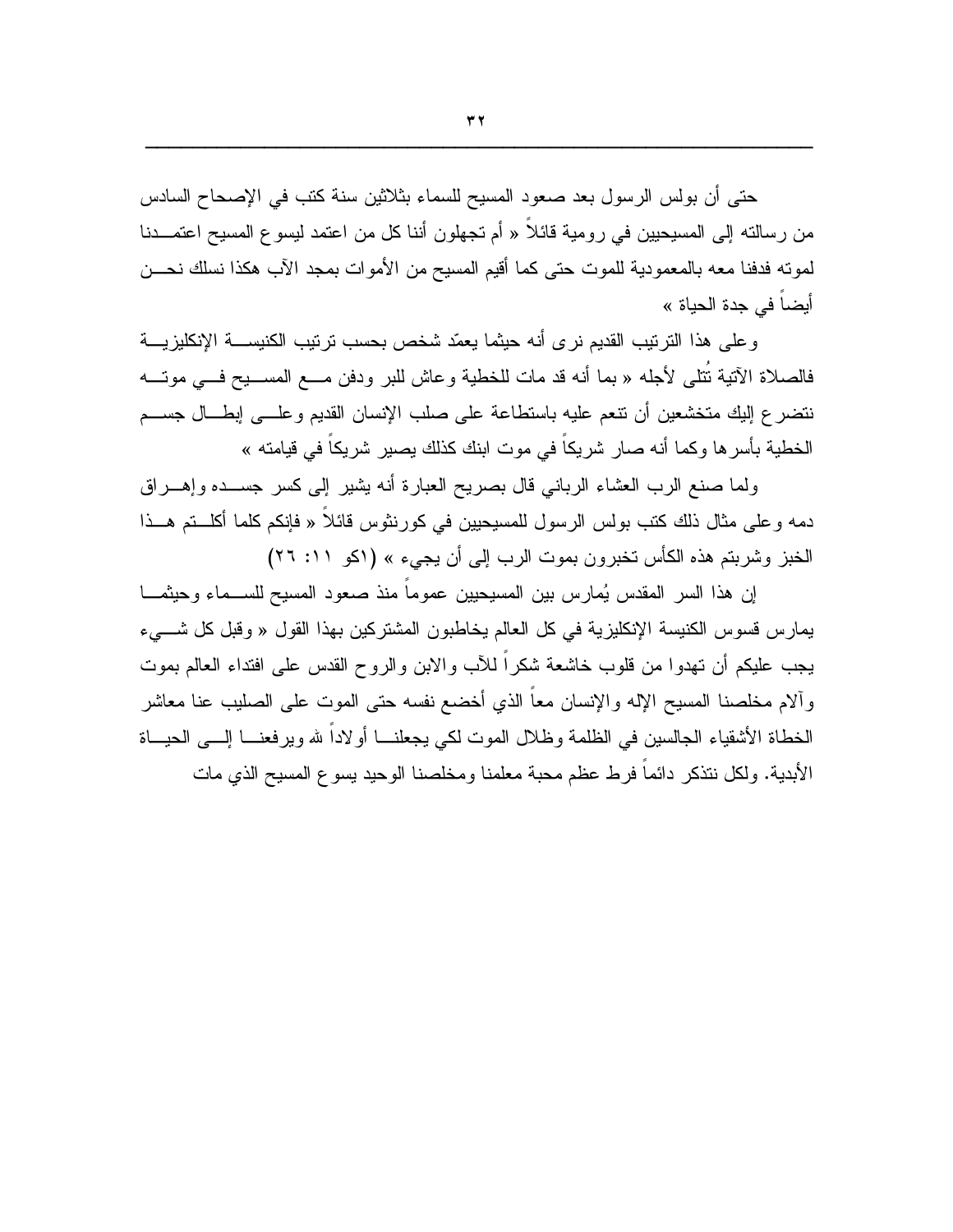حتى أن بولس الرسول بعد صعود المسيح للسماء بثلاثين سنة كتب في الإصحاح السادس من رسالته إلى المسيحيين في رومية قائلاً « أم تجهلون أننا كل من اعتمد ليسوع المسيح اعتمدنا لموته فدفنا معه بالمعمودية للموت حتى كما أقيم المسيح من الأموات بمجد الآب هكذا نسلك نحن أيضاً في جدة الحياة »

وعلى هذا الترتيب القديم نرى أنه حيثما يعمّد شخص بحسب ترتيب الكنيسة الإنكليزية فالصلاة الآتية تُتلى لأجله « بما أنه قد مات للخطية وعاش للبر ودفن مع المسيح في موته نتضرع إليك متخشعين أن تنعم عليه باستطاعة على صلب الإنسان القديم وعلى إبطال جسم الخطية بأسرها وكما أنه صار شريكاً في موت ابنك كذلك يصير شريكاً في قيامته »

ولما صنع الرب العشاء الرباني قال بصريح العبارة أنه يشير إلى كسر جسده وإهراق دمه وعلى مثال ذلك كتب بولس الرسول للمسيحيين في كورنثوس قائلاً « فإنكم كلما أكلتم هذا الخبز وشربتم هذه الكأس تخبرون بموت الرب إلى أن يجيء » (١كو ١١: ٢٦)

إن هذا السر المقدس يُمارس بين المسيحيين عموماً منذ صعود المسيح للسماء وحيثما يمارس قسوس الكنيسة الإنكليزية في كل العالم يخاطبون المشتركين بهذا القول « وقبل كل شيء يجب عليكم أن تهدوا من قلوب خاشعة شكراً للآب والابن والروح القدس على افتداء العالم بموت وآلام مخلصنا المسيح الإله والإنسان معاً الذي أخضع نفسه حتى الموت على الصليب عنا معاشر الخطاة الأشقياء الجالسين في الظلمة وظلال الموت لكي يجعلنا أولاداً لله ويرفعنا إلى الحياة الأبدية. ولكل نتذكر دائماً فرط عظم محبة معلمنا ومخلصنا الوحيد يسوع المسيح الذي مات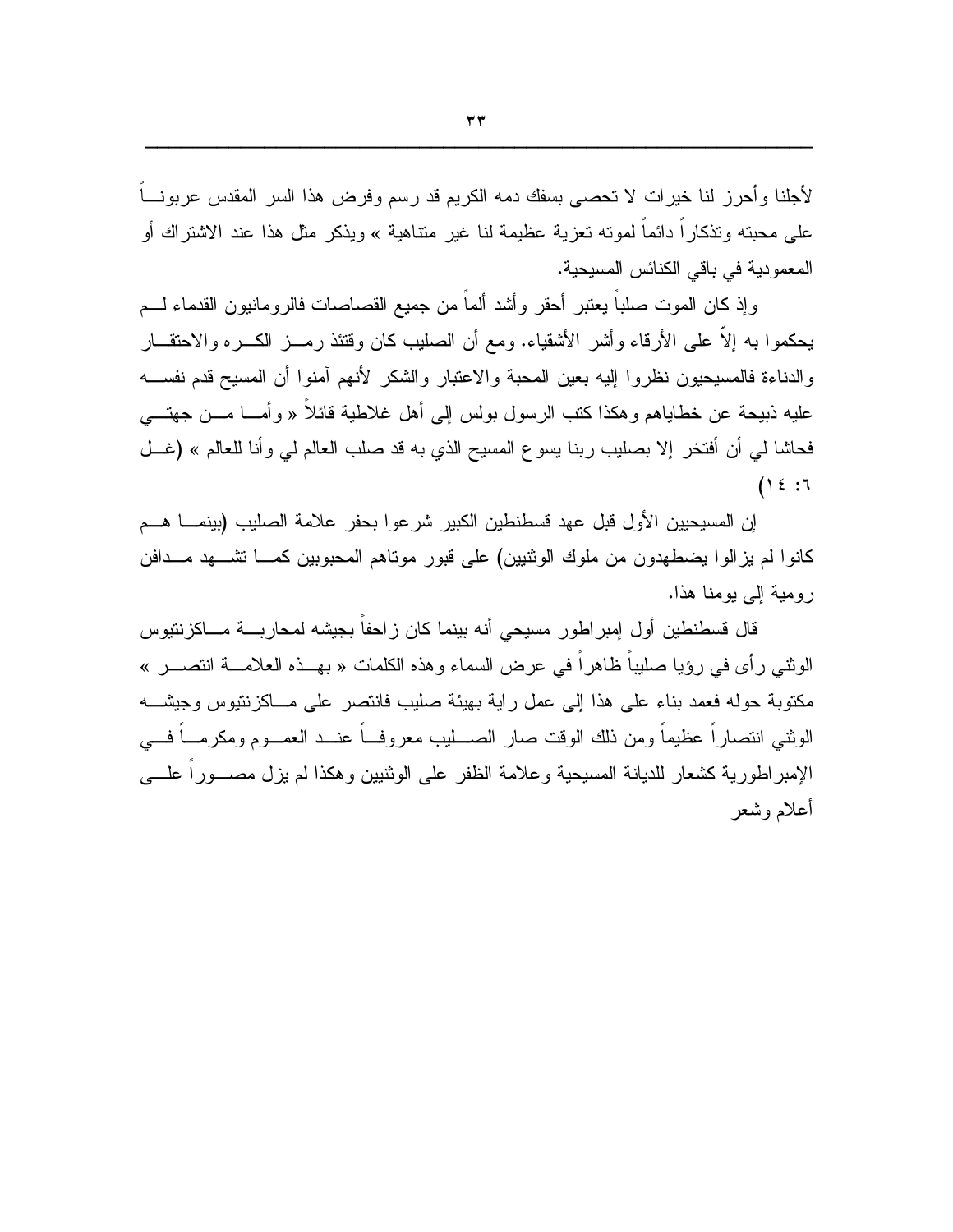لأجلنا وأحرز لنا خيرات لا تحصى بسفك دمه الكريم قد رسم وفرض هذا السر المقدس عربوناً على محبته وتذكاراً دائماً لموته تعزية عظيمة لنا غير متناهية » ويذكر مثل هذا عند الاشتراك أو المعمودية في باقي الكنائس المسيحية.

وإذ كان الموت صلباً يعتبر أحقر وأشد ألماً من جميع القصاصات فالرومانيون القدماء لم يحكموا به إلاّ على الأرقاء وأشر الأشقياء. ومع أن الصليب كان وقتئذ رمز الكره والاحتقار والدناءة فالمسيحيون نظروا إليه بعين المحبة والاعتبار والشكر لأنهم آمنوا أن المسيح قدم نفسه عليه ذبيحة عن خطاياهم وهكذا كتب الرسول بولس إلى أهل غلاطية قائلاً « وأما من جهتي فحاشا لي أن أفتخر إلا بصليب ربنا يسوع المسيح الذي به قد صلب العالم لي وأنا للعالم » (غل ٦: ١٤)

إن المسيحيين الأول قبل عهد قسطنطين الكبير شرعوا بحفر علامة الصليب (بينما هم كانوا لم يزالوا يضطهدون من ملوك الوثنيين) على قبور موتاهم المحبوبين كما تشهد مدافن رومية إلى يومنا هذا.

قال قسطنطين أول إمبراطور مسيحي أنه بينما كان زاحفاً بجيشه لمحاربة ماكزنتيوس الوثني رأى في رؤيا صليباً ظاهراً في عرض السماء وهذه الكلمات « بهذه العلامة انتصر » مكتوبة حوله فعمد بناء على هذا إلى عمل راية بهيئة صليب فانتصر على ماكزنتيوس وجيشه الوثني انتصاراً عظيماً ومن ذلك الوقت صار الصليب معروفاً عند العموم ومكرماً في الإمبراطورية كشعار للديانة المسيحية وعلامة الظفر على الوثنيين وهكذا لم يزل مصوراً على أعلام وشعر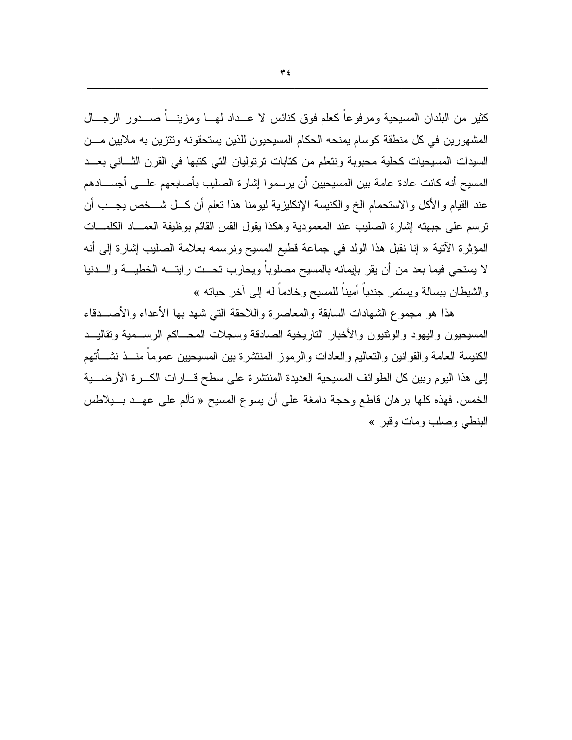كثير من البلدان المسيحية ومرفوعاً كعلم فوق كنائس لا عداد لها ومزيناً صدور الرجال المشهورين في كل منطقة كوسام يمنحه الحكام المسيحيون للذين يستحقونه وتتزين به ملايين من السيدات المسيحيات كحلية محبوبة ونتعلم من كتابات ترتوليان التي كتبها في القرن الثاني بعد المسيح أنه كانت عادة عامة بين المسيحيين أن يرسموا إشارة الصليب بأصابعهم على أجسادهم عند القيام والأكل والاستحمام الخ والكنيسة الإنكليزية ليومنا هذا تعلم أن كل شخص يجب أن ترسم على جبهته إشارة الصليب عند المعمودية وهكذا يقول القس القائم بوظيفة العماد الكلمات المؤثرة الآتية « إنا نقبل هذا الولد في جماعة قطيع المسيح ونرسمه بعلامة الصليب إشارة إلى أنه لا يستحي فيما بعد من أن يقر بإيمانه بالمسيح مصلوباً ويحارب تحت رايته الخطية والدنيا والشيطان ببسالة ويستمر جندياً أميناً للمسيح وخادماً له إلى آخر حياته »

هذا هو مجموع الشهادات السابقة والمعاصرة واللاحقة التي شهد بها الأعداء والأصدقاء المسيحيون واليهود والوثنيون والأخبار التاريخية الصادقة وسجلات المحاكم الرسمية وتقاليد الكنيسة العامة والقوانين والتعاليم والعادات والرموز المنتشرة بين المسيحيين عموماً منذ نشأتهم إلى هذا اليوم وبين كل الطوائف المسيحية العديدة المنتشرة على سطح قارات الكرة الأرضية الخمس. فهذه كلها برهان قاطع وحجة دامغة على أن يسوع المسيح « تألم على عهد بيلاطس البنطي وصلب ومات وقبر »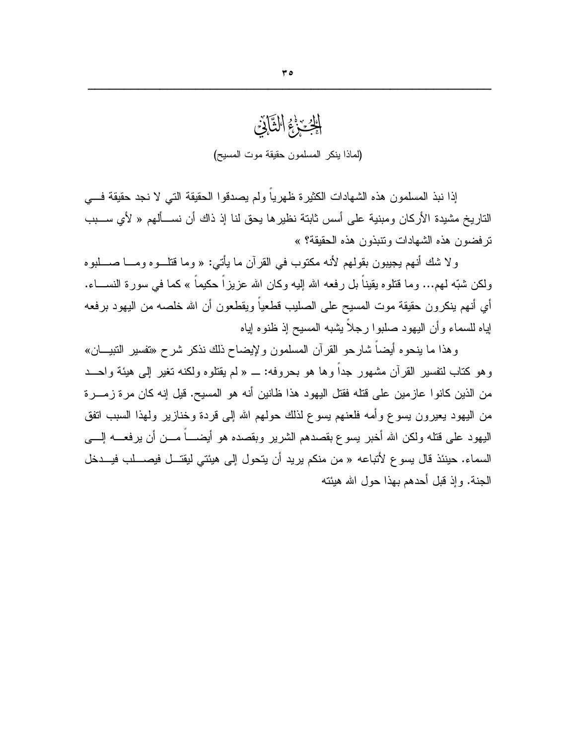# الجُزْءُ الثَّانِي

(لماذا ينكر المسلمون حقيقة موت المسيح)

إذا نبذ المسلمون هذه الشهادات الكثيرة ظهرياً ولم يصدقوا الحقيقة التي لا نجد حقيقة في التاريخ مشيدة الأركان ومبنية على أسس ثابتة نظيرها يحق لنا إذ ذاك أن نسألهم « لأي سبب ترفضون هذه الشهادات وتنبذون هذه الحقيقة؟ »

ولا شك أنهم يجيبون بقولهم لأنه مكتوب في القرآن ما يأتي: « وما قتلوه وما صلبوه ولكن شبّه لهم... وما قتلوه يقيناً بل رفعه الله إليه وكان الله عزيزاً حكيماً » كما في سورة النساء. أي أنهم ينكرون حقيقة موت المسيح على الصليب قطعياً ويقطعون أن الله خلصه من اليهود برفعه إياه للسماء وأن اليهود صلبوا رجلاً يشبه المسيح إذ ظنوه إياه

وهذا ما ينحوه أيضاً شارحو القرآن المسلمون ولإيضاح ذلك نذكر شرح «تفسير التبيان» وهو كتاب لتفسير القرآن مشهور جداً وها هو بحروفه: ــ « لم يقتلوه ولكنه تغير إلى هيئة واحد من الذين كانوا عازمين على قتله فقتل اليهود هذا ظانين أنه هو المسيح. قيل إنه كان مرة زمرة من اليهود يعيرون يسوع وأمه فلعنهم يسوع لذلك حولهم الله إلى قردة وخنازير ولهذا السبب اتفق اليهود على قتله ولكن الله أخبر يسوع بقصدهم الشرير وبقصده هو أيضاً من أن يرفعه إلى السماء. حينئذ قال يسوع لأتباعه « من منكم يريد أن يتحول إلى هيئتي ليقتل فيصلب فيدخل الجنة. وإذ قبل أحدهم بهذا حول الله هيئته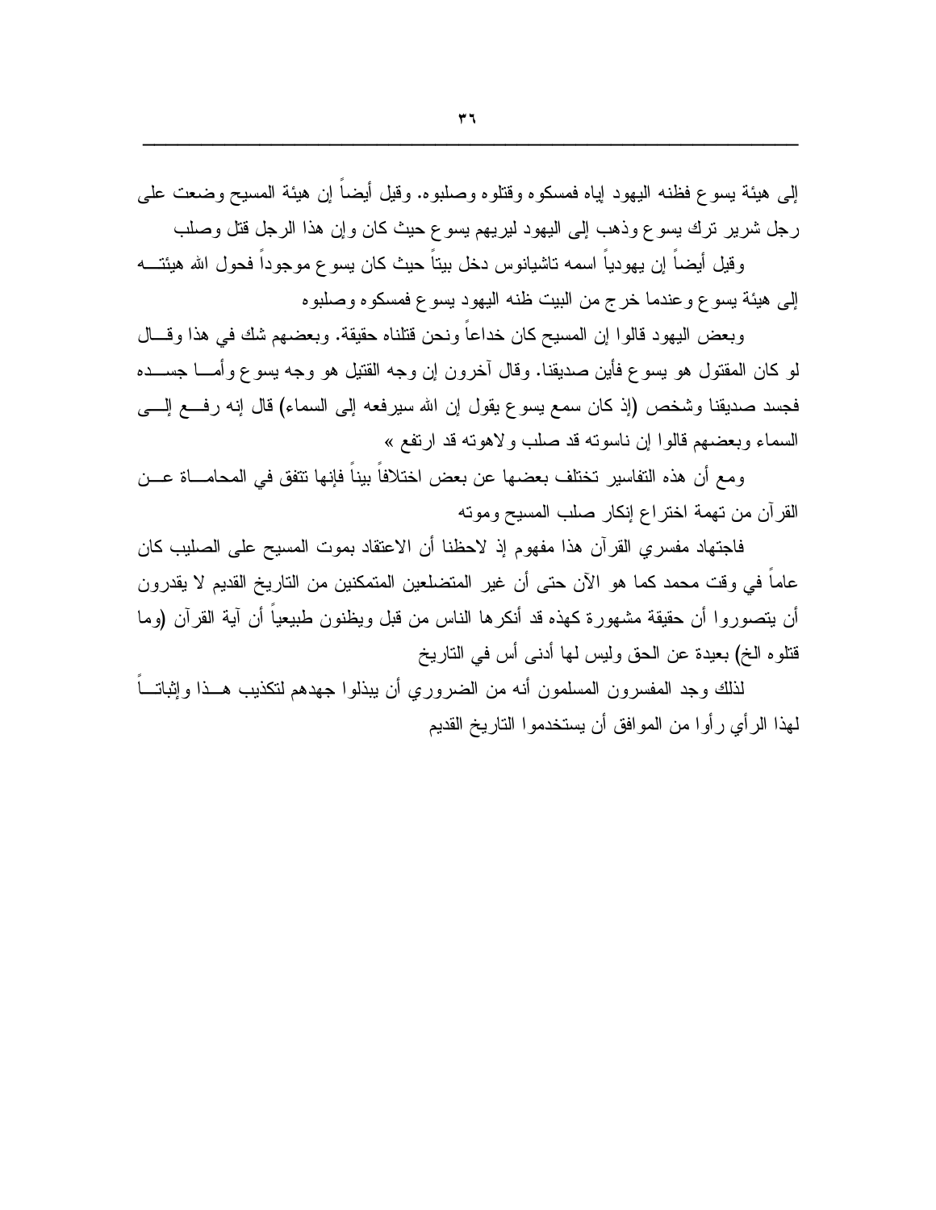إلى هيئة يسوع فظنه اليهود إياه فمسكوه وقتلوه وصلبوه. وقيل أيضاً إن هيئة المسيح وضعت على رجل شرير ترك يسوع وذهب إلى اليهود ليريهم يسوع حيث كان وإن هذا الرجل قتل وصلب

وقيل أيضاً إن يهودياً اسمه تاشيانوس دخل بيتاً حيث كان يسوع موجوداً فحول الله هيئته إلى هيئة يسوع وعندما خرج من البيت ظنه اليهود يسوع فمسكوه وصلبوه

وبعض اليهود قالوا إن المسيح كان خداعاً ونحن قتلناه حقيقة. وبعضهم شك في هذا وقال لو كان المقتول هو يسوع فأين صديقنا. وقال آخرون إن وجه القتيل هو وجه يسوع وأما جسده فجسد صديقنا وشخص (إذ كان سمع يسوع يقول إن الله سيرفعه إلى السماء) قال إنه رفع إلى السماء وبعضهم قالوا إن ناسوته قد صلب ولاهوته قد ارتفع »

ومع أن هذه التفاسير تختلف بعضها عن بعض اختلافاً بيناً فإنها تتفق في المحاماة عن القرآن من تهمة اختراع إنكار صلب المسيح وموته

فاجتهاد مفسري القرآن هذا مفهوم إذ لاحظنا أن الاعتقاد بموت المسيح على الصليب كان عاماً في وقت محمد كما هو الآن حتى أن غير المتضلعين المتمكنين من التاريخ القديم لا يقدرون أن يتصوروا أن حقيقة مشهورة كهذه قد أنكرها الناس من قبل ويظنون طبيعياً أن آية القرآن (وما قتلوه الخ) بعيدة عن الحق وليس لها أدنى أس في التاريخ

لذلك وجد المفسرون المسلمون أنه من الضروري أن يبذلوا جهدهم لتكذيب هذا وإثباتاً لهذا الرأي رأوا من الموافق أن يستخدموا التاريخ القديم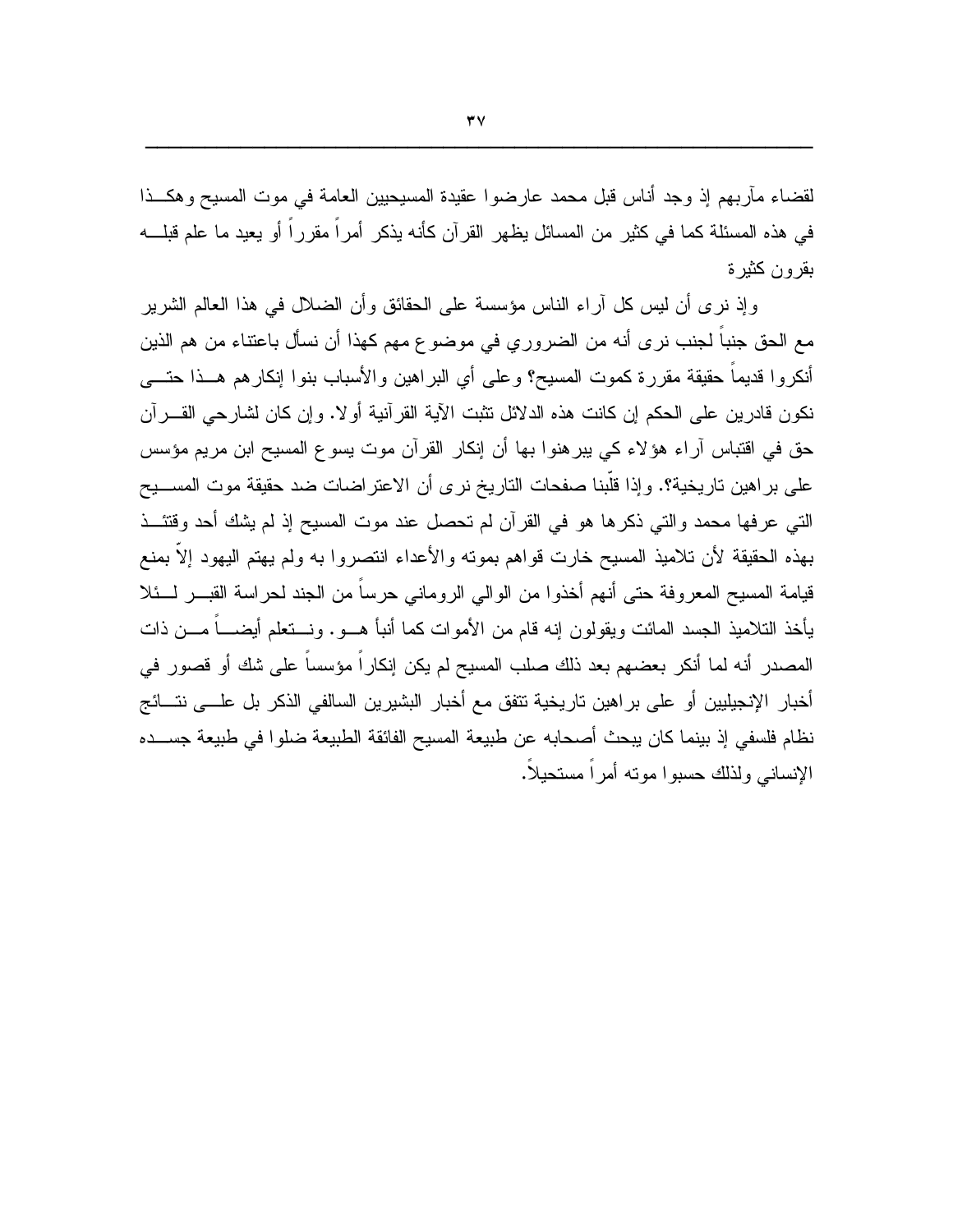لقضاء مآربهم إذ وجد أناس قبل محمد عارضوا عقيدة المسيحيين العامة في موت المسيح وهكذا في هذه المسئلة كما في كثير من المسائل يظهر القرآن كأنه يذكر أمراً مقرراً أو يعيد ما علم قبله بقرون كثيرة

وإذ نرى أن ليس كل آراء الناس مؤسسة على الحقائق وأن الضلال في هذا العالم الشرير مع الحق جنباً لجنب نرى أنه من الضروري في موضوع مهم كهذا أن نسأل باعتناء من هم الذين أنكروا قديماً حقيقة مقررة كموت المسيح؟ وعلى أي البراهين والأسباب بنوا إنكارهم هذا حتى نكون قادرين على الحكم إن كانت هذه الدلائل تثبت الآية القرآنية أولا. وإن كان لشارحي القرآن حق في اقتباس آراء هؤلاء كي يبرهنوا بها أن إنكار القرآن موت يسوع المسيح ابن مريم مؤسس على براهين تاريخية؟. وإذا قلّبنا صفحات التاريخ نرى أن الاعتراضات ضد حقيقة موت المسيح التي عرفها محمد والتي ذكرها هو في القرآن لم تحصل عند موت المسيح إذ لم يشك أحد وقتئذ بهذه الحقيقة لأن تلاميذ المسيح خارت قواهم بموته والأعداء انتصروا به ولم يهتم اليهود إلاّ بمنع قيامة المسيح المعروفة حتى أنهم أخذوا من الوالي الروماني حرساً من الجند لحراسة القبر لئلا يأخذ التلاميذ الجسد المائت ويقولون إنه قام من الأموات كما أنبأ هو. ونتعلم أيضاً من ذات المصدر أنه لما أنكر بعضهم بعد ذلك صلب المسيح لم يكن إنكاراً مؤسساً على شك أو قصور في أخبار الإنجيليين أو على براهين تاريخية تتفق مع أخبار البشيرين السالفي الذكر بل على نتائج نظام فلسفي إذ بينما كان يبحث أصحابه عن طبيعة المسيح الفائقة الطبيعة ضلوا في طبيعة جسده الإنساني ولذلك حسبوا موته أمراً مستحيلاً.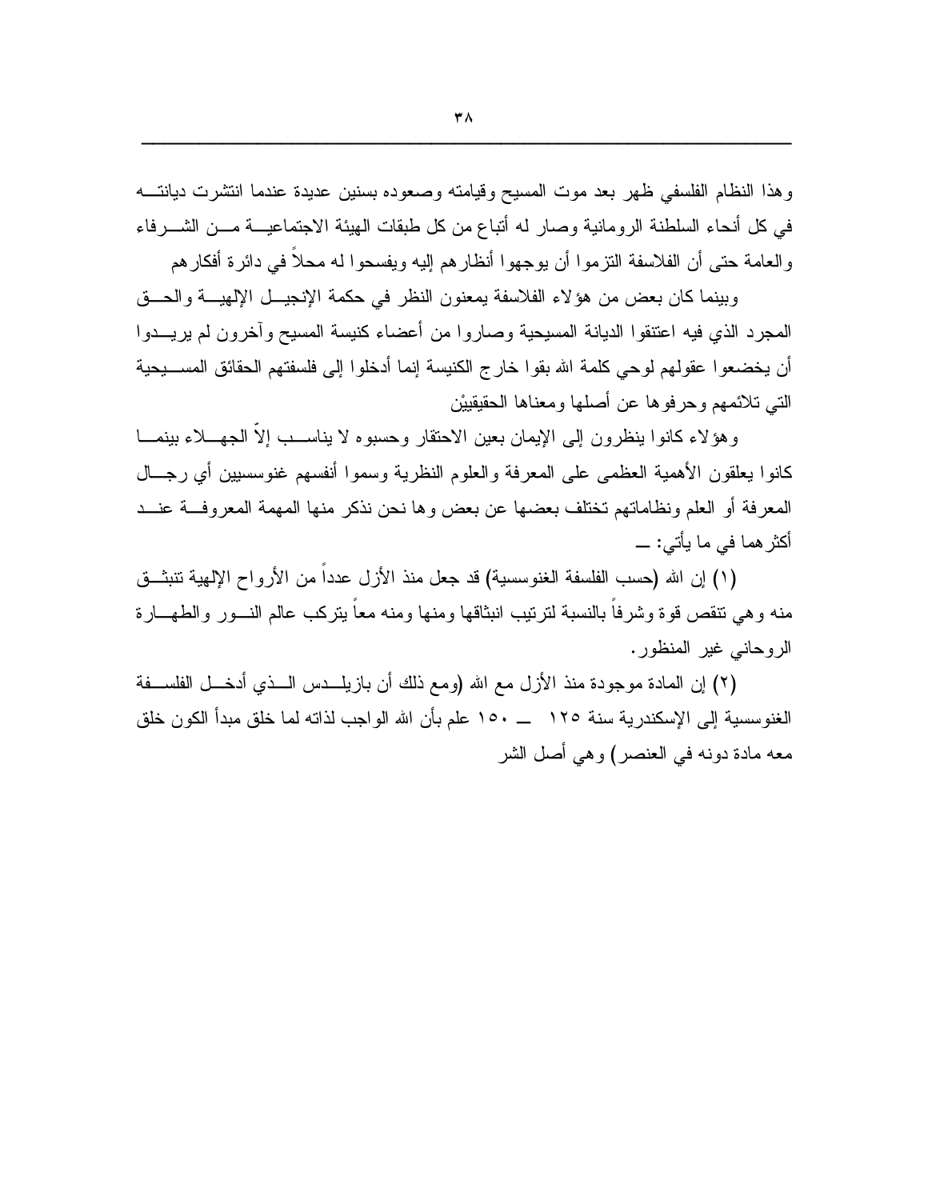وهذا النظام الفلسفي ظهر بعد موت المسيح وقيامته وصعوده بسنين عديدة عندما انتشرت ديانته في كل أنحاء السلطنة الرومانية وصار له أتباع من كل طبقات الهيئة الاجتماعية من الشرفاء والعامة حتى أن الفلاسفة التزموا أن يوجهوا أنظارهم إليه ويفسحوا له محلاً في دائرة أفكارهم

وبينما كان بعض من هؤلاء الفلاسفة يمعنون النظر في حكمة الإنجيل الإلهية والحق المجرد الذي فيه اعتنقوا الديانة المسيحية وصاروا من أعضاء كنيسة المسيح وآخرون لم يريدوا أن يخضعوا عقولهم لوحي كلمة الله بقوا خارج الكنيسة إنما أدخلوا إلى فلسفتهم الحقائق المسيحية التي تلائمهم وحرفوها عن أصلها ومعناها الحقيقيين

وهؤلاء كانوا ينظرون إلى الإيمان بعين الاحتقار وحسبوه لا يناسب إلاّ الجهلاء بينما كانوا يعلقون الأهمية العظمى على المعرفة والعلوم النظرية وسموا أنفسهم غنوسسيين أي رجال المعرفة أو العلم ونظاماتهم تختلف بعضها عن بعض وها نحن نذكر منها المهمة المعروفة عند أكثرهما في ما يأتي: ــ

(١) إن الله (حسب الفلسفة الغنوسسية) قد جعل منذ الأزل عدداً من الأرواح الإلهية تنبثق منه وهي تنقص قوة وشرفاً بالنسبة لترتيب انبثاقها ومنها ومنه معاً يتركب عالم النور والطهارة الروحاني غير المنظور.

(٢) إن المادة موجودة منذ الأزل مع الله (ومع ذلك أن بازيلدس الذي أدخل الفلسفة الغنوسسية إلى الإسكندرية سنة ١٢٥ ــ ١٥٠ علم بأن الله الواجب لذاته لما خلق مبدأ الكون خلق معه مادة دونه في العنصر) وهي أصل الشر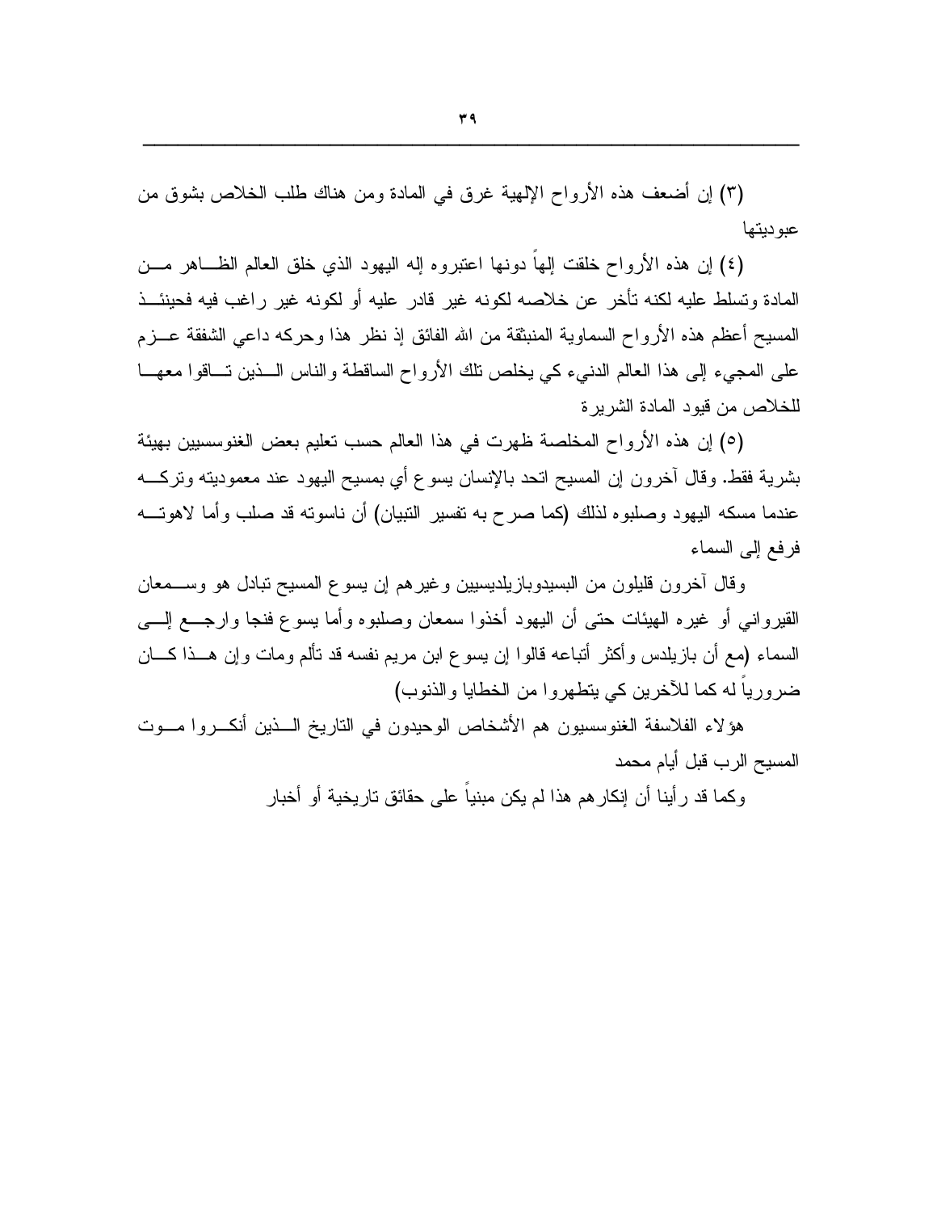(٣) إن أضعف هذه الأرواح الإلهية غرق في المادة ومن هناك طلب الخلاص بشوق من عبوديتها

(٤) إن هذه الأرواح خلقت إلهاً دونها اعتبروه إله اليهود الذي خلق العالم الظاهر من المادة وتسلط عليه لكنه تأخر عن خلاصه لكونه غير قادر عليه أو لكونه غير راغب فيه فحينئذ المسيح أعظم هذه الأرواح السماوية المنبثقة من الله الفائق إذ نظر هذا وحركه داعي الشفقة عزم على المجيء إلى هذا العالم الدنيء كي يخلص تلك الأرواح الساقطة والناس الذين تاقوا معها للخلاص من قيود المادة الشريرة

(٥) إن هذه الأرواح المخلصة ظهرت في هذا العالم حسب تعليم بعض الغنوسسيين بهيئة بشرية فقط. وقال آخرون إن المسيح اتحد بالإنسان يسوع أي بمسيح اليهود عند معموديته وتركه عندما مسكه اليهود وصلبوه لذلك (كما صرح به تفسير التبيان) أن ناسوته قد صلب وأما لاهوته فرفع إلى السماء

وقال آخرون قليلون من البسيدوبازيلديسيين وغيرهم إن يسوع المسيح تبادل هو وسمعان القيرواني أو غيره الهيئات حتى أن اليهود أخذوا سمعان وصلبوه وأما يسوع فنجا وارجع إلى السماء (مع أن بازيلدس وأكثر أتباعه قالوا إن يسوع ابن مريم نفسه قد تألم ومات وإن هذا كان ضرورياً له كما للآخرين كي يتطهروا من الخطايا والذنوب)

هؤلاء الفلاسفة الغنوسسيون هم الأشخاص الوحيدون في التاريخ الذين أنكروا موت المسيح الرب قبل أيام محمد

وكما قد رأينا أن إنكارهم هذا لم يكن مبنياً على حقائق تاريخية أو أخبار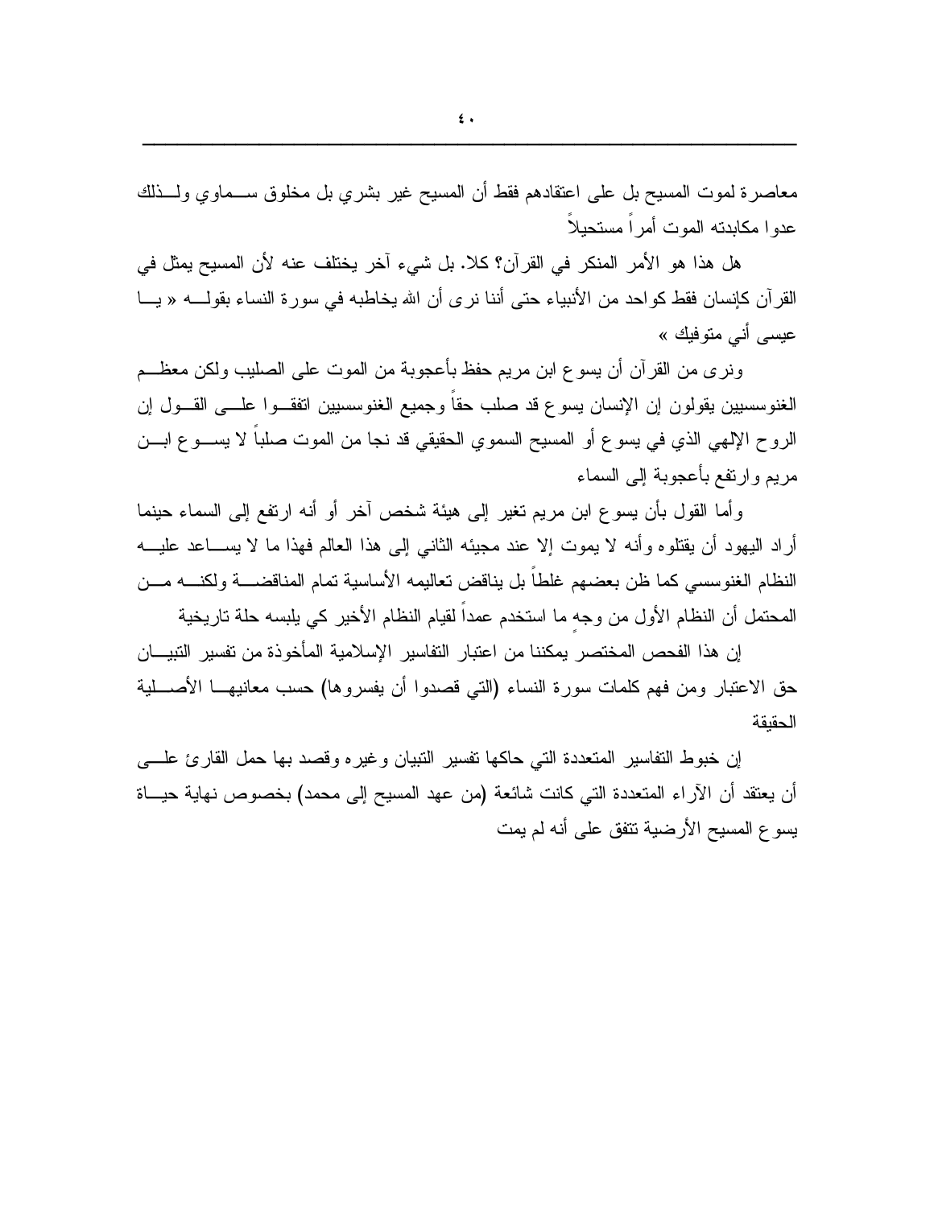معاصرة لموت المسيح بل على اعتقادهم فقط أن المسيح غير بشري بل مخلوق سماوي ولذلك عدوا مكابدته الموت أمراً مستحيلاً

هل هذا هو الأمر المنكر في القرآن؟ كلا. بل شيء آخر يختلف عنه لأن المسيح يمثل في القرآن كإنسان فقط كواحد من الأنبياء حتى أننا نرى أن الله يخاطبه في سورة النساء بقوله « يا عيسى أني متوفيك »

ونرى من القرآن أن يسوع ابن مريم حفظ بأعجوبة من الموت على الصليب ولكن معظم الغنوسسيين يقولون إن الإنسان يسوع قد صلب حقاً وجميع الغنوسسيين اتفقوا على القول إن الروح الإلهي الذي في يسوع أو المسيح السموي الحقيقي قد نجا من الموت صلباً لا يسوع ابن مريم وارتفع بأعجوبة إلى السماء

وأما القول بأن يسوع ابن مريم تغير إلى هيئة شخص آخر أو أنه ارتفع إلى السماء حينما أراد اليهود أن يقتلوه وأنه لا يموت إلا عند مجيئه الثاني إلى هذا العالم فهذا ما لا يساعد عليه النظام الغنوسسي كما ظن بعضهم غلطاً بل يناقض تعاليمه الأساسية تمام المناقضة ولكنه من المحتمل أن النظام الأول من وجهٍ ما استخدم عمداً لقيام النظام الأخير كي يلبسه حلة تاريخية

إن هذا الفحص المختصر يمكننا من اعتبار التفاسير الإسلامية المأخوذة من تفسير التبيان حق الاعتبار ومن فهم كلمات سورة النساء (التي قصدوا أن يفسروها) حسب معانيها الأصلية الحقيقة

إن خبوط التفاسير المتعددة التي حاكها تفسير التبيان وغيره وقصد بها حمل القارئ على أن يعتقد أن الآراء المتعددة التي كانت شائعة (من عهد المسيح إلى محمد) بخصوص نهاية حياة يسوع المسيح الأرضية تتفق على أنه لم يمت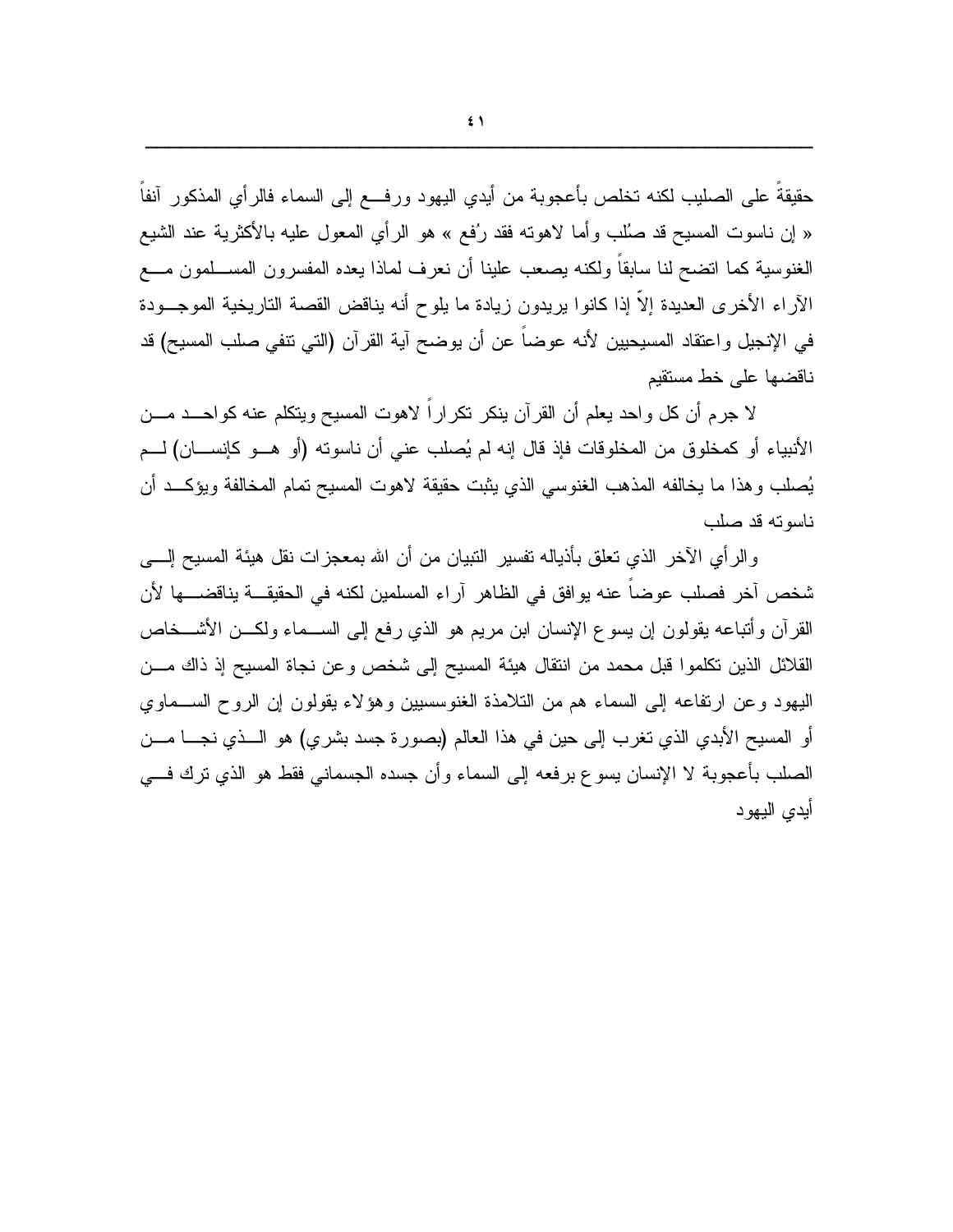حقيقةً على الصليب لكنه تخلص بأعجوبة من أيدي اليهود ورفــع إلى السماء فالرأي المذكور آنفاً « إن ناسوت المسيح قد صُلب وأما لاهوته فقد رُفع » هو الرأي المعول عليه بالأكثرية عند الشيع الغنوسية كما اتضح لنا سابقاً ولكنه يصعب علينا أن نعرف لماذا يعده المفسرون المســلمون مــع الآراء الأخرى العديدة إلاّ إذا كانوا يريدون زيادة ما يلوح أنه يناقض القصة التاريخية الموجــودة في الإنجيل واعتقاد المسيحيين لأنه عوضاً عن أن يوضح آية القرآن (التي تنفي صلب المسيح) قد ناقضها على خط مستقيم

لا جرم أن كل واحد يعلم أن القرآن ينكر تكراراً لاهوت المسيح ويتكلم عنه كواحــد مــن الأنبياء أو كمخلوق من المخلوقات فإذ قال إنه لم يُصلب عني أن ناسوته (أو هــو كإنســان) لــم يُصلب وهذا ما يخالفه المذهب الغنوسي الذي يثبت حقيقة لاهوت المسيح تمام المخالفة ويؤكــد أن ناسوته قد صلب

والرأي الآخر الذي تعلق بأذياله تفسير التبيان من أن الله بمعجزات نقل هيئة المسيح إلــى شخص آخر فصلب عوضاً عنه يوافق في الظاهر آراء المسلمين لكنه في الحقيقــة يناقضــها لأن القرآن وأتباعه يقولون إن يسوع الإنسان ابن مريم هو الذي رفع إلى الســماء ولكــن الأشــخاص القلائل الذين تكلموا قبل محمد من انتقال هيئة المسيح إلى شخص وعن نجاة المسيح إذ ذاك مــن اليهود وعن ارتفاعه إلى السماء هم من التلامذة الغنوسسيين وهؤلاء يقولون إن الروح الســماوي أو المسيح الأبدي الذي تغرب إلى حين في هذا العالم (بصورة جسد بشري) هو الــذي نجــا مــن الصلب بأعجوبة لا الإنسان يسوع برفعه إلى السماء وأن جسده الجسماني فقط هو الذي ترك فــي أيدي اليهود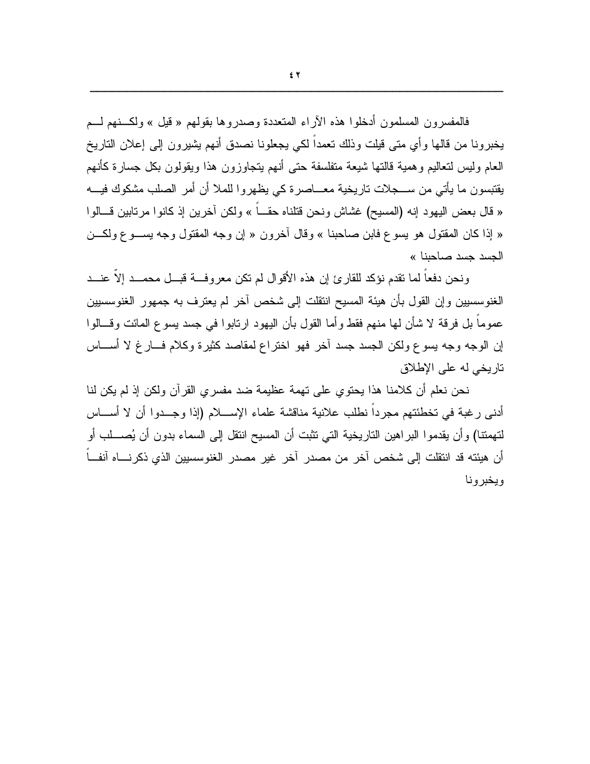فالمفسرون المسلمون أدخلوا هذه الآراء المتعددة وصدروها بقولهم « قيل » ولكنهم لم يخبرونا من قالها وأي متى قيلت وذلك تعمداً لكي يجعلونا نصدق أنهم يشيرون إلى إعلان التاريخ العام وليس لتعاليم وهمية قالتها شيعة متفلسفة حتى أنهم يتجاوزون هذا ويقولون بكل جسارة كأنهم يقتبسون ما يأتي من سجلات تاريخية معاصرة كي يظهروا للملا أن أمر الصلب مشكوك فيه « قال بعض اليهود إنه (المسيح) غشاش ونحن قتلناه حقاً » ولكن آخرين إذ كانوا مرتابين قالوا « إذا كان المقتول هو يسوع فابن صاحبنا » وقال آخرون « إن وجه المقتول وجه يسوع ولكن الجسد جسد صاحبنا »

ونحن دفعاً لما تقدم نؤكد للقارئ إن هذه الأقوال لم تكن معروفة قبل محمد إلاّ عند الغنوسسيين وإن القول بأن هيئة المسيح انتقلت إلى شخص آخر لم يعترف به جمهور الغنوسسيين عموماً بل فرقة لا شأن لها منهم فقط وأما القول بأن اليهود ارتابوا في جسد يسوع المائت وقالوا إن الوجه وجه يسوع ولكن الجسد جسد آخر فهو اختراع لمقاصد كثيرة وكلام فارغ لا أساس تاريخي له على الإطلاق

نحن نعلم أن كلامنا هذا يحتوي على تهمة عظيمة ضد مفسري القرآن ولكن إذ لم يكن لنا أدنى رغبة في تخطئتهم مجرداً نطلب علانية مناقشة علماء الإسلام (إذا وجدوا أن لا أساس لتهمتنا) وأن يقدموا البراهين التاريخية التي تثبت أن المسيح انتقل إلى السماء بدون أن يُصلب أو أن هيئته قد انتقلت إلى شخص آخر من مصدر آخر غير مصدر الغنوسسيين الذي ذكرناه آنفاً ويخبرونا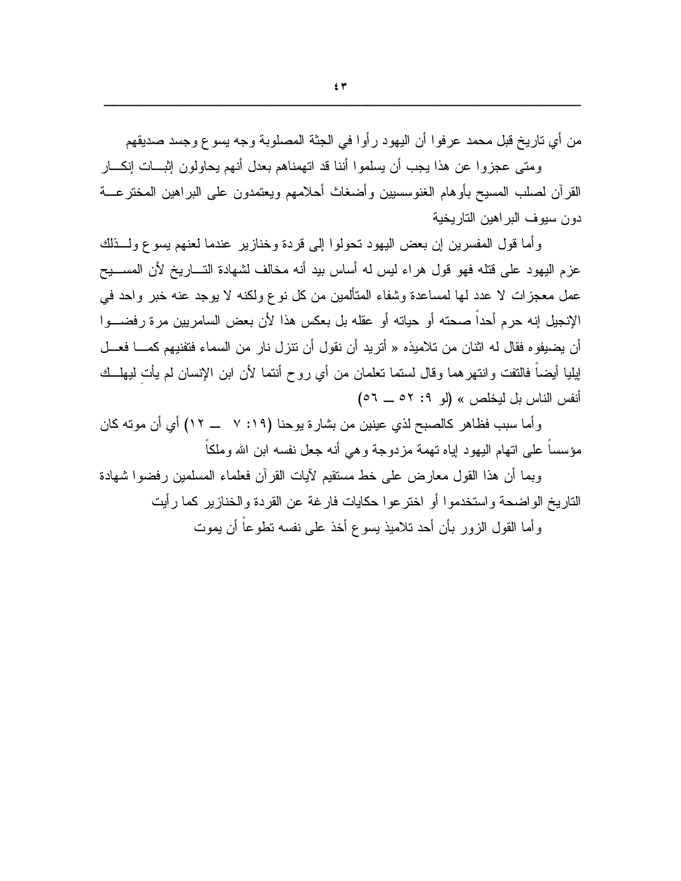من أي تاريخ قبل محمد عرفوا أن اليهود رأوا في الجثة المصلوبة وجه يسوع وجسد صديقهم

ومتى عجزوا عن هذا يجب أن يسلموا أننا قد اتهمناهم بعدل أنهم يحاولون إثبات إنكار القرآن لصلب المسيح بأوهام الغنوسسيين وأضغاث أحلامهم ويعتمدون على البراهين المخترعة دون سيوف البراهين التاريخية

وأما قول المفسرين إن بعض اليهود تحولوا إلى قردة وخنازير عندما لعنهم يسوع ولذلك عزم اليهود على قتله فهو قول هراء ليس له أساس بيد أنه مخالف لشهادة التاريخ لأن المسيح عمل معجزات لا عدد لها لمساعدة وشفاء المتألمين من كل نوع ولكنه لا يوجد عنه خبر واحد في الإنجيل إنه حرم أحداً صحته أو حياته أو عقله بل بعكس هذا لأن بعض السامريين مرة رفضوا أن يضيفوه فقال له اثنان من تلاميذه « أتريد أن نقول أن تنزل نار من السماء فتفنيهم كما فعل إيليا أيضاً فالتفت وانتهرهما وقال لستما تعلمان من أي روح أنتما لأن ابن الإنسان لم يأتِ ليهلك أنفس الناس بل ليخلص » (لو ٩: ٥٢ ــ ٥٦)

وأما سبب فظاهر كالصبح لذي عينين من بشارة يوحنا (١٩: ٧ ــ ١٢) أي أن موته كان مؤسساً على اتهام اليهود إياه تهمة مزدوجة وهي أنه جعل نفسه ابن الله وملكاً

وبما أن هذا القول معارض على خط مستقيم لآيات القرآن فعلماء المسلمين رفضوا شهادة التاريخ الواضحة واستخدموا أو اخترعوا حكايات فارغة عن القردة والخنازير كما رأيت

وأما القول الزور بأن أحد تلاميذ يسوع أخذ على نفسه تطوعاً أن يموت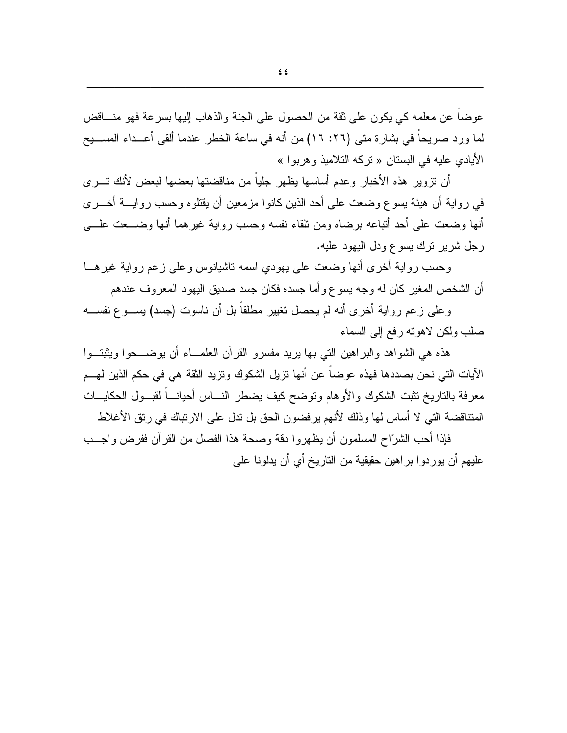عوضاً عن معلمه كي يكون على ثقة من الحصول على الجنة والذهاب إليها بسرعة فهو مناقض لما ورد صريحاً في بشارة متى (٢٦: ١٦) من أنه في ساعة الخطر عندما ألقى أعداء المسيح الأيادي عليه في البستان « تركه التلاميذ وهربوا »

أن تزوير هذه الأخبار وعدم أساسها يظهر جلياً من مناقضتها بعضها لبعض لأنك ترى في رواية أن هيئة يسوع وضعت على أحد الذين كانوا مزمعين أن يقتلوه وحسب رواية أخرى أنها وضعت على أحد أتباعه برضاه ومن تلقاء نفسه وحسب رواية غيرهما أنها وضعت على رجل شرير ترك يسوع ودل اليهود عليه.

وحسب رواية أخرى أنها وضعت على يهودي اسمه تاشيانوس وعلى زعم رواية غيرها أن الشخص المغير كان له وجه يسوع وأما جسده فكان جسد صديق اليهود المعروف عندهم

وعلى زعم رواية أخرى أنه لم يحصل تغيير مطلقاً بل أن ناسوت (جسد) يسوع نفسه صلب ولكن لاهوته رفع إلى السماء

هذه هي الشواهد والبراهين التي بها يريد مفسرو القرآن العلماء أن يوضحوا ويثبتوا الآيات التي نحن بصددها فهذه عوضاً عن أنها تزيل الشكوك وتزيد الثقة هي في حكم الذين لهم معرفة بالتاريخ تثبت الشكوك والأوهام وتوضح كيف يضطر الناس أحياناً لقبول الحكايات المتناقضة التي لا أساس لها وذلك لأنهم يرفضون الحق بل تدل على الارتباك في رتق الأغلاط

فإذا أحب الشرّاح المسلمون أن يظهروا دقة وصحة هذا الفصل من القرآن ففرض واجب عليهم أن يوردوا براهين حقيقية من التاريخ أي أن يدلونا على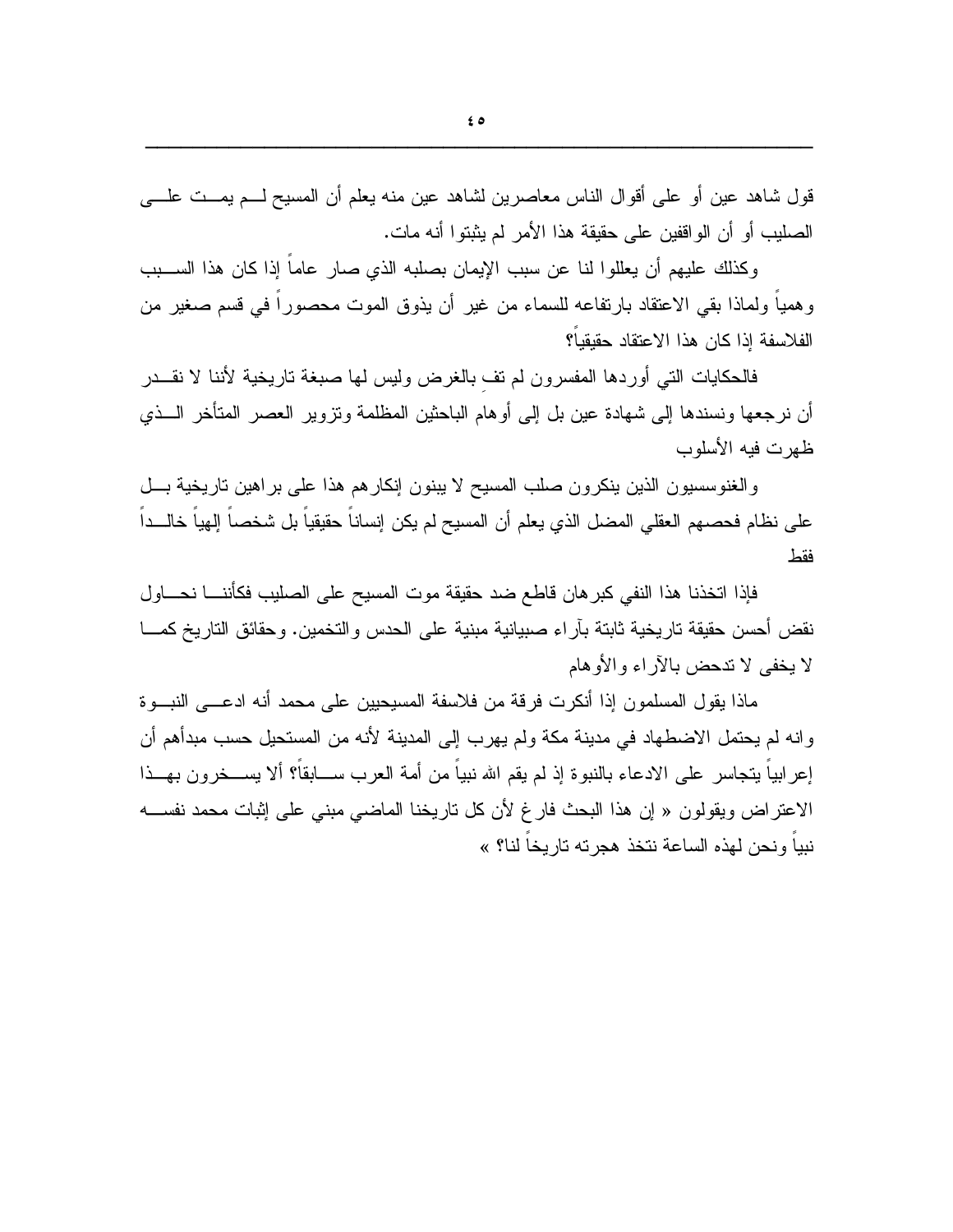قول شاهد عين أو على أقوال الناس معاصرين لشاهد عين منه يعلم أن المسيح لـم يمـت علـى الصليب أو أن الواقفين على حقيقة هذا الأمر لم يثبتوا أنه مات.

وكذلك عليهم أن يعللوا لنا عن سبب الإيمان بصلبه الذي صار عاماً إذا كان هذا السـبب وهمياً ولماذا بقي الاعتقاد بارتفاعه للسماء من غير أن يذوق الموت محصوراً في قسم صغير من الفلاسفة إذا كان هذا الاعتقاد حقيقياً؟

فالحكايات التي أوردها المفسرون لم تفِ بالغرض وليس لها صبغة تاريخية لأننا لا نقـدر أن نرجعها ونسندها إلى شهادة عين بل إلى أوهام الباحثين المظلمة وتزوير العصر المتأخر الـذي ظهرت فيه الأسلوب

والغنوسسيون الذين ينكرون صلب المسيح لا يبنون إنكارهم هذا على براهين تاريخية بـل على نظام فحصهم العقلي المضل الذي يعلم أن المسيح لم يكن إنساناً حقيقياً بل شخصاً إلهياً خالـداً فقط

فإذا اتخذنا هذا النفي كبرهان قاطع ضد حقيقة موت المسيح على الصليب فكأننـا نحـاول نقض أحسن حقيقة تاريخية ثابتة بآراء صبيانية مبنية على الحدس والتخمين. وحقائق التاريخ كمـا لا يخفى لا تدحض بالآراء والأوهام

ماذا يقول المسلمون إذا أنكرت فرقة من فلاسفة المسيحيين على محمد أنه ادعـى النبـوة وانه لم يحتمل الاضطهاد في مدينة مكة ولم يهرب إلى المدينة لأنه من المستحيل حسب مبدأهم أن إعرابياً يتجاسر على الادعاء بالنبوة إذ لم يقم الله نبياً من أمة العرب سـابقاً؟ ألا يسـخرون بهـذا الاعتراض ويقولون « إن هذا البحث فارغ لأن كل تاريخنا الماضي مبني على إثبات محمد نفسـه نبياً ونحن لهذه الساعة نتخذ هجرته تاريخاً لنا؟ »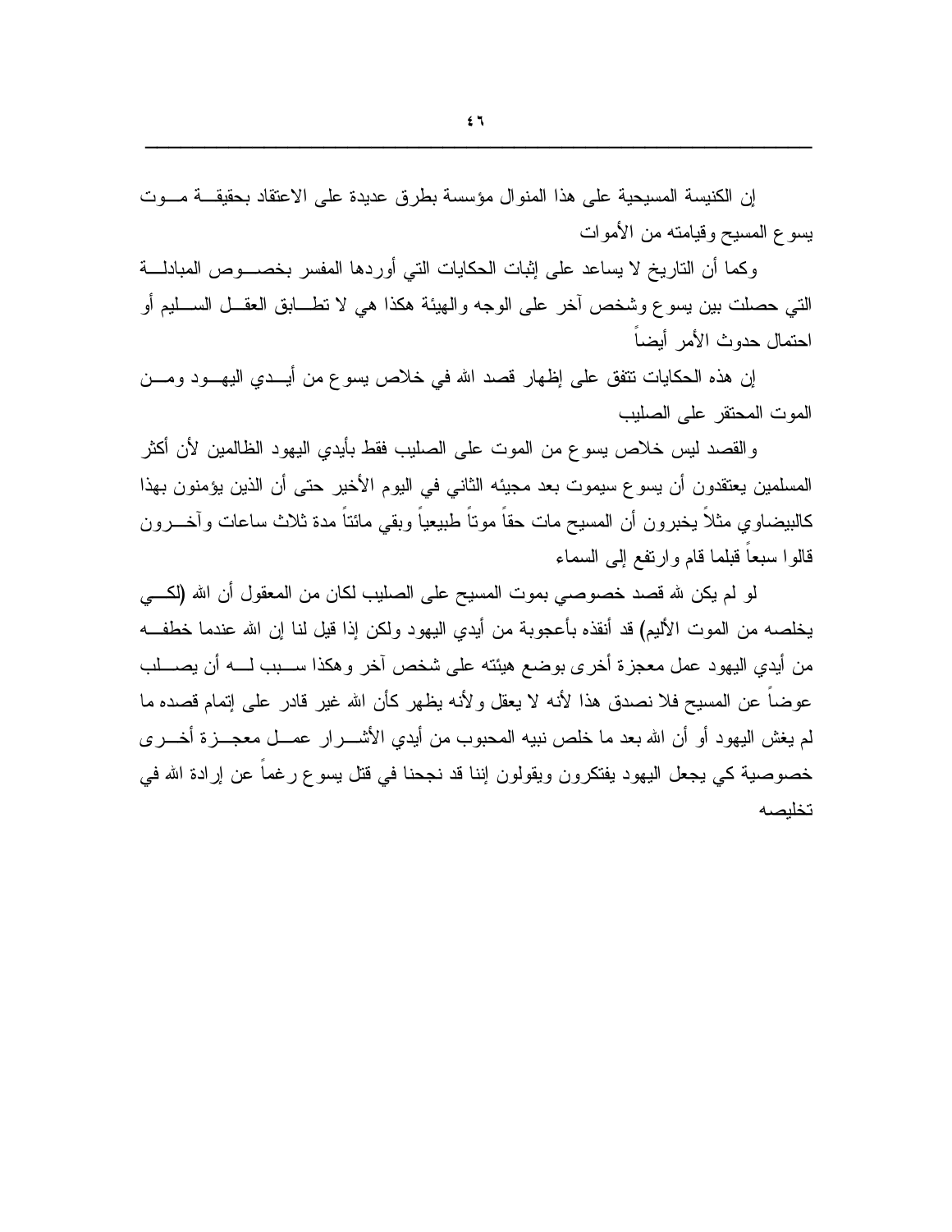إن الكنيسة المسيحية على هذا المنوال مؤسسة بطرق عديدة على الاعتقاد بحقيقة موت يسوع المسيح وقيامته من الأموات

وكما أن التاريخ لا يساعد على إثبات الحكايات التي أوردها المفسر بخصوص المبادلة التي حصلت بين يسوع وشخص آخر على الوجه والهيئة هكذا هي لا تطابق العقل السليم أو احتمال حدوث الأمر أيضاً

إن هذه الحكايات تتفق على إظهار قصد الله في خلاص يسوع من أيدي اليهود ومن الموت المحتقر على الصليب

والقصد ليس خلاص يسوع من الموت على الصليب فقط بأيدي اليهود الظالمين لأن أكثر المسلمين يعتقدون أن يسوع سيموت بعد مجيئه الثاني في اليوم الأخير حتى أن الذين يؤمنون بهذا كالبيضاوي مثلاً يخبرون أن المسيح مات حقاً موتاً طبيعياً وبقي مائتاً مدة ثلاث ساعات وآخرون قالوا سبعاً قبلما قام وارتفع إلى السماء

لو لم يكن لله قصد خصوصي بموت المسيح على الصليب لكان من المعقول أن الله (لكي يخلصه من الموت الأليم) قد أنقذه بأعجوبة من أيدي اليهود ولكن إذا قيل لنا إن الله عندما خطفه من أيدي اليهود عمل معجزة أخرى بوضع هيئته على شخص آخر وهكذا سبب له أن يصلب عوضاً عن المسيح فلا نصدق هذا لأنه لا يعقل ولأنه يظهر كأن الله غير قادر على إتمام قصده ما لم يغش اليهود أو أن الله بعد ما خلص نبيه المحبوب من أيدي الأشرار عمل معجزة أخرى خصوصية كي يجعل اليهود يفتكرون ويقولون إننا قد نجحنا في قتل يسوع رغماً عن إرادة الله في تخليصه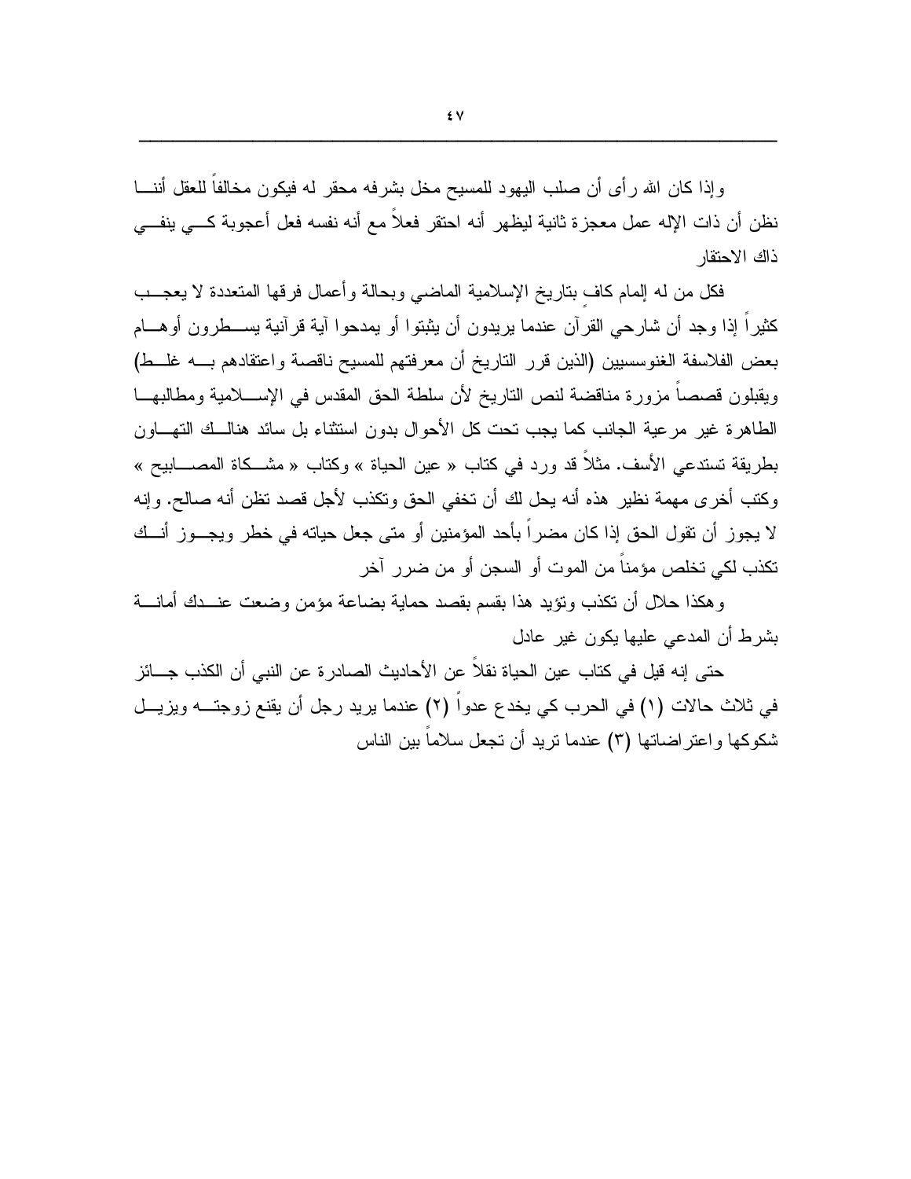وإذا كان الله رأى أن صلب اليهود للمسيح مخل بشرفه محقر له فيكون مخالفاً للعقل أننا نظن أن ذات الإله عمل معجزة ثانية ليظهر أنه احتقر فعلاً مع أنه نفسه فعل أعجوبة كي ينفي ذاك الاحتقار

فكل من له إلمام كافٍ بتاريخ الإسلامية الماضي وبحالة وأعمال فرقها المتعددة لا يعجب كثيراً إذا وجد أن شارحي القرآن عندما يريدون أن يثبتوا أو يمدحوا آية قرآنية يسطرون أوهام بعض الفلاسفة الغنوسسيين (الذين قرر التاريخ أن معرفتهم للمسيح ناقصة واعتقادهم به غلط) ويقبلون قصصاً مزورة مناقضة لنص التاريخ لأن سلطة الحق المقدس في الإسلامية ومطالبها الطاهرة غير مرعية الجانب كما يجب تحت كل الأحوال بدون استثناء بل سائد هنالك التهاون بطريقة تستدعي الأسف. مثلاً قد ورد في كتاب « عين الحياة » وكتاب « مشكاة المصابيح » وكتب أخرى مهمة نظير هذه أنه يحل لك أن تخفي الحق وتكذب لأجل قصد تظن أنه صالح. وإنه لا يجوز أن تقول الحق إذا كان مضراً بأحد المؤمنين أو متى جعل حياته في خطر ويجوز أنك تكذب لكي تخلص مؤمناً من الموت أو السجن أو من ضرر آخر

وهكذا حلال أن تكذب وتؤيد هذا بقسم بقصد حماية بضاعة مؤمن وضعت عندك أمانة بشرط أن المدعي عليها يكون غير عادل

حتى إنه قيل في كتاب عين الحياة نقلاً عن الأحاديث الصادرة عن النبي أن الكذب جائز في ثلاث حالات (١) في الحرب كي يخدع عدواً (٢) عندما يريد رجل أن يقنع زوجته ويزيل شكوكها واعتراضاتها (٣) عندما تريد أن تجعل سلاماً بين الناس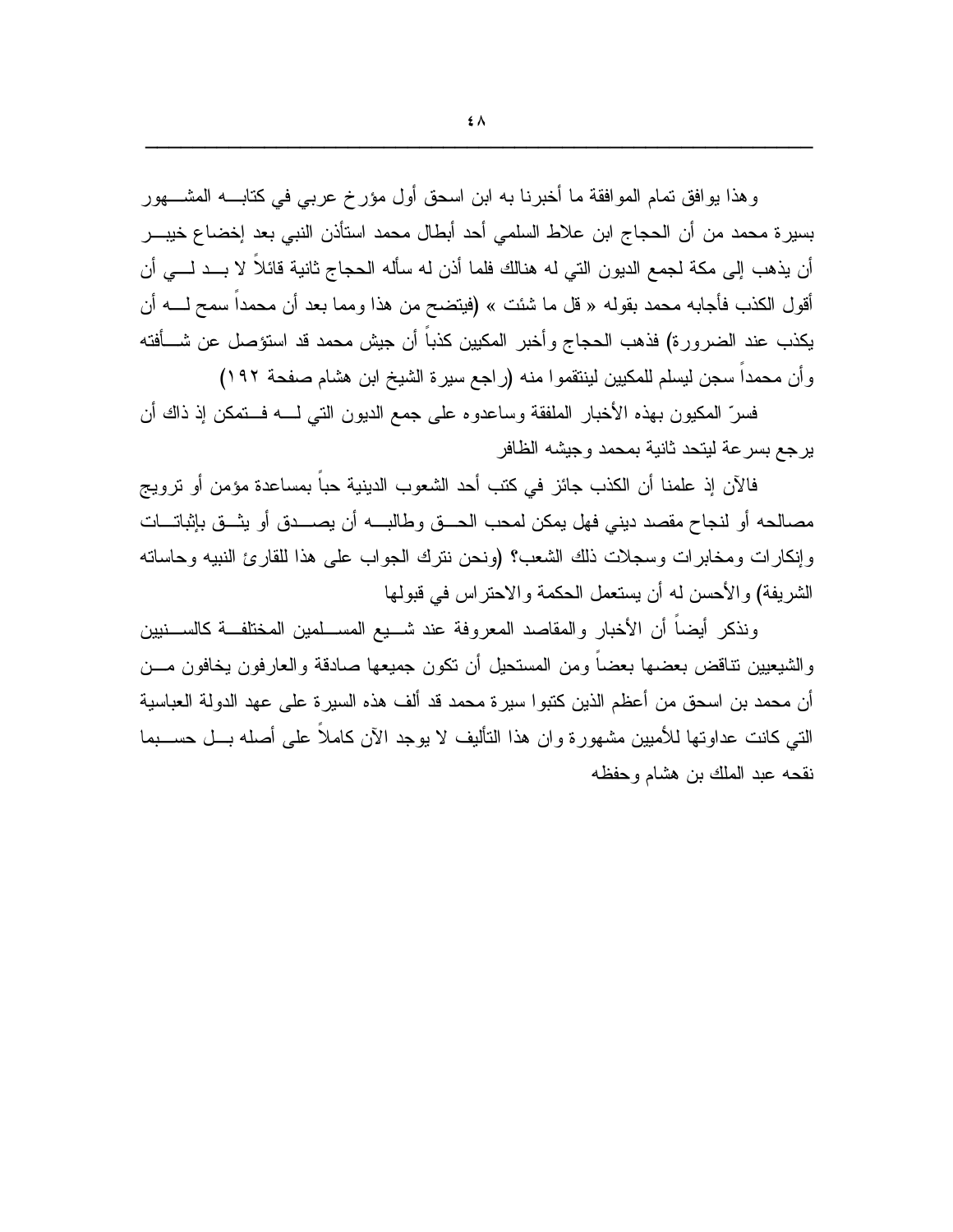وهذا يوافق تمام الموافقة ما أخبرنا به ابن اسحق أول مؤرخ عربي في كتابه المشهور بسيرة محمد من أن الحجاج ابن علاط السلمي أحد أبطال محمد استأذن النبي بعد إخضاع خيبر أن يذهب إلى مكة لجمع الديون التي له هنالك فلما أذن له سأله الحجاج ثانية قائلاً لا بد لي أن أقول الكذب فأجابه محمد بقوله « قل ما شئت » (فيتضح من هذا ومما بعد أن محمداً سمح له أن يكذب عند الضرورة) فذهب الحجاج وأخبر المكيين كذباً أن جيش محمد قد استؤصل عن شأفته وأن محمداً سجن ليسلم للمكيين لينتقموا منه (راجع سيرة الشيخ ابن هشام صفحة ١٩٢)

فسرّ المكيون بهذه الأخبار الملفقة وساعدوه على جمع الديون التي له فتمكن إذ ذاك أن يرجع بسرعة ليتحد ثانية بمحمد وجيشه الظافر

فالآن إذ علمنا أن الكذب جائز في كتب أحد الشعوب الدينية حباً بمساعدة مؤمن أو ترويج مصالحه أو لنجاح مقصد ديني فهل يمكن لمحب الحق وطالبه أن يصدق أو يثق بإثباتات وإنكارات ومخابرات وسجلات ذلك الشعب؟ (ونحن نترك الجواب على هذا للقارئ النبيه وحاساته الشريفة) والأحسن له أن يستعمل الحكمة والاحتراس في قبولها

ونذكر أيضاً أن الأخبار والمقاصد المعروفة عند شيع المسلمين المختلفة كالسنيين والشيعيين تناقض بعضها بعضاً ومن المستحيل أن تكون جميعها صادقة والعارفون يخافون من أن محمد بن اسحق من أعظم الذين كتبوا سيرة محمد قد ألف هذه السيرة على عهد الدولة العباسية التي كانت عداوتها للأميين مشهورة وان هذا التأليف لا يوجد الآن كاملاً على أصله بل حسبما نقحه عبد الملك بن هشام وحفظه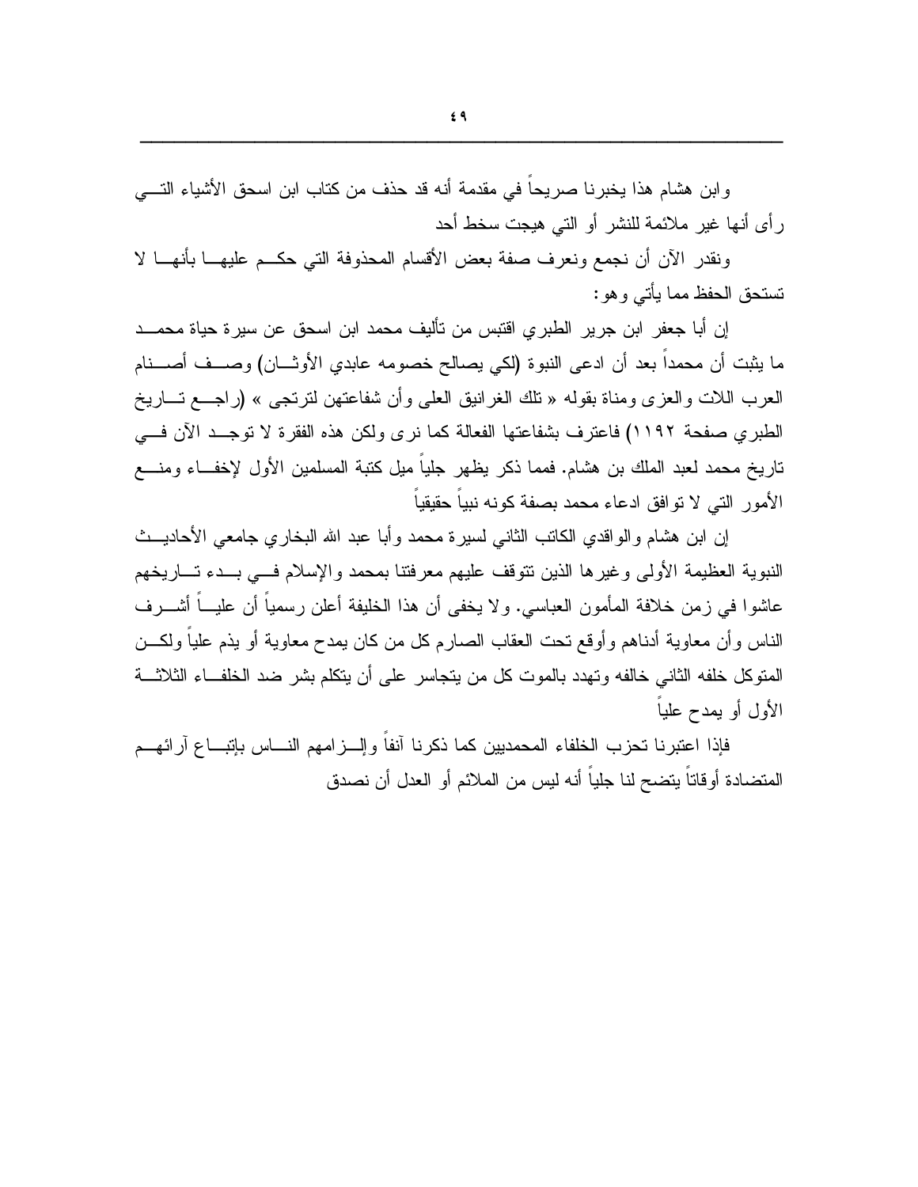وابن هشام هذا يخبرنا صريحاً في مقدمة أنه قد حذف من كتاب ابن اسحق الأشياء التي رأى أنها غير ملائمة للنشر أو التي هيجت سخط أحد

ونقدر الآن أن نجمع ونعرف صفة بعض الأقسام المحذوفة التي حكم عليها بأنها لا تستحق الحفظ مما يأتي وهو:

إن أبا جعفر ابن جرير الطبري اقتبس من تأليف محمد ابن اسحق عن سيرة حياة محمد ما يثبت أن محمداً بعد أن ادعى النبوة (لكي يصالح خصومه عابدي الأوثان) وصف أصنام العرب اللات والعزى ومناة بقوله « تلك الغرانيق العلى وأن شفاعتهن لترتجى » (راجع تاريخ الطبري صفحة ١١٩٢) فاعترف بشفاعتها الفعالة كما نرى ولكن هذه الفقرة لا توجد الآن في تاريخ محمد لعبد الملك بن هشام. فمما ذكر يظهر جلياً ميل كتبة المسلمين الأول لإخفاء ومنع الأمور التي لا توافق ادعاء محمد بصفة كونه نبياً حقيقياً

إن ابن هشام والواقدي الكاتب الثاني لسيرة محمد وأبا عبد الله البخاري جامعي الأحاديث النبوية العظيمة الأولى وغيرها الذين تتوقف عليهم معرفتنا بمحمد والإسلام في بدء تاريخهم عاشوا في زمن خلافة المأمون العباسي. ولا يخفى أن هذا الخليفة أعلن رسمياً أن علياً أشرف الناس وأن معاوية أدناهم وأوقع تحت العقاب الصارم كل من كان يمدح معاوية أو يذم علياً ولكن المتوكل خلفه الثاني خالفه وتهدد بالموت كل من يتجاسر على أن يتكلم بشر ضد الخلفاء الثلاثة الأول أو يمدح علياً

فإذا اعتبرنا تحزب الخلفاء المحمديين كما ذكرنا آنفاً وإلزامهم الناس بإتباع آرائهم المتضادة أوقاتاً يتضح لنا جلياً أنه ليس من الملائم أو العدل أن نصدق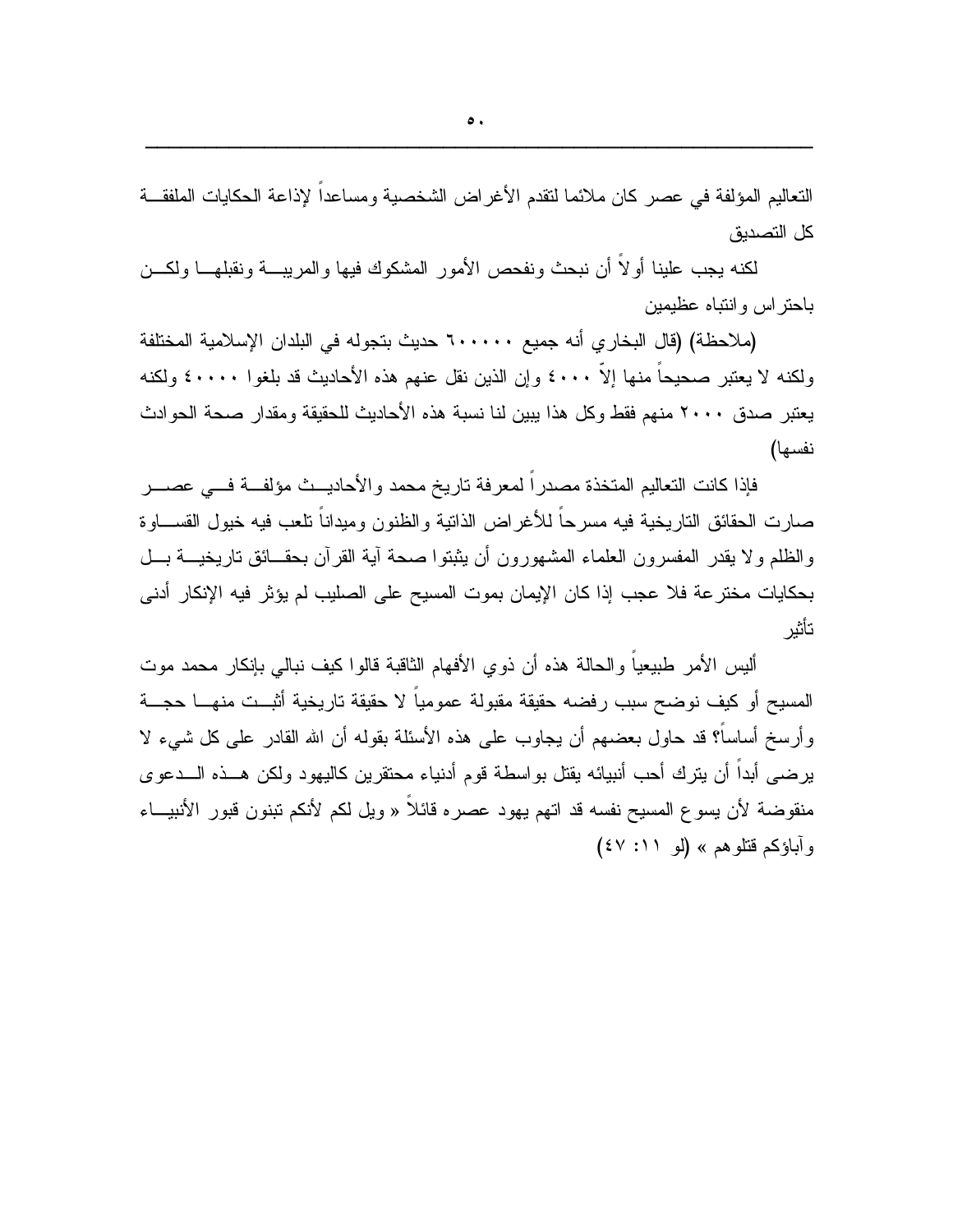التعاليم المؤلفة في عصر كان ملائما لتقدم الأغراض الشخصية ومساعداً لإذاعة الحكايات الملفقة كل التصديق

لكنه يجب علينا أولاً أن نبحث ونفحص الأمور المشكوك فيها والمريبة ونقبلها ولكن باحتراس وانتباه عظيمين

(ملاحظة) (قال البخاري أنه جميع ٦٠٠٠٠٠ حديث بتجوله في البلدان الإسلامية المختلفة ولكنه لا يعتبر صحيحاً منها إلاّ ٤٠٠٠ وإن الذين نقل عنهم هذه الأحاديث قد بلغوا ٤٠٠٠٠ ولكنه يعتبر صدق ٢٠٠٠ منهم فقط وكل هذا يبين لنا نسبة هذه الأحاديث للحقيقة ومقدار صحة الحوادث نفسها)

فإذا كانت التعاليم المتخذة مصدراً لمعرفة تاريخ محمد والأحاديث مؤلفة في عصر صارت الحقائق التاريخية فيه مسرحاً للأغراض الذاتية والظنون وميداناً تلعب فيه خيول القساوة والظلم ولا يقدر المفسرون العلماء المشهورون أن يثبتوا صحة آية القرآن بحقائق تاريخية بل بحكايات مخترعة فلا عجب إذا كان الإيمان بموت المسيح على الصليب لم يؤثر فيه الإنكار أدنى تأثير

أليس الأمر طبيعياً والحالة هذه أن ذوي الأفهام الثاقبة قالوا كيف نبالي بإنكار محمد موت المسيح أو كيف نوضح سبب رفضه حقيقة مقبولة عمومياً لا حقيقة تاريخية أثبت منها حجة وأرسخ أساساً؟ قد حاول بعضهم أن يجاوب على هذه الأسئلة بقوله أن الله القادر على كل شيء لا يرضى أبداً أن يترك أحب أنبيائه يقتل بواسطة قوم أدنياء محتقرين كاليهود ولكن هذه الدعوى منقوضة لأن يسوع المسيح نفسه قد اتهم يهود عصره قائلاً « ويل لكم لأنكم تبنون قبور الأنبياء وآباؤكم قتلوهم » (لو ١١: ٤٧)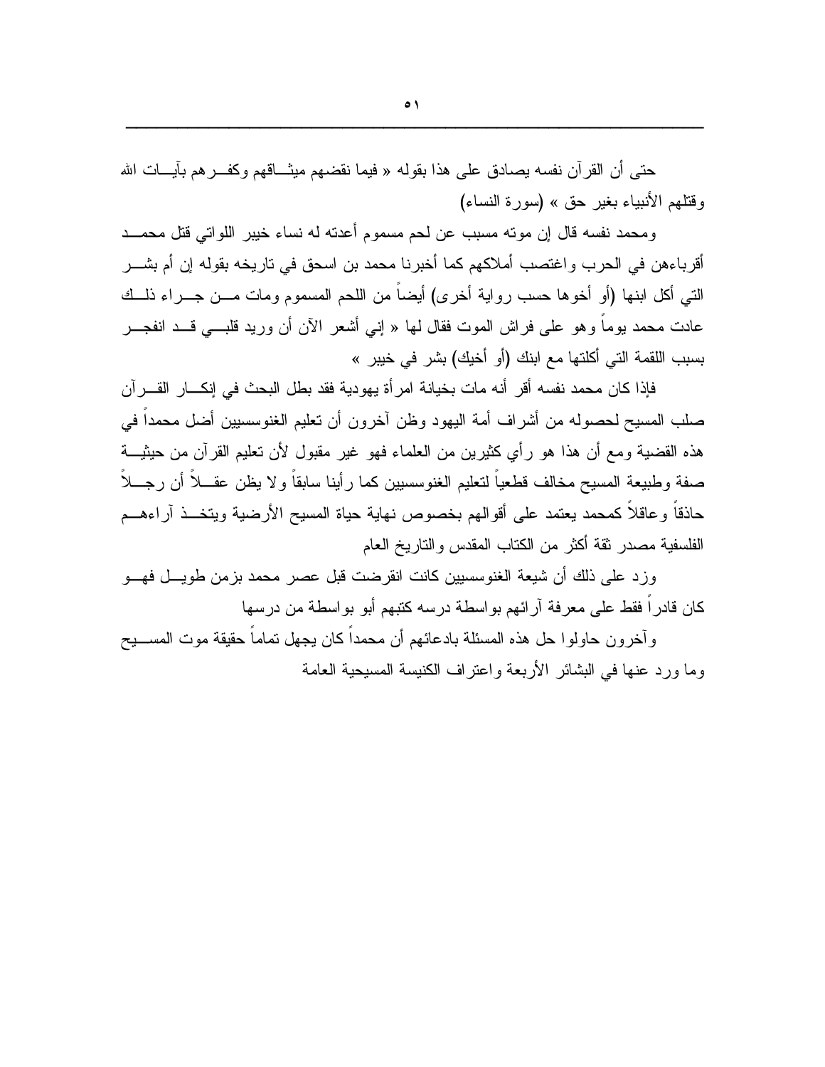حتى أن القرآن نفسه يصادق على هذا بقوله « فيما نقضهم ميثاقهم وكفرهم بآيات الله وقتلهم الأنبياء بغير حق » (سورة النساء)

ومحمد نفسه قال إن موته مسبب عن لحم مسموم أعدته له نساء خيبر اللواتي قتل محمد أقرباءهن في الحرب واغتصب أملاكهم كما أخبرنا محمد بن اسحق في تاريخه بقوله إن أم بشر التي أكل ابنها (أو أخوها حسب رواية أخرى) أيضاً من اللحم المسموم ومات من جراء ذلك عادت محمد يوماً وهو على فراش الموت فقال لها « إني أشعر الآن أن وريد قلبي قد انفجر بسبب اللقمة التي أكلتها مع ابنك (أو أخيك) بشر في خيبر »

فإذا كان محمد نفسه أقر أنه مات بخيانة امرأة يهودية فقد بطل البحث في إنكار القرآن صلب المسيح لحصوله من أشراف أمة اليهود وظن آخرون أن تعليم الغنوسسيين أضل محمداً في هذه القضية ومع أن هذا هو رأي كثيرين من العلماء فهو غير مقبول لأن تعليم القرآن من حيثية صفة وطبيعة المسيح مخالف قطعياً لتعليم الغنوسسيين كما رأينا سابقاً ولا يظن عقلاً أن رجلاً حاذقاً وعاقلاً كمحمد يعتمد على أقوالهم بخصوص نهاية حياة المسيح الأرضية ويتخذ آراءهم الفلسفية مصدر ثقة أكثر من الكتاب المقدس والتاريخ العام

وزد على ذلك أن شيعة الغنوسسيين كانت انقرضت قبل عصر محمد بزمن طويل فهو كان قادراً فقط على معرفة آرائهم بواسطة درسه كتبهم أبو بواسطة من درسها

وآخرون حاولوا حل هذه المسئلة بادعائهم أن محمداً كان يجهل تماماً حقيقة موت المسيح وما ورد عنها في البشائر الأربعة واعتراف الكنيسة المسيحية العامة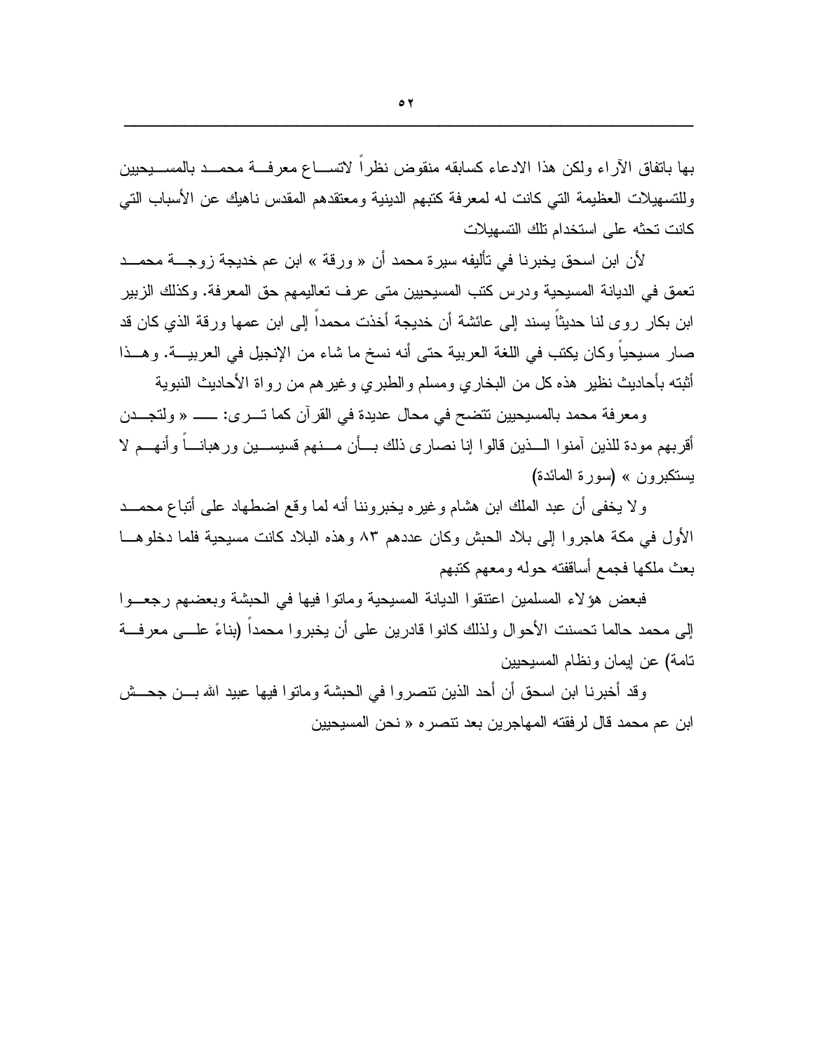بها باتفاق الآراء ولكن هذا الادعاء كسابقه منقوض نظراً لاتساع معرفة محمد بالمسيحيين وللتسهيلات العظيمة التي كانت له لمعرفة كتبهم الدينية ومعتقدهم المقدس ناهيك عن الأسباب التي كانت تحثه على استخدام تلك التسهيلات

لأن ابن اسحق يخبرنا في تأليفه سيرة محمد أن « ورقة » ابن عم خديجة زوجة محمد تعمق في الديانة المسيحية ودرس كتب المسيحيين متى عرف تعاليمهم حق المعرفة. وكذلك الزبير ابن بكار روى لنا حديثاً يسند إلى عائشة أن خديجة أخذت محمداً إلى ابن عمها ورقة الذي كان قد صار مسيحياً وكان يكتب في اللغة العربية حتى أنه نسخ ما شاء من الإنجيل في العربية. وهذا أثبته بأحاديث نظير هذه كل من البخاري ومسلم والطبري وغيرهم من رواة الأحاديث النبوية

ومعرفة محمد بالمسيحيين تتضح في محال عديدة في القرآن كما ترى: ـــ « ولتجدن أقربهم مودة للذين آمنوا الذين قالوا إنا نصارى ذلك بأن منهم قسيسين ورهباناً وأنهم لا يستكبرون » (سورة المائدة)

ولا يخفى أن عبد الملك ابن هشام وغيره يخبروننا أنه لما وقع اضطهاد على أتباع محمد الأول في مكة هاجروا إلى بلاد الحبش وكان عددهم ٨٣ وهذه البلاد كانت مسيحية فلما دخلوها بعث ملكها فجمع أساقفته حوله ومعهم كتبهم

فبعض هؤلاء المسلمين اعتنقوا الديانة المسيحية وماتوا فيها في الحبشة وبعضهم رجعوا إلى محمد حالما تحسنت الأحوال ولذلك كانوا قادرين على أن يخبروا محمداً (بناءً على معرفة تامة) عن إيمان ونظام المسيحيين

وقد أخبرنا ابن اسحق أن أحد الذين تنصروا في الحبشة وماتوا فيها عبيد الله بن جحش ابن عم محمد قال لرفقته المهاجرين بعد تنصره « نحن المسيحيين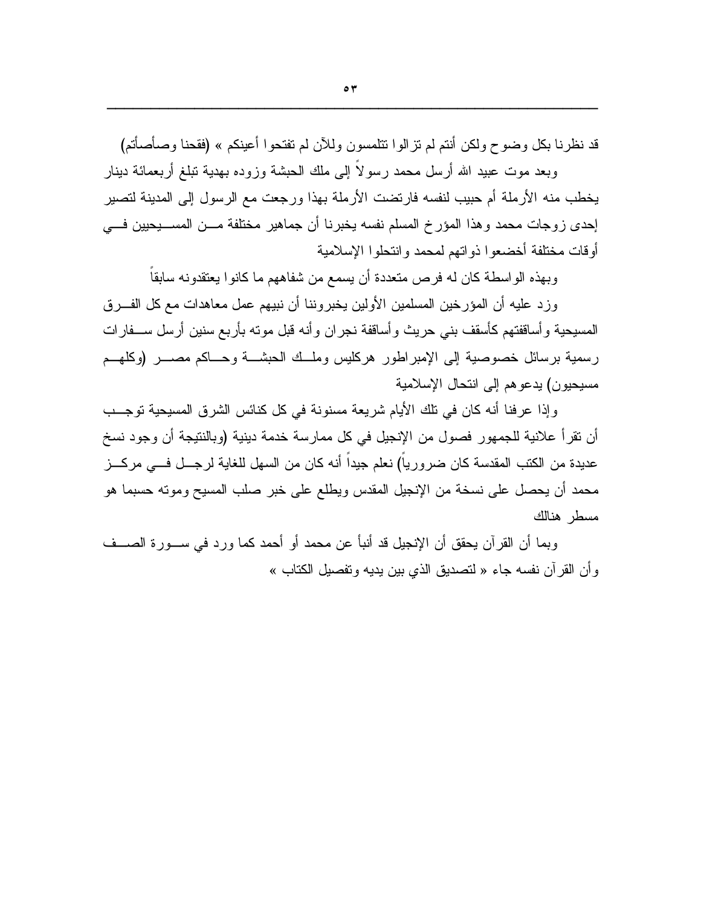قد نظرنا بكل وضوح ولكن أنتم لم تزالوا تتلمسون وللآن لم تفتحوا أعينكم » (فقحنا وصأصأتم)

وبعد موت عبيد الله أرسل محمد رسولاً إلى ملك الحبشة وزوده بهدية تبلغ أربعمائة دينار يخطب منه الأرملة أم حبيب لنفسه فارتضت الأرملة بهذا ورجعت مع الرسول إلى المدينة لتصير إحدى زوجات محمد وهذا المؤرخ المسلم نفسه يخبرنا أن جماهير مختلفة من المسيحيين في أوقات مختلفة أخضعوا ذواتهم لمحمد وانتحلوا الإسلامية

وبهذه الواسطة كان له فرص متعددة أن يسمع من شفاههم ما كانوا يعتقدونه سابقاً

وزد عليه أن المؤرخين المسلمين الأولين يخبروننا أن نبيهم عمل معاهدات مع كل الفرق المسيحية وأساقفتهم كأسقف بني حريث وأساقفة نجران وأنه قبل موته بأربع سنين أرسل سفارات رسمية برسائل خصوصية إلى الإمبراطور هركليس وملك الحبشة وحاكم مصر (وكلهم مسيحيون) يدعوهم إلى انتحال الإسلامية

وإذا عرفنا أنه كان في تلك الأيام شريعة مسنونة في كل كنائس الشرق المسيحية توجب أن تقرأ علانية للجمهور فصول من الإنجيل في كل ممارسة خدمة دينية (وبالنتيجة أن وجود نسخ عديدة من الكتب المقدسة كان ضرورياً) نعلم جيداً أنه كان من السهل للغاية لرجل في مركز محمد أن يحصل على نسخة من الإنجيل المقدس ويطلع على خبر صلب المسيح وموته حسبما هو مسطر هنالك

وبما أن القرآن يحقق أن الإنجيل قد أنبأ عن محمد أو أحمد كما ورد في سورة الصف وأن القرآن نفسه جاء « لتصديق الذي بين يديه وتفصيل الكتاب »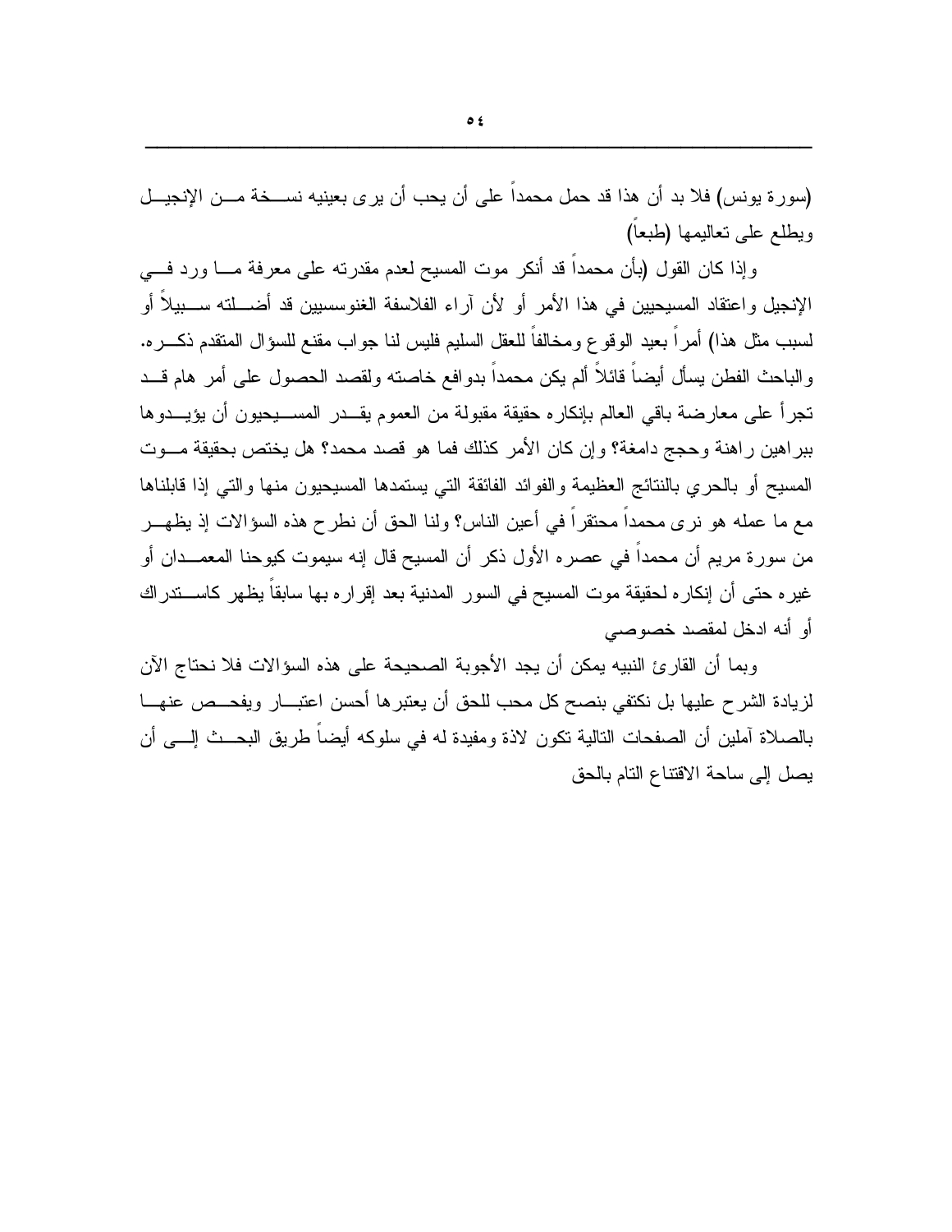(سورة يونس) فلا بد أن هذا قد حمل محمداً على أن يحب أن يرى بعينيه نسخة من الإنجيل ويطلع على تعاليمها (طبعاً)

وإذا كان القول (بأن محمداً قد أنكر موت المسيح لعدم مقدرته على معرفة ما ورد في الإنجيل واعتقاد المسيحيين في هذا الأمر أو لأن آراء الفلاسفة الغنوسسيين قد أضلته سبيلاً أو لسبب مثل هذا) أمراً بعيد الوقوع ومخالفاً للعقل السليم فليس لنا جواب مقنع للسؤال المتقدم ذكره. والباحث الفطن يسأل أيضاً قائلاً ألم يكن محمداً بدوافع خاصته ولقصد الحصول على أمر هام قد تجرأ على معارضة باقي العالم بإنكاره حقيقة مقبولة من العموم يقدر المسيحيون أن يؤيدوها ببراهين راهنة وحجج دامغة؟ وإن كان الأمر كذلك فما هو قصد محمد؟ هل يختص بحقيقة موت المسيح أو بالحري بالنتائج العظيمة والفوائد الفائقة التي يستمدها المسيحيون منها والتي إذا قابلناها مع ما عمله هو نرى محمداً محتقراً في أعين الناس؟ ولنا الحق أن نطرح هذه السؤالات إذ يظهر من سورة مريم أن محمداً في عصره الأول ذكر أن المسيح قال إنه سيموت كيوحنا المعمدان أو غيره حتى أن إنكاره لحقيقة موت المسيح في السور المدنية بعد إقراره بها سابقاً يظهر كاستدراك أو أنه ادخل لمقصد خصوصي

وبما أن القارئ النبيه يمكن أن يجد الأجوبة الصحيحة على هذه السؤالات فلا نحتاج الآن لزيادة الشرح عليها بل نكتفي بنصح كل محب للحق أن يعتبرها أحسن اعتبار ويفحص عنها بالصلاة آملين أن الصفحات التالية تكون لاذة ومفيدة له في سلوكه أيضاً طريق البحث إلى أن يصل إلى ساحة الاقتناع التام بالحق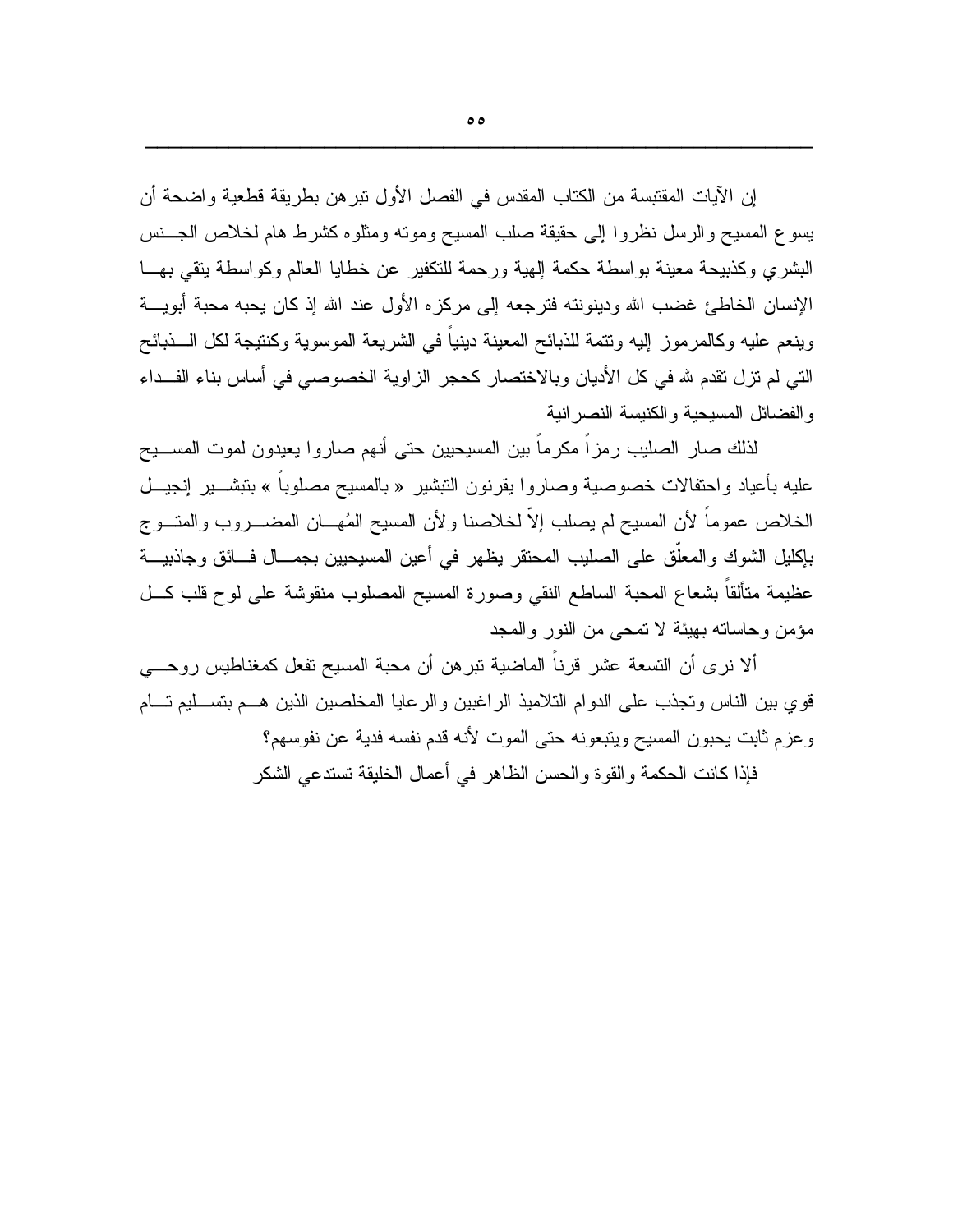إن الآيات المقتبسة من الكتاب المقدس في الفصل الأول تبرهن بطريقة قطعية واضحة أن يسوع المسيح والرسل نظروا إلى حقيقة صلب المسيح وموته ومثلوه كشرط هام لخلاص الجنس البشري وكذبيحة معينة بواسطة حكمة إلهية ورحمة للتكفير عن خطايا العالم وكواسطة يتقي بها الإنسان الخاطئ غضب الله ودينونته فترجعه إلى مركزه الأول عند الله إذ كان يحبه محبة أبوية وينعم عليه وكالمرموز إليه وتتمة للذبائح المعينة دينياً في الشريعة الموسوية وكنتيجة لكل الذبائح التي لم تزل تقدم لله في كل الأديان وبالاختصار كحجر الزاوية الخصوصي في أساس بناء الفداء والفضائل المسيحية والكنيسة النصرانية

لذلك صار الصليب رمزاً مكرماً بين المسيحيين حتى أنهم صاروا يعيدون لموت المسيح عليه بأعياد واحتفالات خصوصية وصاروا يقرنون التبشير « بالمسيح مصلوباً » بتبشير إنجيل الخلاص عموماً لأن المسيح لم يصلب إلاّ لخلاصنا ولأن المسيح المُهان المضروب والمتوج بإكليل الشوك والمعلّق على الصليب المحتقر يظهر في أعين المسيحيين بجمال فائق وجاذبية عظيمة متألقاً بشعاع المحبة الساطع النقي وصورة المسيح المصلوب منقوشة على لوح قلب كل مؤمن وحاساته بهيئة لا تمحى من النور والمجد

ألا نرى أن التسعة عشر قرناً الماضية تبرهن أن محبة المسيح تفعل كمغناطيس روحي قوي بين الناس وتجذب على الدوام التلاميذ الراغبين والرعايا المخلصين الذين هم بتسليم تام وعزم ثابت يحبون المسيح ويتبعونه حتى الموت لأنه قدم نفسه فدية عن نفوسهم؟

فإذا كانت الحكمة والقوة والحسن الظاهر في أعمال الخليقة تستدعي الشكر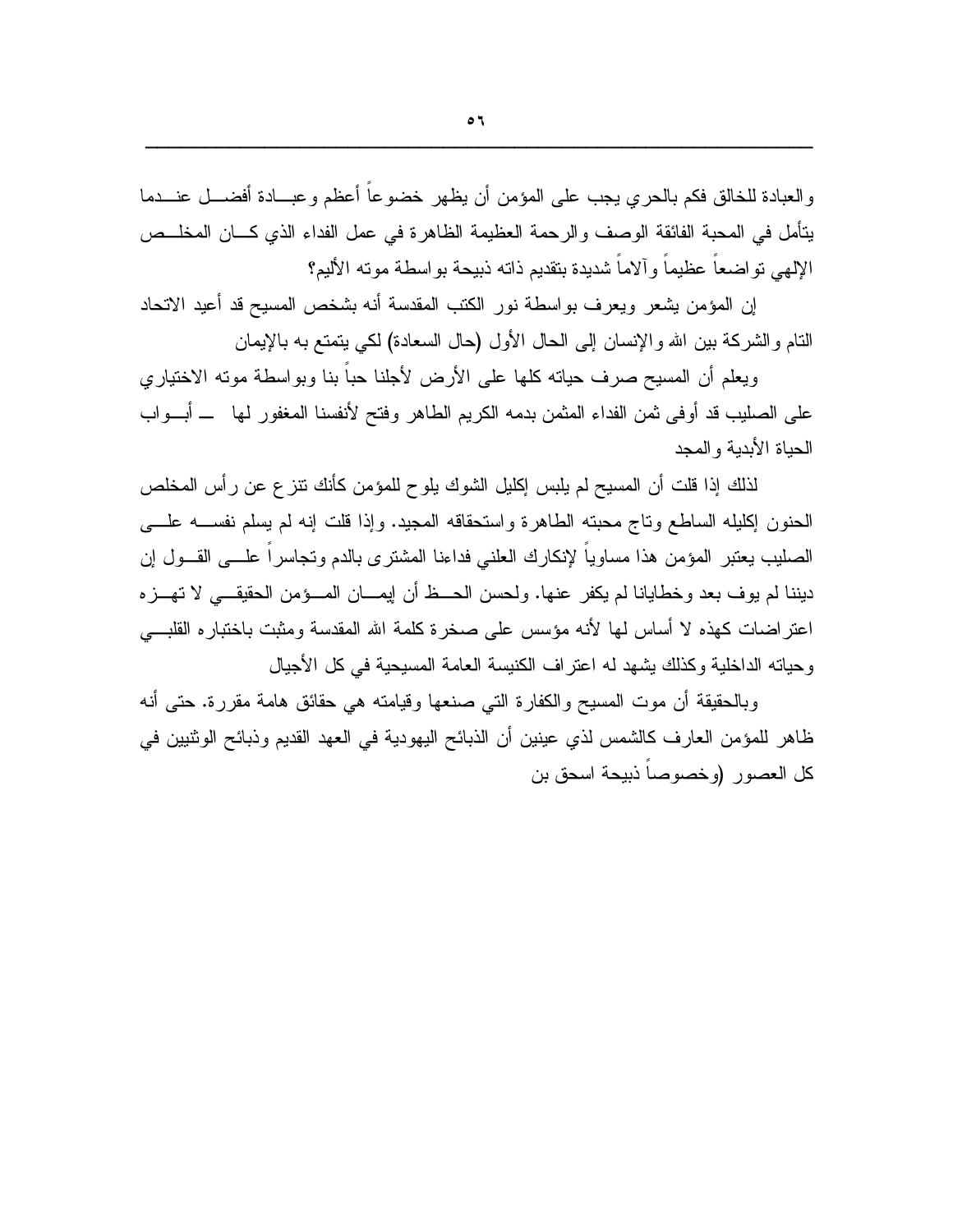والعبادة للخالق فكم بالحري يجب على المؤمن أن يظهر خضوعاً أعظم وعبادة أفضل عندما يتأمل في المحبة الفائقة الوصف والرحمة العظيمة الظاهرة في عمل الفداء الذي كان المخلص الإلهي تواضعاً عظيماً وآلاماً شديدة بتقديم ذاته ذبيحة بواسطة موته الأليم؟

إن المؤمن يشعر ويعرف بواسطة نور الكتب المقدسة أنه بشخص المسيح قد أعيد الاتحاد التام والشركة بين الله والإنسان إلى الحال الأول (حال السعادة) لكي يتمتع به بالإيمان

ويعلم أن المسيح صرف حياته كلها على الأرض لأجلنا حباً بنا وبواسطة موته الاختياري على الصليب قد أوفى ثمن الفداء المثمن بدمه الكريم الطاهر وفتح لأنفسنا المغفور لها — أبواب الحياة الأبدية والمجد

لذلك إذا قلت أن المسيح لم يلبس إكليل الشوك يلوح للمؤمن كأنك تنزع عن رأس المخلص الحنون إكليله الساطع وتاج محبته الطاهرة واستحقاقه المجيد. وإذا قلت إنه لم يسلم نفسه على الصليب يعتبر المؤمن هذا مساوياً لإنكارك العلني فداءنا المشترى بالدم وتجاسراً على القول إن ديننا لم يوف بعد وخطايانا لم يكفر عنها. ولحسن الحظ أن إيمان المؤمن الحقيقي لا تهزه اعتراضات كهذه لا أساس لها لأنه مؤسس على صخرة كلمة الله المقدسة ومثبت باختباره القلبي وحياته الداخلية وكذلك يشهد له اعتراف الكنيسة العامة المسيحية في كل الأجيال

وبالحقيقة أن موت المسيح والكفارة التي صنعها وقيامته هي حقائق هامة مقررة. حتى أنه ظاهر للمؤمن العارف كالشمس لذي عينين أن الذبائح اليهودية في العهد القديم وذبائح الوثنيين في كل العصور (وخصوصاً ذبيحة اسحق بن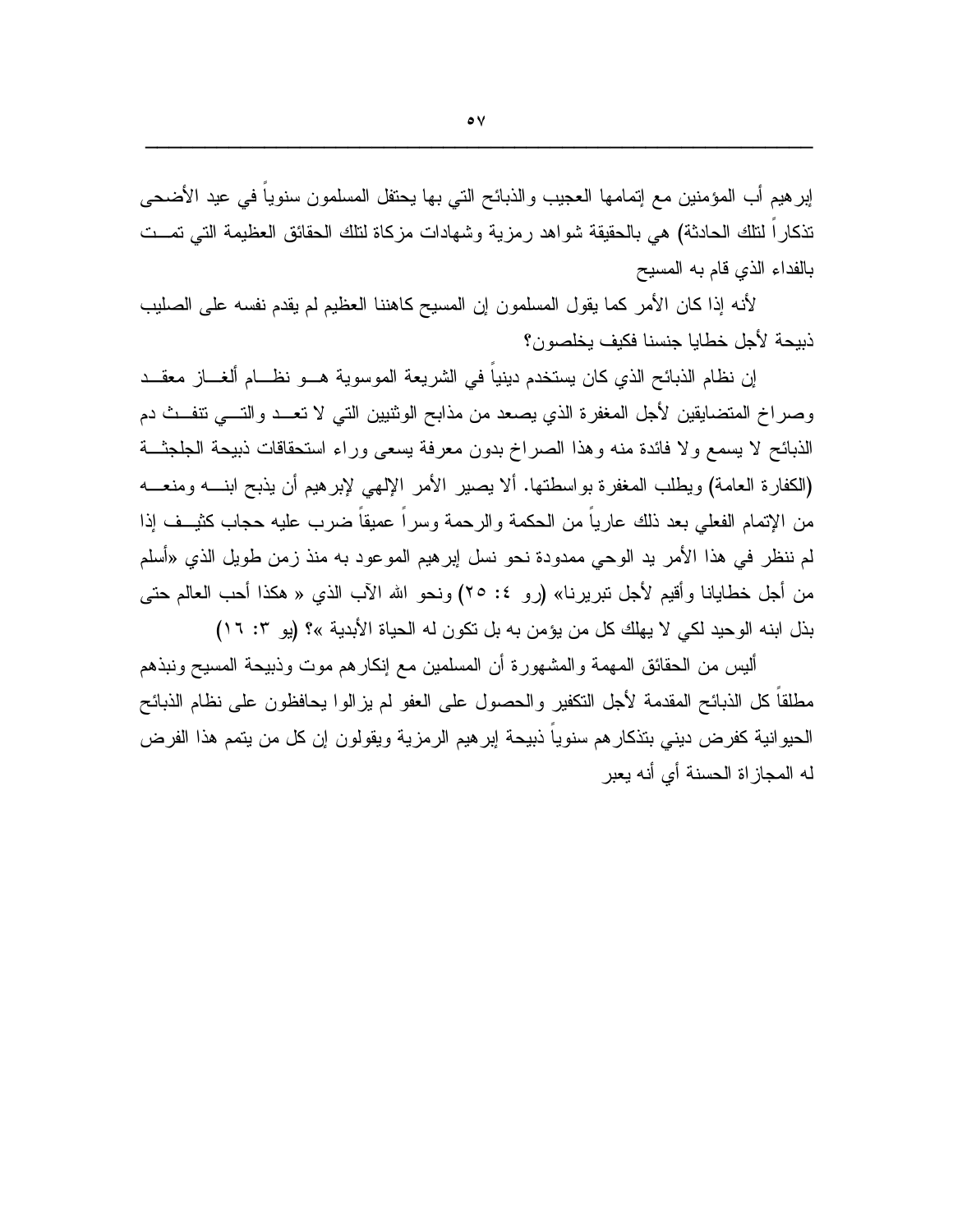إبرهيم أب المؤمنين مع إتمامها العجيب والذبائح التي بها يحتفل المسلمون سنوياً في عيد الأضحى تذكاراً لتلك الحادثة) هي بالحقيقة شواهد رمزية وشهادات مزكاة لتلك الحقائق العظيمة التي تمت بالفداء الذي قام به المسيح

لأنه إذا كان الأمر كما يقول المسلمون إن المسيح كاهننا العظيم لم يقدم نفسه على الصليب ذبيحة لأجل خطايا جنسنا فكيف يخلصون؟

إن نظام الذبائح الذي كان يستخدم دينياً في الشريعة الموسوية هو نظام ألغاز معقد وصراخ المتضايقين لأجل المغفرة الذي يصعد من مذابح الوثنيين التي لا تعد والتي تنفث دم الذبائح لا يسمع ولا فائدة منه وهذا الصراخ بدون معرفة يسعى وراء استحقاقات ذبيحة الجلجثة (الكفارة العامة) ويطلب المغفرة بواسطتها. ألا يصير الأمر الإلهي لإبرهيم أن يذبح ابنه ومنعه من الإتمام الفعلي بعد ذلك عارياً من الحكمة والرحمة وسراً عميقاً ضرب عليه حجاب كثيف إذا لم ننظر في هذا الأمر يد الوحي ممدودة نحو نسل إبرهيم الموعود به منذ زمن طويل الذي «أسلم من أجل خطايانا وأقيم لأجل تبريرنا» (رو ٤: ٢٥) ونحو الله الآب الذي « هكذا أحب العالم حتى بذل ابنه الوحيد لكي لا يهلك كل من يؤمن به بل تكون له الحياة الأبدية »؟ (يو ٣: ١٦)

أليس من الحقائق المهمة والمشهورة أن المسلمين مع إنكارهم موت وذبيحة المسيح ونبذهم مطلقاً كل الذبائح المقدمة لأجل التكفير والحصول على العفو لم يزالوا يحافظون على نظام الذبائح الحيوانية كفرض ديني بتذكارهم سنوياً ذبيحة إبرهيم الرمزية ويقولون إن كل من يتمم هذا الفرض له المجازاة الحسنة أي أنه يعبر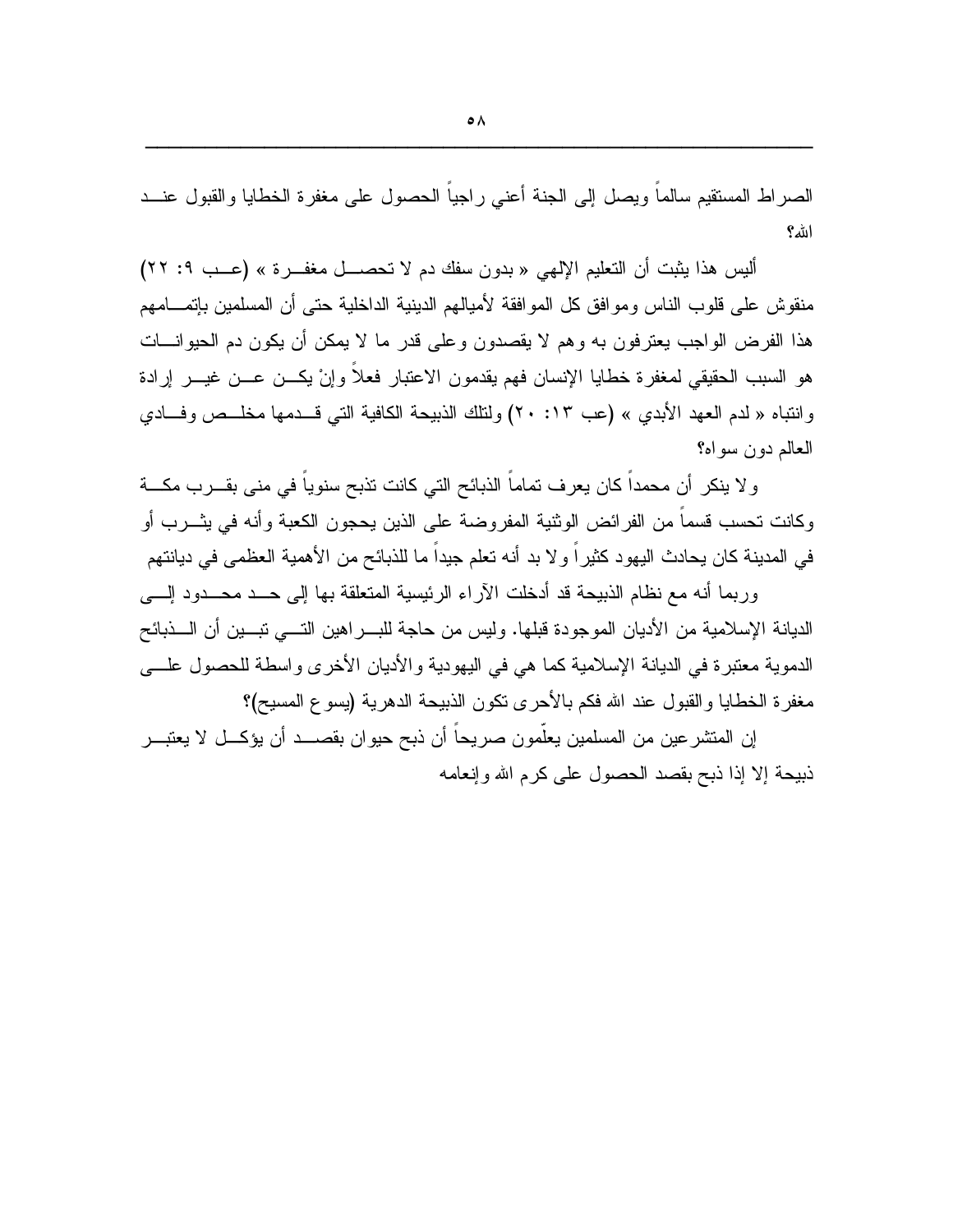الصراط المستقيم سالماً ويصل إلى الجنة أعني راجياً الحصول على مغفرة الخطايا والقبول عند الله؟

أليس هذا يثبت أن التعليم الإلهي « بدون سفك دم لا تحصل مغفرة » (عب ٩: ٢٢) منقوش على قلوب الناس وموافق كل الموافقة لأميالهم الدينية الداخلية حتى أن المسلمين بإتمامهم هذا الفرض الواجب يعترفون به وهم لا يقصدون وعلى قدر ما لا يمكن أن يكون دم الحيوانات هو السبب الحقيقي لمغفرة خطايا الإنسان فهم يقدمون الاعتبار فعلاً وإنْ يكن عن غير إرادة وانتباه « لدم العهد الأبدي » (عب ١٣: ٢٠) ولتلك الذبيحة الكافية التي قدمها مخلص وفادي العالم دون سواه؟

ولا ينكر أن محمداً كان يعرف تماماً الذبائح التي كانت تذبح سنوياً في منى بقرب مكة وكانت تحسب قسماً من الفرائض الوثنية المفروضة على الذين يحجون الكعبة وأنه في يثرب أو في المدينة كان يحادث اليهود كثيراً ولا بد أنه تعلم جيداً ما للذبائح من الأهمية العظمى في ديانتهم

وربما أنه مع نظام الذبيحة قد أدخلت الآراء الرئيسية المتعلقة بها إلى حد محدود إلى الديانة الإسلامية من الأديان الموجودة قبلها. وليس من حاجة للبراهين التي تبين أن الذبائح الدموية معتبرة في الديانة الإسلامية كما هي في اليهودية والأديان الأخرى واسطة للحصول على مغفرة الخطايا والقبول عند الله فكم بالأحرى تكون الذبيحة الدهرية (يسوع المسيح)؟

إن المتشرعين من المسلمين يعلّمون صريحاً أن ذبح حيوان بقصد أن يؤكل لا يعتبر ذبيحة إلا إذا ذبح بقصد الحصول على كرم الله وإنعامه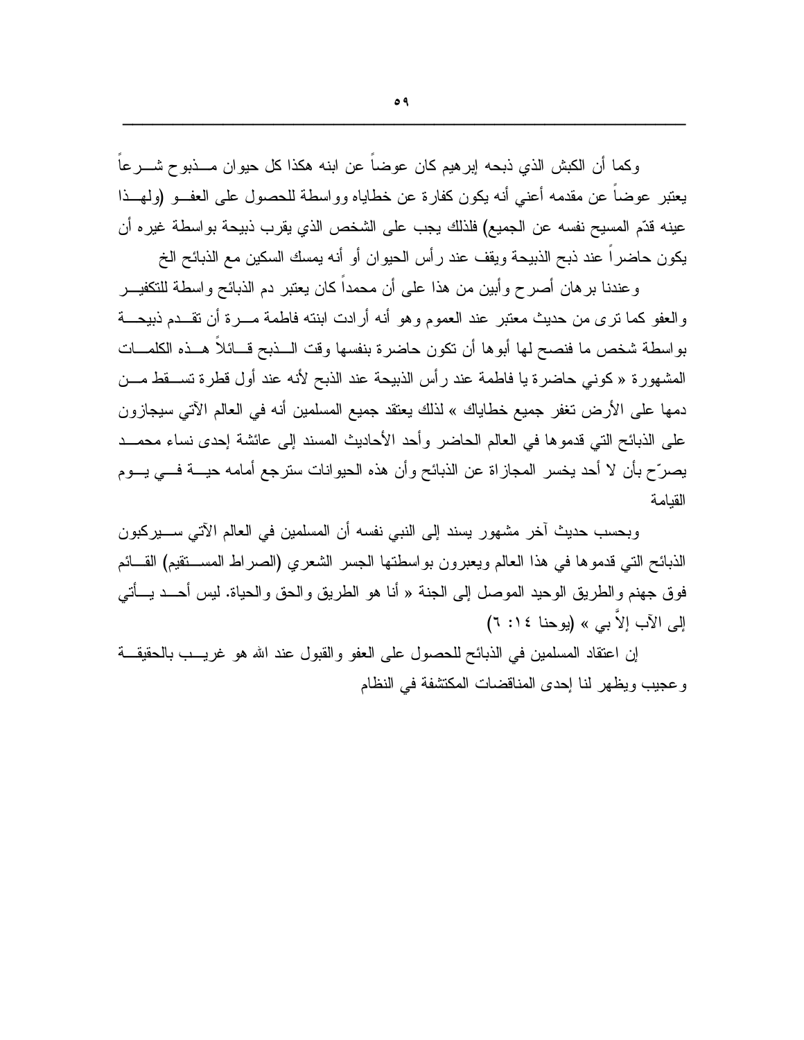وكما أن الكبش الذي ذبحه إبرهيم كان عوضاً عن ابنه هكذا كل حيوان مذبوح شرعاً يعتبر عوضاً عن مقدمه أعني أنه يكون كفارة عن خطاياه وواسطة للحصول على العفو (ولهذا عينه قدّم المسيح نفسه عن الجميع) فلذلك يجب على الشخص الذي يقرب ذبيحة بواسطة غيره أن يكون حاضراً عند ذبح الذبيحة ويقف عند رأس الحيوان أو أنه يمسك السكين مع الذبائح الخ

وعندنا برهان أصرح وأبين من هذا على أن محمداً كان يعتبر دم الذبائح واسطة للتكفير والعفو كما ترى من حديث معتبر عند العموم وهو أنه أرادت ابنته فاطمة مرة أن تقدم ذبيحة بواسطة شخص ما فنصح لها أبوها أن تكون حاضرة بنفسها وقت الذبح قائلاً هذه الكلمات المشهورة « كوني حاضرة يا فاطمة عند رأس الذبيحة عند الذبح لأنه عند أول قطرة تسقط من دمها على الأرض تغفر جميع خطاياك » لذلك يعتقد جميع المسلمين أنه في العالم الآتي سيجازون على الذبائح التي قدموها في العالم الحاضر وأحد الأحاديث المسند إلى عائشة إحدى نساء محمد يصرّح بأن لا أحد يخسر المجازاة عن الذبائح وأن هذه الحيوانات سترجع أمامه حية في يوم القيامة

وبحسب حديث آخر مشهور يسند إلى النبي نفسه أن المسلمين في العالم الآتي سيركبون الذبائح التي قدموها في هذا العالم ويعبرون بواسطتها الجسر الشعري (الصراط المستقيم) القائم فوق جهنم والطريق الوحيد الموصل إلى الجنة « أنا هو الطريق والحق والحياة. ليس أحد يأتي إلى الآب إلاَّ بي » (يوحنا ١٤: ٦)

إن اعتقاد المسلمين في الذبائح للحصول على العفو والقبول عند الله هو غريب بالحقيقة وعجيب ويظهر لنا إحدى المناقضات المكتشفة في النظام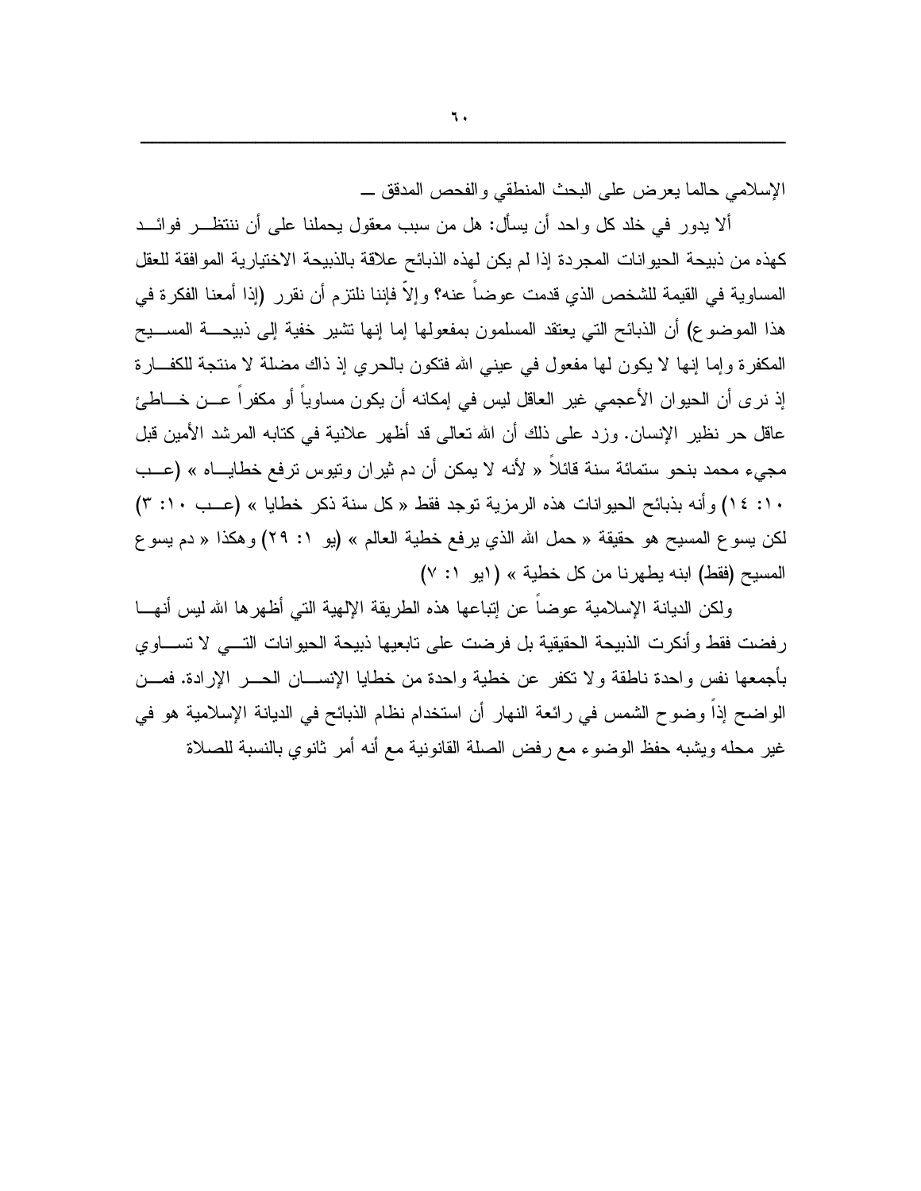الإسلامي حالما يعرض على البحث المنطقي والفحص المدقق ـ

ألا يدور في خلد كل واحد أن يسأل: هل من سبب معقول يحملنا على أن ننتظر فوائد كهذه من ذبيحة الحيوانات المجردة إذا لم يكن لهذه الذبائح علاقة بالذبيحة الاختيارية الموافقة للعقل المساوية في القيمة للشخص الذي قدمت عوضاً عنه؟ وإلاّ فإننا نلتزم أن نقرر (إذا أمعنا الفكرة في هذا الموضوع) أن الذبائح التي يعتقد المسلمون بمفعولها إما إنها تشير خفية إلى ذبيحة المسيح المكفرة وإما إنها لا يكون لها مفعول في عيني الله فتكون بالحري إذ ذاك مضلة لا منتجة للكفارة إذ نرى أن الحيوان الأعجمي غير العاقل ليس في إمكانه أن يكون مساوياً أو مكفراً عن خاطئ عاقل حر نظير الإنسان. وزد على ذلك أن الله تعالى قد أظهر علانية في كتابه المرشد الأمين قبل مجيء محمد بنحو ستمائة سنة قائلاً « لأنه لا يمكن أن دم ثيران وتيوس ترفع خطاياه » (عب ١٠: ١٤) وأنه بذبائح الحيوانات هذه الرمزية توجد فقط « كل سنة ذكر خطايا » (عب ١٠: ٣) لكن يسوع المسيح هو حقيقة « حمل الله الذي يرفع خطية العالم » (يو ١: ٢٩) وهكذا « دم يسوع المسيح (فقط) ابنه يطهرنا من كل خطية » (١يو ١: ٧)

ولكن الديانة الإسلامية عوضاً عن إتباعها هذه الطريقة الإلهية التي أظهرها الله ليس أنها رفضت فقط وأنكرت الذبيحة الحقيقية بل فرضت على تابعيها ذبيحة الحيوانات التي لا تساوي بأجمعها نفس واحدة ناطقة ولا تكفر عن خطية واحدة من خطايا الإنسان الحر الإرادة. فمن الواضح إذاً وضوح الشمس في رائعة النهار أن استخدام نظام الذبائح في الديانة الإسلامية هو في غير محله ويشبه حفظ الوضوء مع رفض الصلة القانونية مع أنه أمر ثانوي بالنسبة للصلاة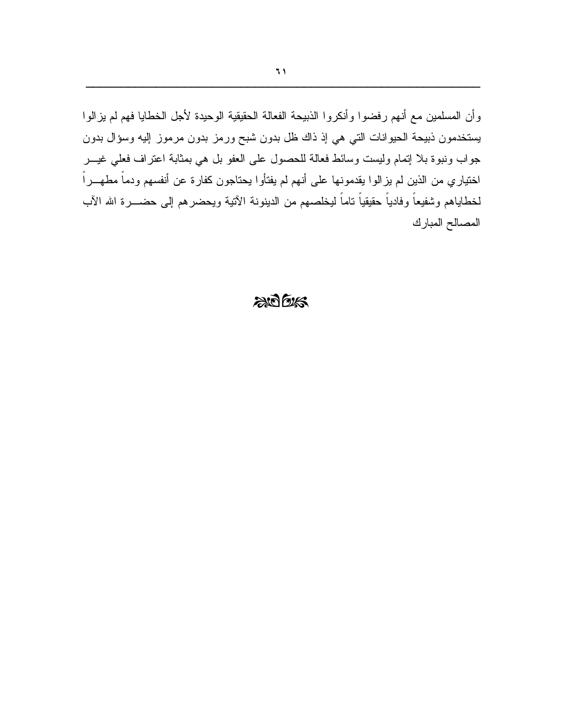وأن المسلمين مع أنهم رفضوا وأنكروا الذبيحة الفعالة الحقيقية الوحيدة لأجل الخطايا فهم لم يزالوا يستخدمون ذبيحة الحيوانات التي هي إذ ذاك ظل بدون شبح ورمز بدون مرموز إليه وسؤال بدون جواب ونبوة بلا إتمام وليست وسائط فعالة للحصول على العفو بل هي بمثابة اعتراف فعلي غير اختياري من الذين لم يزالوا يقدمونها على أنهم لم يفتأوا يحتاجون كفارة عن أنفسهم ودماً مطهراً لخطاياهم وشفيعاً وفادياً حقيقياً تاماً ليخلصهم من الدينونة الآتية ويحضرهم إلى حضرة الله الآب المصالح المبارك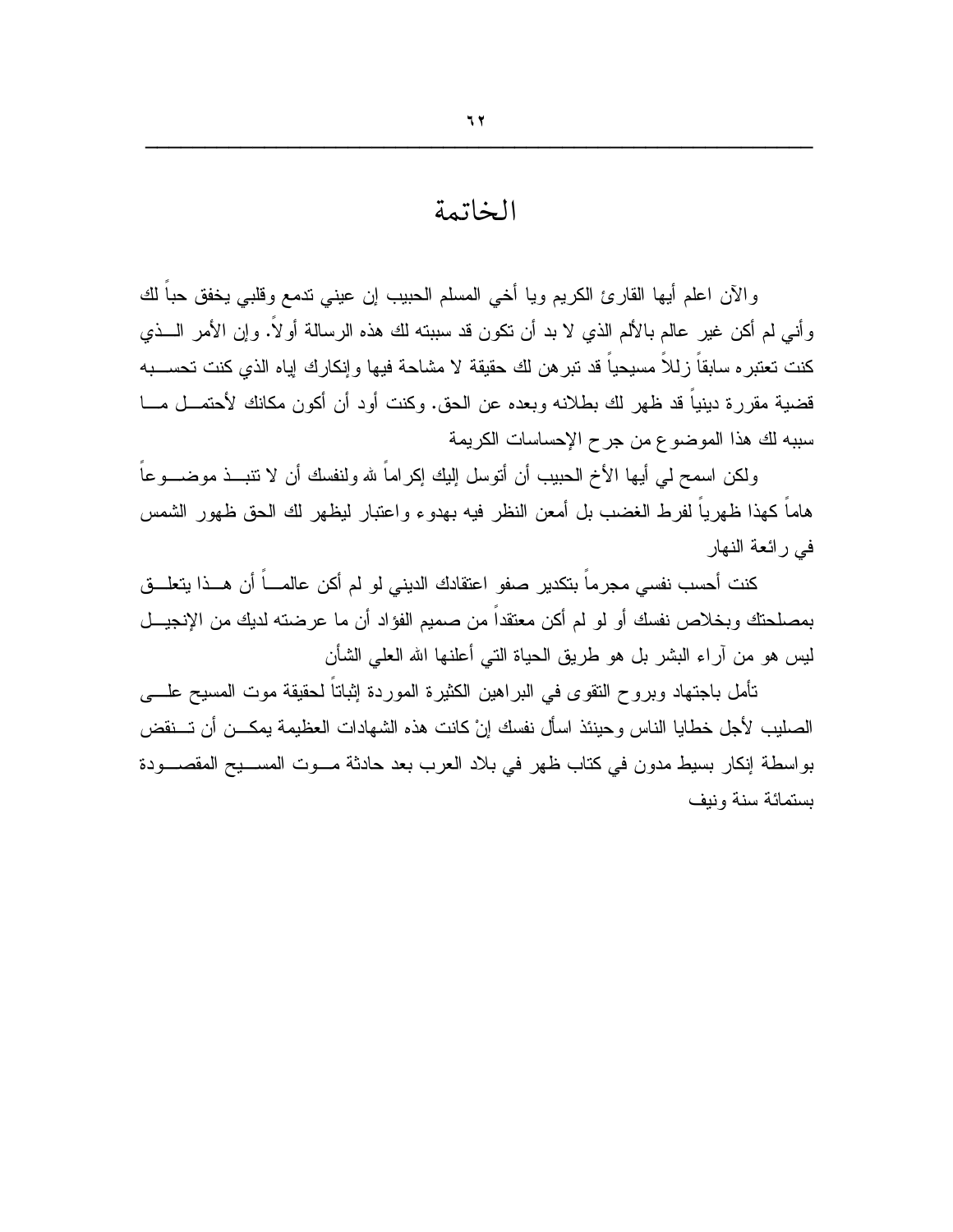# الخاتمة

والآن اعلم أيها القارئ الكريم ويا أخي المسلم الحبيب إن عيني تدمع وقلبي يخفق حباً لك وأني لم أكن غير عالم بالألم الذي لا بد أن تكون قد سببته لك هذه الرسالة أولاً. وإن الأمر الذي كنت تعتبره سابقاً زللاً مسيحياً قد تبرهن لك حقيقة لا مشاحة فيها وإنكارك إياه الذي كنت تحسبه قضية مقررة دينياً قد ظهر لك بطلانه وبعده عن الحق. وكنت أود أن أكون مكانك لأحتمل ما سببه لك هذا الموضوع من جرح الإحساسات الكريمة

ولكن اسمح لي أيها الأخ الحبيب أن أتوسل إليك إكراماً لله ولنفسك أن لا تنبذ موضوعاً هاماً كهذا ظهرياً لفرط الغضب بل أمعن النظر فيه بهدوء واعتبار ليظهر لك الحق ظهور الشمس في رائعة النهار

كنت أحسب نفسي مجرماً بتكدير صفو اعتقادك الديني لو لم أكن عالماً أن هذا يتعلق بمصلحتك وبخلاص نفسك أو لو لم أكن معتقداً من صميم الفؤاد أن ما عرضته لديك من الإنجيل ليس هو من آراء البشر بل هو طريق الحياة التي أعلنها الله العلي الشأن

تأمل باجتهاد وبروح التقوى في البراهين الكثيرة الموردة إثباتاً لحقيقة موت المسيح على الصليب لأجل خطايا الناس وحينئذ اسأل نفسك إنْ كانت هذه الشهادات العظيمة يمكن أن تنقض بواسطة إنكار بسيط مدون في كتاب ظهر في بلاد العرب بعد حادثة موت المسيح المقصودة بستمائة سنة ونيف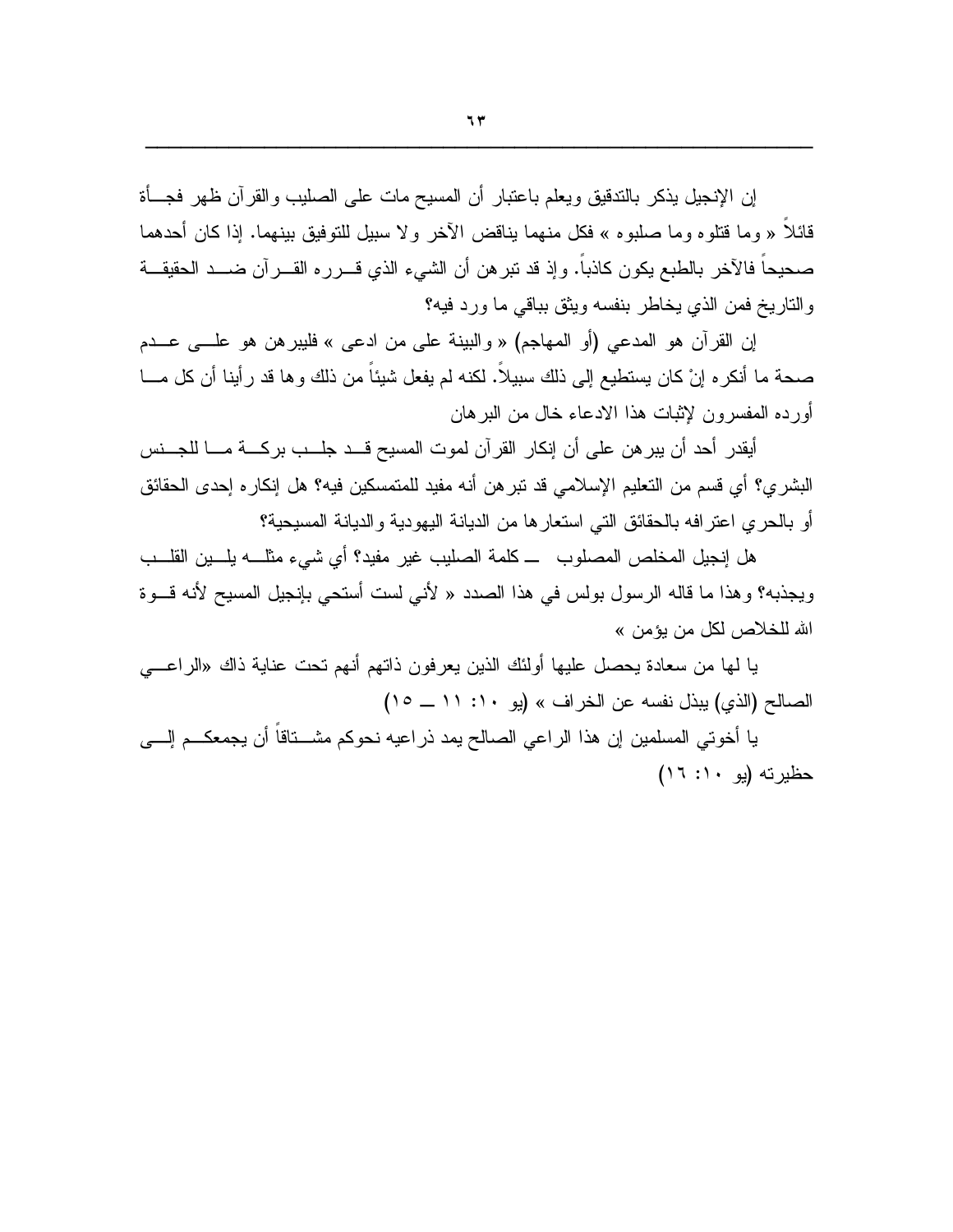إن الإنجيل يذكر بالتدقيق ويعلم باعتبار أن المسيح مات على الصليب والقرآن ظهر فجأة قائلاً « وما قتلوه وما صلبوه » فكل منهما يناقض الآخر ولا سبيل للتوفيق بينهما. إذا كان أحدهما صحيحاً فالآخر بالطبع يكون كاذباً. وإذ قد تبرهن أن الشيء الذي قرره القرآن ضد الحقيقة والتاريخ فمن الذي يخاطر بنفسه ويثق بباقي ما ورد فيه؟

إن القرآن هو المدعي (أو المهاجم) « والبينة على من ادعى » فليبرهن هو على عدم صحة ما أنكره إنْ كان يستطيع إلى ذلك سبيلاً. لكنه لم يفعل شيئاً من ذلك وها قد رأينا أن كل ما أورده المفسرون لإثبات هذا الادعاء خال من البرهان

أيقدر أحد أن يبرهن على أن إنكار القرآن لموت المسيح قد جلب بركة ما للجنس البشري؟ أي قسم من التعليم الإسلامي قد تبرهن أنه مفيد للمتمسكين فيه؟ هل إنكاره إحدى الحقائق أو بالحري اعترافه بالحقائق التي استعارها من الديانة اليهودية والديانة المسيحية؟

هل إنجيل المخلص المصلوب ــ كلمة الصليب غير مفيد؟ أي شيء مثله يلين القلب ويجذبه؟ وهذا ما قاله الرسول بولس في هذا الصدد « لأني لست أستحي بإنجيل المسيح لأنه قوة الله للخلاص لكل من يؤمن »

يا لها من سعادة يحصل عليها أولئك الذين يعرفون ذاتهم أنهم تحت عناية ذاك «الراعي الصالح (الذي) يبذل نفسه عن الخراف » (يو ١٠: ١١ ــ ١٥)

يا أخوتي المسلمين إن هذا الراعي الصالح يمد ذراعيه نحوكم مشتاقاً أن يجمعكم إلى حظيرته (يو ١٠: ١٦)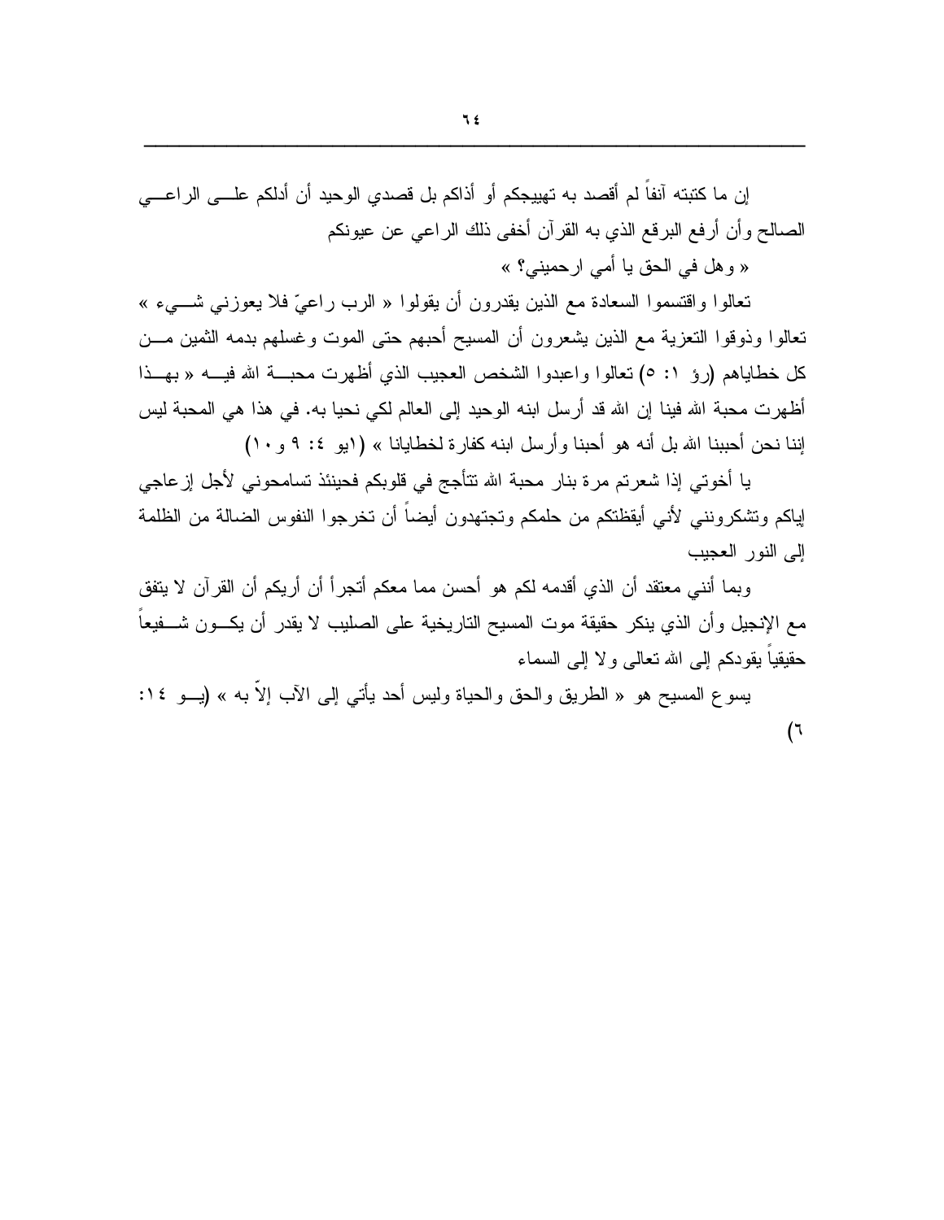إن ما كتبته آنفاً لم أقصد به تهييجكم أو أذاكم بل قصدي الوحيد أن أدلكم على الراعي الصالح وأن أرفع البرقع الذي به القرآن أخفى ذلك الراعي عن عيونكم

« وهل في الحق يا أمي ارحميني؟ »

تعالوا واقتسموا السعادة مع الذين يقدرون أن يقولوا « الرب راعيّ فلا يعوزني شيء » تعالوا وذوقوا التعزية مع الذين يشعرون أن المسيح أحبهم حتى الموت وغسلهم بدمه الثمين من كل خطاياهم (رؤ ١: ٥) تعالوا واعبدوا الشخص العجيب الذي أظهرت محبة الله فيه « بهذا أظهرت محبة الله فينا إن الله قد أرسل ابنه الوحيد إلى العالم لكي نحيا به. في هذا هي المحبة ليس إننا نحن أحببنا الله بل أنه هو أحبنا وأرسل ابنه كفارة لخطايانا » (١يو ٤: ٩ و١٠)

يا أخوتي إذا شعرتم مرة بنار محبة الله تتأجج في قلوبكم فحينئذ تسامحونني لأجل إزعاجي إياكم وتشكرونني لأني أيقظتكم من حلمكم وتجتهدون أيضاً أن تخرجوا النفوس الضالة من الظلمة إلى النور العجيب

وبما أنني معتقد أن الذي أقدمه لكم هو أحسن مما معكم أتجرأ أن أريكم أن القرآن لا يتفق مع الإنجيل وأن الذي ينكر حقيقة موت المسيح التاريخية على الصليب لا يقدر أن يكون شفيعاً حقيقياً يقودكم إلى الله تعالى ولا إلى السماء

يسوع المسيح هو « الطريق والحق والحياة وليس أحد يأتي إلى الآب إلاّ به » (يو ١٤: ٦)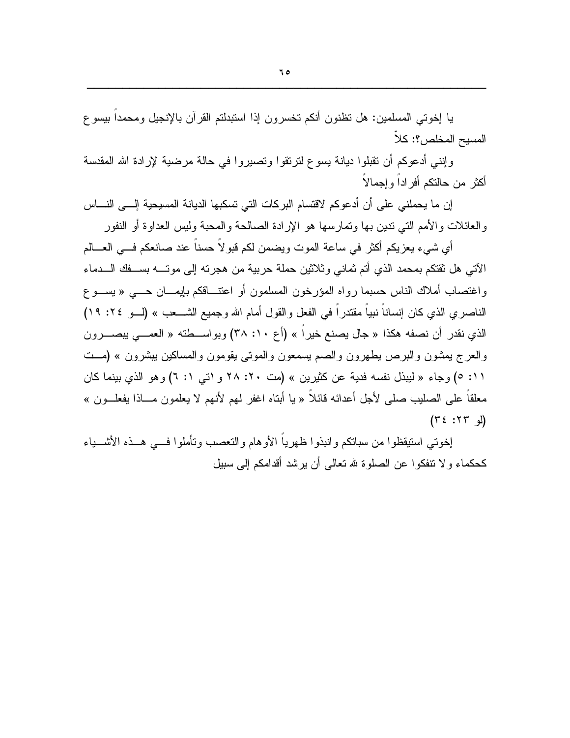يا إخوتي المسلمين: هل تظنون أنكم تخسرون إذا استبدلتم القرآن بالإنجيل ومحمداً بيسوع المسيح المخلص؟: كلاّ

وإنني أدعوكم أن تقبلوا ديانة يسوع لترتقوا وتصيروا في حالة مرضية لإرادة الله المقدسة أكثر من حالتكم أفراداً وإجمالاً

إن ما يحملني على أن أدعوكم لاقتسام البركات التي تسكبها الديانة المسيحية إلى الناس والعائلات والأمم التي تدين بها وتمارسها هو الإرادة الصالحة والمحبة وليس العداوة أو النفور

أي شيء يعزيكم أكثر في ساعة الموت ويضمن لكم قبولاً حسناً عند صانعكم في العالم الآتي هل ثقتكم بمحمد الذي أتم ثماني وثلاثين حملة حربية من هجرته إلى موته بسفك الدماء واغتصاب أملاك الناس حسبما رواه المؤرخون المسلمون أو اعتناقكم بإيمان حي « يسوع الناصري الذي كان إنساناً نبياً مقتدراً في الفعل والقول أمام الله وجميع الشعب » (لو ٢٤: ١٩) الذي نقدر أن نصفه هكذا « جال يصنع خيراً » (أع ١٠: ٣٨) وبواسطته « العمي يبصرون والعرج يمشون والبرص يطهرون والصم يسمعون والموتى يقومون والمساكين يبشرون » (مت ١١: ٥) وجاء « ليبذل نفسه فدية عن كثيرين » (مت ٢٠: ٢٨ و١تي ١: ٦) وهو الذي بينما كان معلقاً على الصليب صلى لأجل أعدائه قائلاً « يا أبتاه اغفر لهم لأنهم لا يعلمون ماذا يفعلون » (لو ٢٣: ٣٤)

إخوتي استيقظوا من سباتكم وانبذوا ظهرياً الأوهام والتعصب وتأملوا في هذه الأشياء كحكماء ولا تنفكوا عن الصلوة لله تعالى أن يرشد أقدامكم إلى سبيل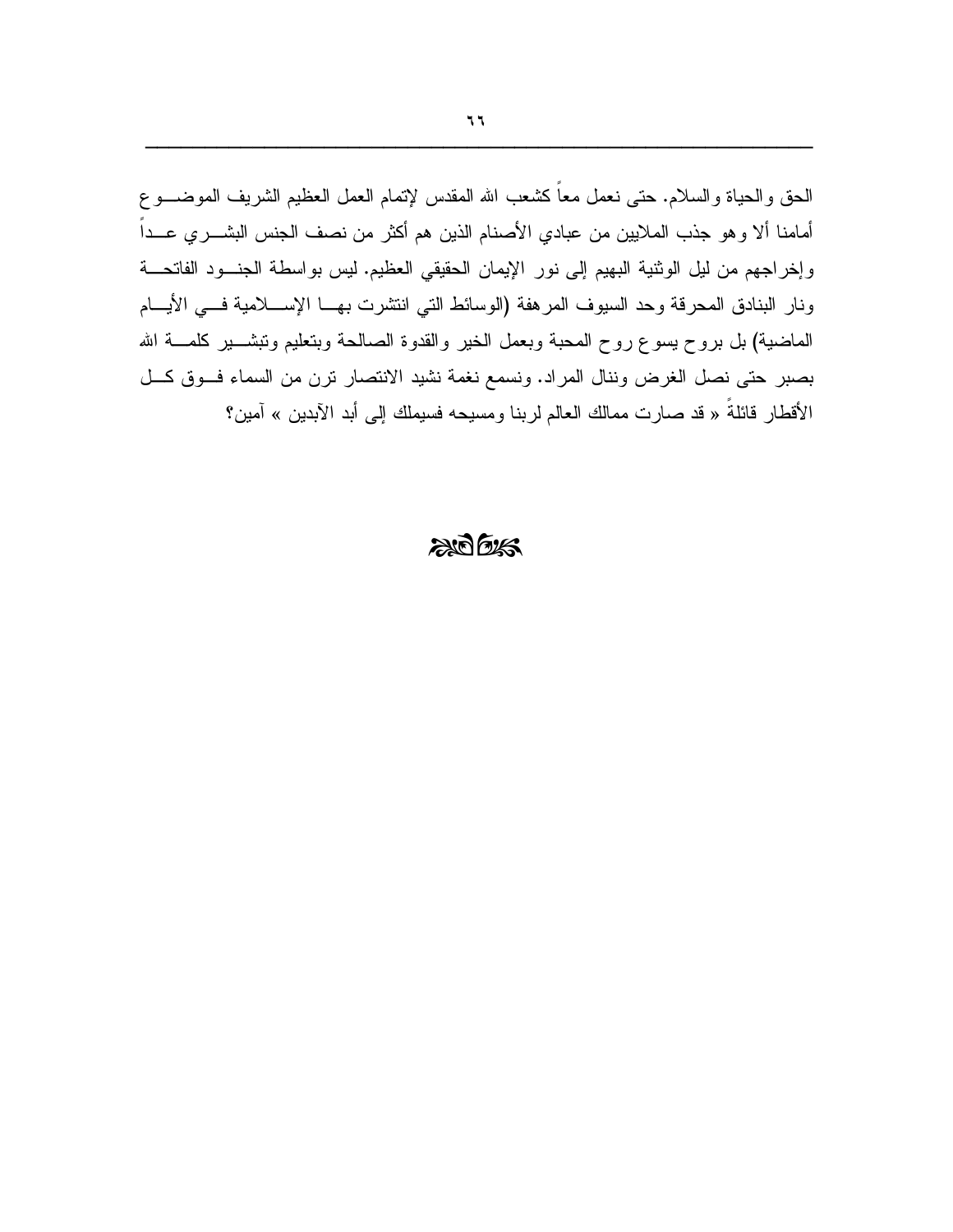الحق والحياة والسلام. حتى نعمل معاً كشعب الله المقدس لإتمام العمل العظيم الشريف الموضوع أمامنا ألا وهو جذب الملايين من عبادي الأصنام الذين هم أكثر من نصف الجنس البشري عداً وإخراجهم من ليل الوثنية البهيم إلى نور الإيمان الحقيقي العظيم. ليس بواسطة الجنود الفاتحة ونار البنادق المحرقة وحد السيوف المرهفة (الوسائط التي انتشرت بها الإسلامية في الأيام الماضية) بل بروح يسوع روح المحبة وبعمل الخير والقدوة الصالحة وبتعليم وتبشير كلمة الله بصبر حتى نصل الغرض وننال المراد. ونسمع نغمة نشيد الانتصار ترن من السماء فوق كل الأقطار قائلةً « قد صارت ممالك العالم لربنا ومسيحه فسيملك إلى أبد الآبدين » آمين؟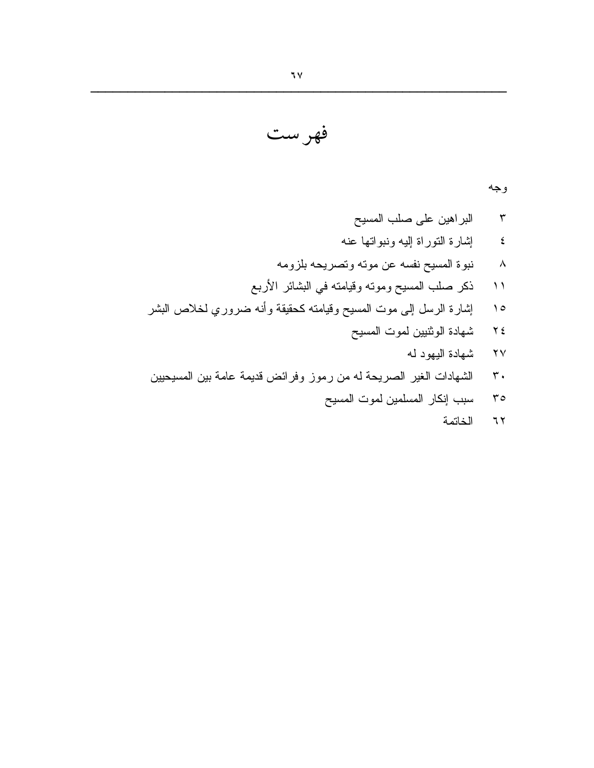# فهرست

| وجه | |
|---|---|
| ٣ | البراهين على صلب المسيح |
| ٤ | إشارة التوراة إليه ونبواتها عنه |
| ٨ | نبوة المسيح نفسه عن موته وتصريحه بلزومه |
| ١١ | ذكر صلب المسيح وموته وقيامته في البشائر الأربع |
| ١٥ | إشارة الرسل إلى موت المسيح وقيامته كحقيقة وأنه ضروري لخلاص البشر |
| ٢٤ | شهادة الوثنيين لموت المسيح |
| ٢٧ | شهادة اليهود له |
| ٣٠ | الشهادات الغير الصريحة له من رموز وفرائض قديمة عامة بين المسيحيين |
| ٣٥ | سبب إنكار المسلمين لموت المسيح |
| ٦٢ | الخاتمة |